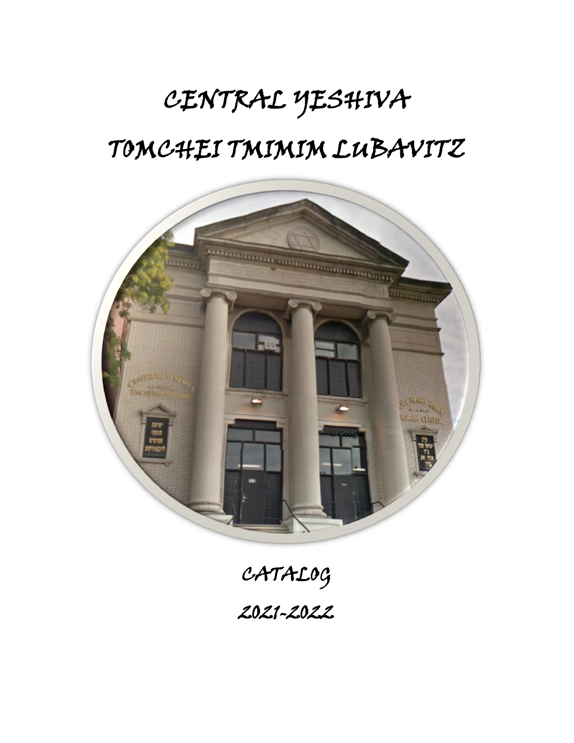# CENTRAL YESHIVA

# TOMCHEI TMIMIM LUBAVITZ

CATALOG

2021-2022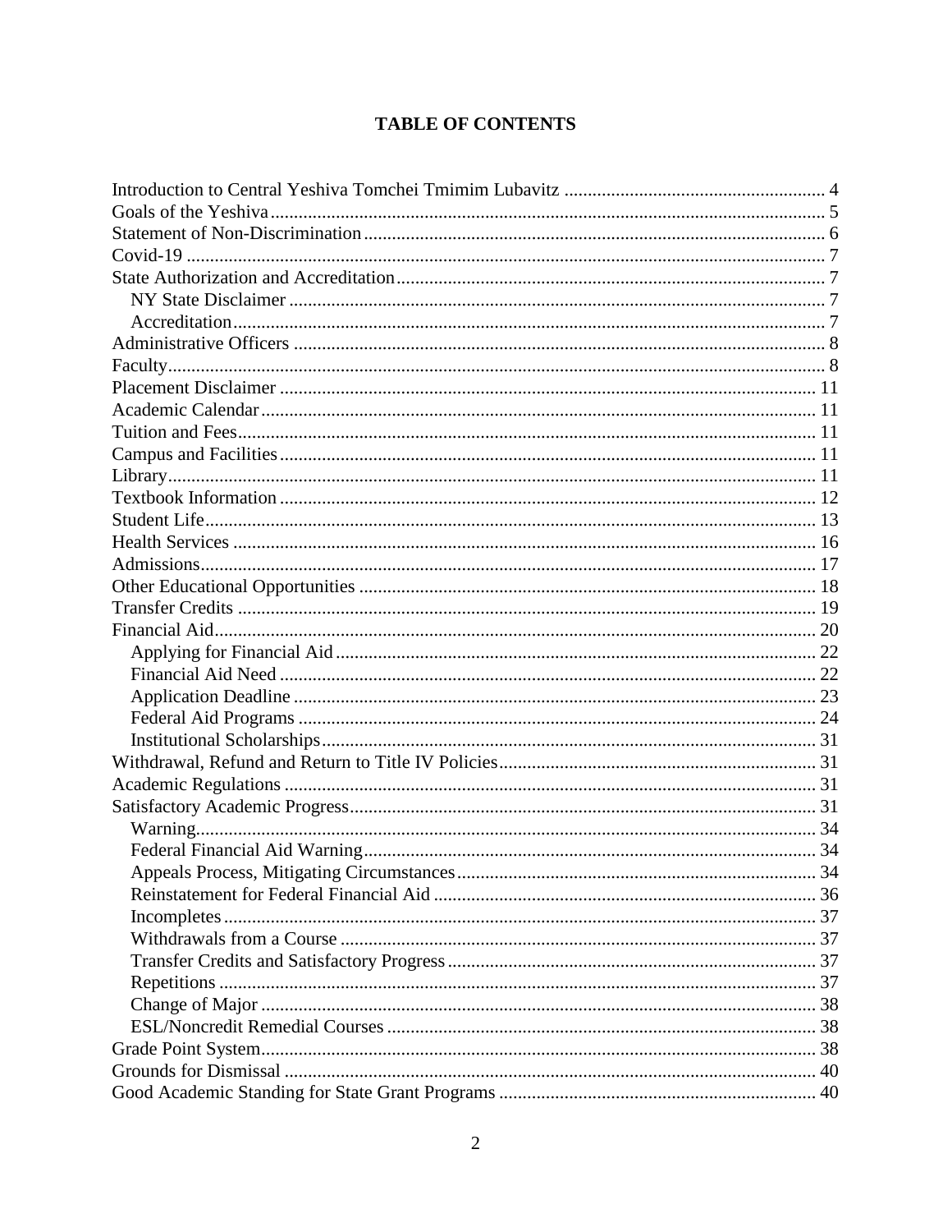# TABLE OF CONTENTS

- Introduction to Central Yeshiva Tomchei Tmimim Lubavitz ........ 4
- Goals of the Yeshiva ........ 5
- Statement of Non-Discrimination ........ 6
- Covid-19 ........ 7
- State Authorization and Accreditation ........ 7
  - NY State Disclaimer ........ 7
  - Accreditation ........ 7
- Administrative Officers ........ 8
- Faculty ........ 8
- Placement Disclaimer ........ 11
- Academic Calendar ........ 11
- Tuition and Fees ........ 11
- Campus and Facilities ........ 11
- Library ........ 11
- Textbook Information ........ 12
- Student Life ........ 13
- Health Services ........ 16
- Admissions ........ 17
- Other Educational Opportunities ........ 18
- Transfer Credits ........ 19
- Financial Aid ........ 20
  - Applying for Financial Aid ........ 22
  - Financial Aid Need ........ 22
  - Application Deadline ........ 23
  - Federal Aid Programs ........ 24
  - Institutional Scholarships ........ 31
- Withdrawal, Refund and Return to Title IV Policies ........ 31
- Academic Regulations ........ 31
- Satisfactory Academic Progress ........ 31
  - Warning ........ 34
  - Federal Financial Aid Warning ........ 34
  - Appeals Process, Mitigating Circumstances ........ 34
  - Reinstatement for Federal Financial Aid ........ 36
  - Incompletes ........ 37
  - Withdrawals from a Course ........ 37
  - Transfer Credits and Satisfactory Progress ........ 37
  - Repetitions ........ 37
  - Change of Major ........ 38
  - ESL/Noncredit Remedial Courses ........ 38
- Grade Point System ........ 38
- Grounds for Dismissal ........ 40
- Good Academic Standing for State Grant Programs ........ 40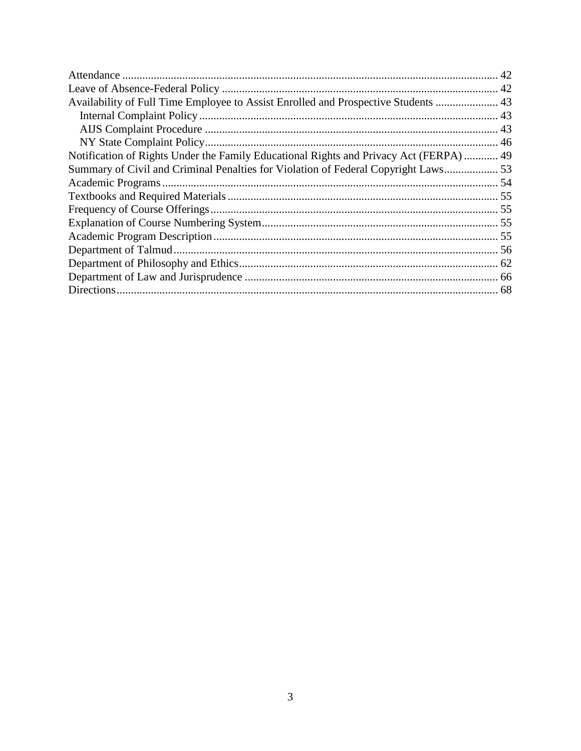Attendance ........................................................................................................................ 42
Leave of Absence-Federal Policy ................................................................................... 42
Availability of Full Time Employee to Assist Enrolled and Prospective Students ...................... 43
    Internal Complaint Policy .......................................................................................... 43
    AIJS Complaint Procedure ........................................................................................ 43
    NY State Complaint Policy ........................................................................................ 46
Notification of Rights Under the Family Educational Rights and Privacy Act (FERPA) ............ 49
Summary of Civil and Criminal Penalties for Violation of Federal Copyright Laws.................. 53
Academic Programs ........................................................................................................ 54
Textbooks and Required Materials ................................................................................. 55
Frequency of Course Offerings ....................................................................................... 55
Explanation of Course Numbering System ..................................................................... 55
Academic Program Description ...................................................................................... 55
Department of Talmud .................................................................................................... 56
Department of Philosophy and Ethics ............................................................................. 62
Department of Law and Jurisprudence ........................................................................... 66
Directions ........................................................................................................................ 68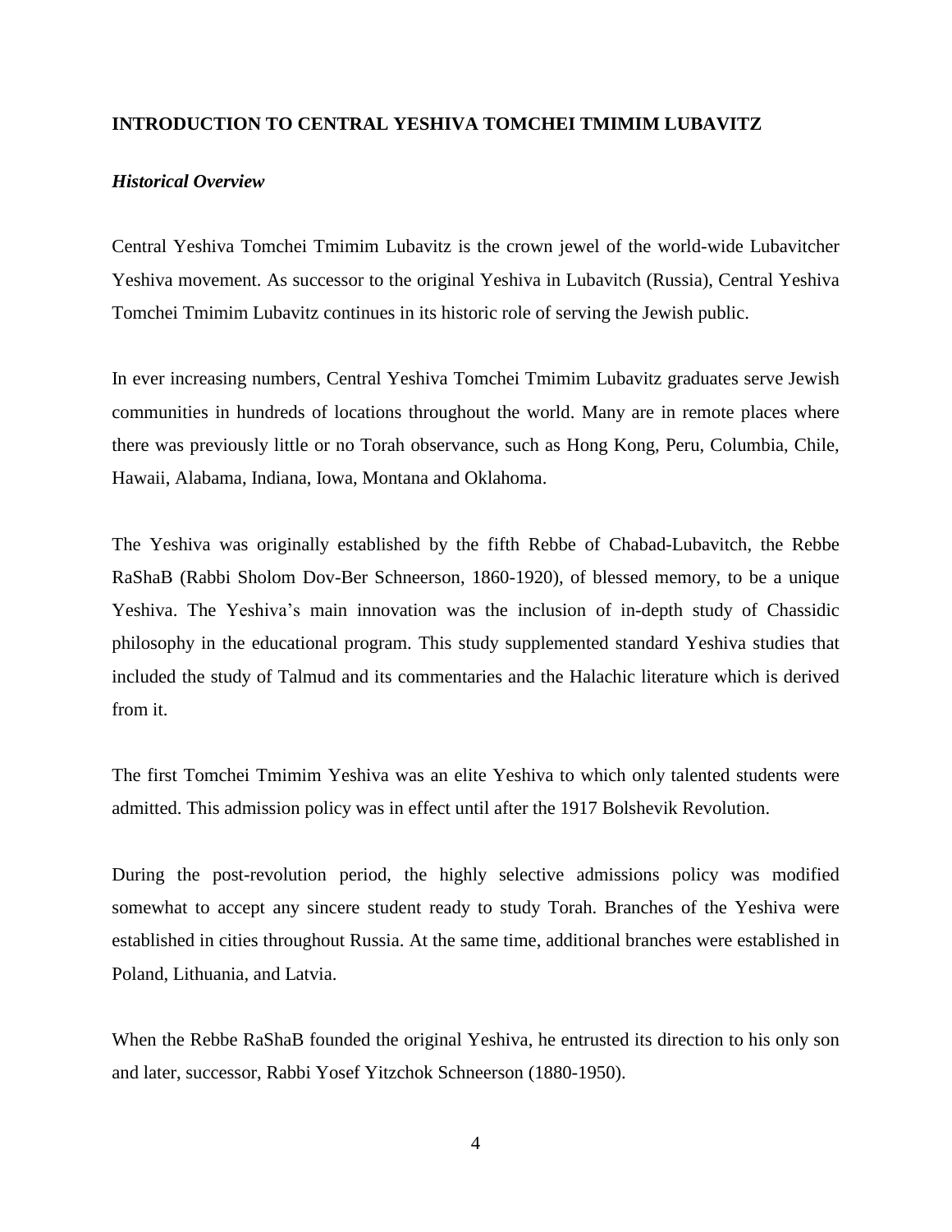**INTRODUCTION TO CENTRAL YESHIVA TOMCHEI TMIMIM LUBAVITZ**

***Historical Overview***

Central Yeshiva Tomchei Tmimim Lubavitz is the crown jewel of the world-wide Lubavitcher Yeshiva movement. As successor to the original Yeshiva in Lubavitch (Russia), Central Yeshiva Tomchei Tmimim Lubavitz continues in its historic role of serving the Jewish public.

In ever increasing numbers, Central Yeshiva Tomchei Tmimim Lubavitz graduates serve Jewish communities in hundreds of locations throughout the world. Many are in remote places where there was previously little or no Torah observance, such as Hong Kong, Peru, Columbia, Chile, Hawaii, Alabama, Indiana, Iowa, Montana and Oklahoma.

The Yeshiva was originally established by the fifth Rebbe of Chabad-Lubavitch, the Rebbe RaShaB (Rabbi Sholom Dov-Ber Schneerson, 1860-1920), of blessed memory, to be a unique Yeshiva. The Yeshiva's main innovation was the inclusion of in-depth study of Chassidic philosophy in the educational program. This study supplemented standard Yeshiva studies that included the study of Talmud and its commentaries and the Halachic literature which is derived from it.

The first Tomchei Tmimim Yeshiva was an elite Yeshiva to which only talented students were admitted. This admission policy was in effect until after the 1917 Bolshevik Revolution.

During the post-revolution period, the highly selective admissions policy was modified somewhat to accept any sincere student ready to study Torah. Branches of the Yeshiva were established in cities throughout Russia. At the same time, additional branches were established in Poland, Lithuania, and Latvia.

When the Rebbe RaShaB founded the original Yeshiva, he entrusted its direction to his only son and later, successor, Rabbi Yosef Yitzchok Schneerson (1880-1950).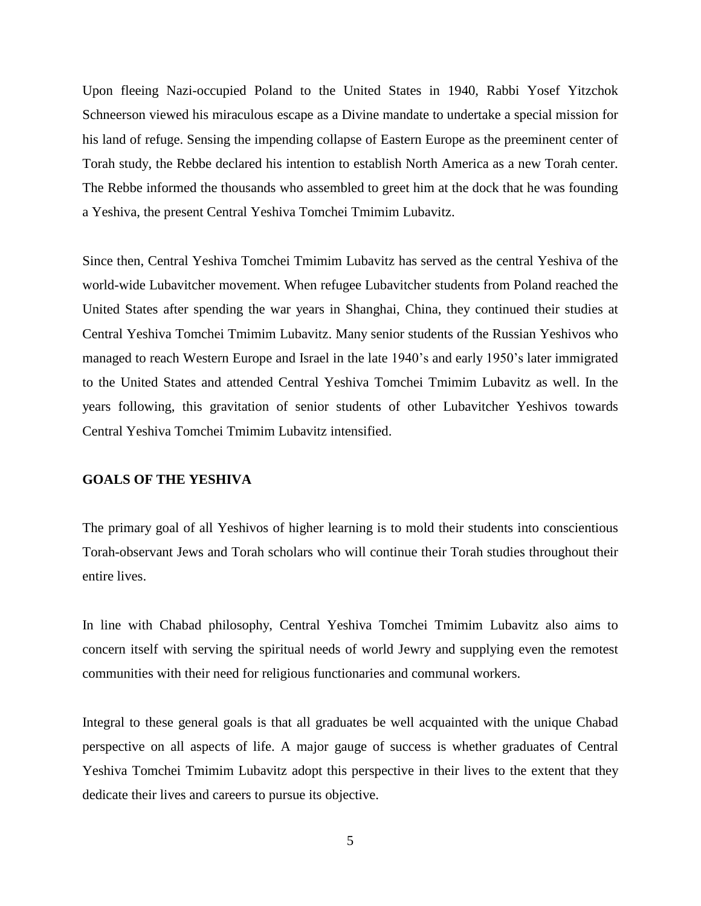Upon fleeing Nazi-occupied Poland to the United States in 1940, Rabbi Yosef Yitzchok Schneerson viewed his miraculous escape as a Divine mandate to undertake a special mission for his land of refuge. Sensing the impending collapse of Eastern Europe as the preeminent center of Torah study, the Rebbe declared his intention to establish North America as a new Torah center. The Rebbe informed the thousands who assembled to greet him at the dock that he was founding a Yeshiva, the present Central Yeshiva Tomchei Tmimim Lubavitz.

Since then, Central Yeshiva Tomchei Tmimim Lubavitz has served as the central Yeshiva of the world-wide Lubavitcher movement. When refugee Lubavitcher students from Poland reached the United States after spending the war years in Shanghai, China, they continued their studies at Central Yeshiva Tomchei Tmimim Lubavitz. Many senior students of the Russian Yeshivos who managed to reach Western Europe and Israel in the late 1940's and early 1950's later immigrated to the United States and attended Central Yeshiva Tomchei Tmimim Lubavitz as well. In the years following, this gravitation of senior students of other Lubavitcher Yeshivos towards Central Yeshiva Tomchei Tmimim Lubavitz intensified.

## GOALS OF THE YESHIVA

The primary goal of all Yeshivos of higher learning is to mold their students into conscientious Torah-observant Jews and Torah scholars who will continue their Torah studies throughout their entire lives.

In line with Chabad philosophy, Central Yeshiva Tomchei Tmimim Lubavitz also aims to concern itself with serving the spiritual needs of world Jewry and supplying even the remotest communities with their need for religious functionaries and communal workers.

Integral to these general goals is that all graduates be well acquainted with the unique Chabad perspective on all aspects of life. A major gauge of success is whether graduates of Central Yeshiva Tomchei Tmimim Lubavitz adopt this perspective in their lives to the extent that they dedicate their lives and careers to pursue its objective.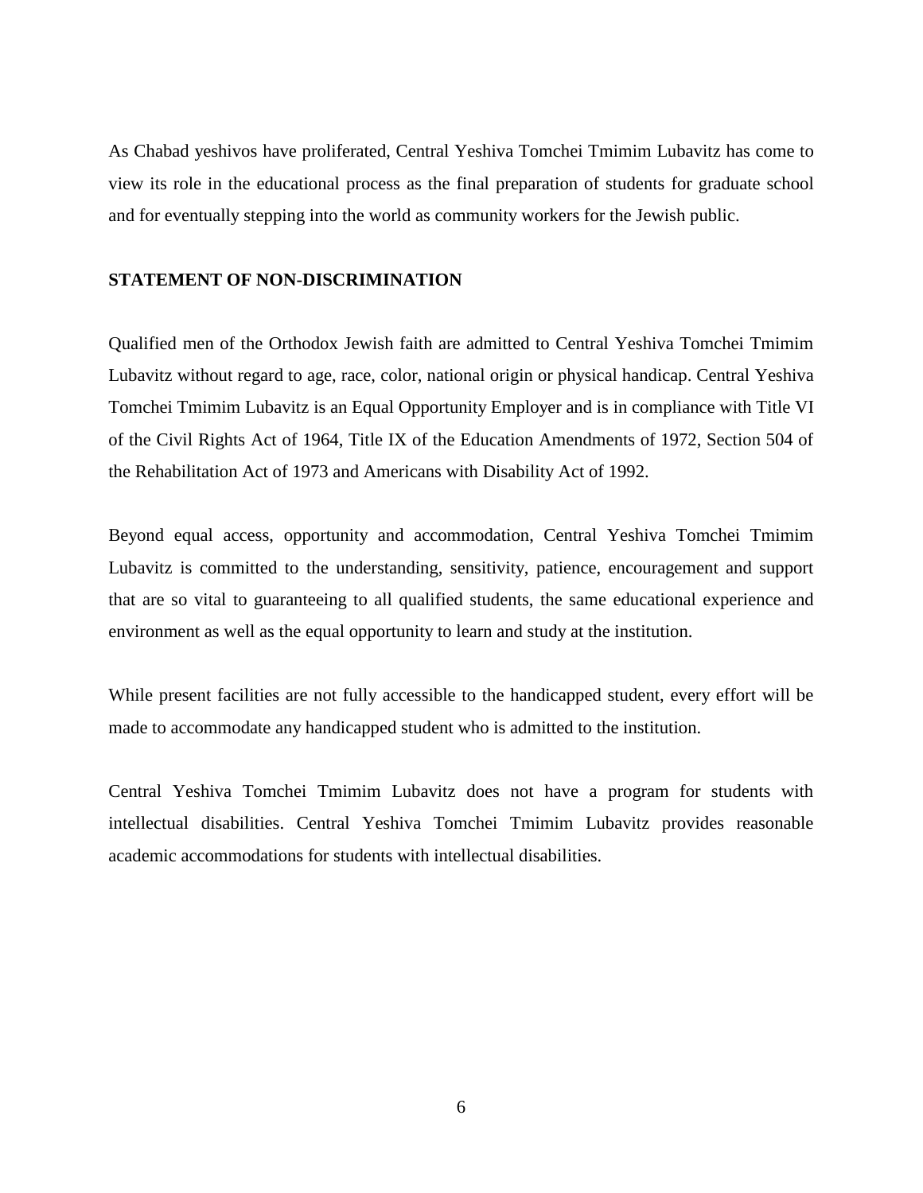As Chabad yeshivos have proliferated, Central Yeshiva Tomchei Tmimim Lubavitz has come to view its role in the educational process as the final preparation of students for graduate school and for eventually stepping into the world as community workers for the Jewish public.

**STATEMENT OF NON-DISCRIMINATION**

Qualified men of the Orthodox Jewish faith are admitted to Central Yeshiva Tomchei Tmimim Lubavitz without regard to age, race, color, national origin or physical handicap. Central Yeshiva Tomchei Tmimim Lubavitz is an Equal Opportunity Employer and is in compliance with Title VI of the Civil Rights Act of 1964, Title IX of the Education Amendments of 1972, Section 504 of the Rehabilitation Act of 1973 and Americans with Disability Act of 1992.

Beyond equal access, opportunity and accommodation, Central Yeshiva Tomchei Tmimim Lubavitz is committed to the understanding, sensitivity, patience, encouragement and support that are so vital to guaranteeing to all qualified students, the same educational experience and environment as well as the equal opportunity to learn and study at the institution.

While present facilities are not fully accessible to the handicapped student, every effort will be made to accommodate any handicapped student who is admitted to the institution.

Central Yeshiva Tomchei Tmimim Lubavitz does not have a program for students with intellectual disabilities. Central Yeshiva Tomchei Tmimim Lubavitz provides reasonable academic accommodations for students with intellectual disabilities.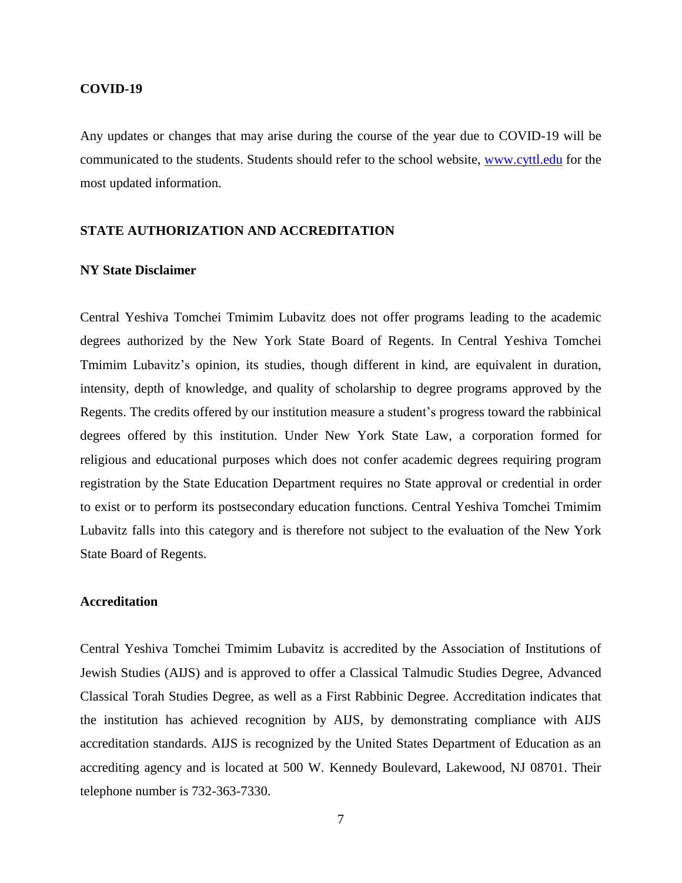## COVID-19

Any updates or changes that may arise during the course of the year due to COVID-19 will be communicated to the students. Students should refer to the school website, [www.cyttl.edu](http://www.cyttl.edu) for the most updated information.

## STATE AUTHORIZATION AND ACCREDITATION

### NY State Disclaimer

Central Yeshiva Tomchei Tmimim Lubavitz does not offer programs leading to the academic degrees authorized by the New York State Board of Regents. In Central Yeshiva Tomchei Tmimim Lubavitz's opinion, its studies, though different in kind, are equivalent in duration, intensity, depth of knowledge, and quality of scholarship to degree programs approved by the Regents. The credits offered by our institution measure a student's progress toward the rabbinical degrees offered by this institution. Under New York State Law, a corporation formed for religious and educational purposes which does not confer academic degrees requiring program registration by the State Education Department requires no State approval or credential in order to exist or to perform its postsecondary education functions. Central Yeshiva Tomchei Tmimim Lubavitz falls into this category and is therefore not subject to the evaluation of the New York State Board of Regents.

### Accreditation

Central Yeshiva Tomchei Tmimim Lubavitz is accredited by the Association of Institutions of Jewish Studies (AIJS) and is approved to offer a Classical Talmudic Studies Degree, Advanced Classical Torah Studies Degree, as well as a First Rabbinic Degree. Accreditation indicates that the institution has achieved recognition by AIJS, by demonstrating compliance with AIJS accreditation standards. AIJS is recognized by the United States Department of Education as an accrediting agency and is located at 500 W. Kennedy Boulevard, Lakewood, NJ 08701. Their telephone number is 732-363-7330.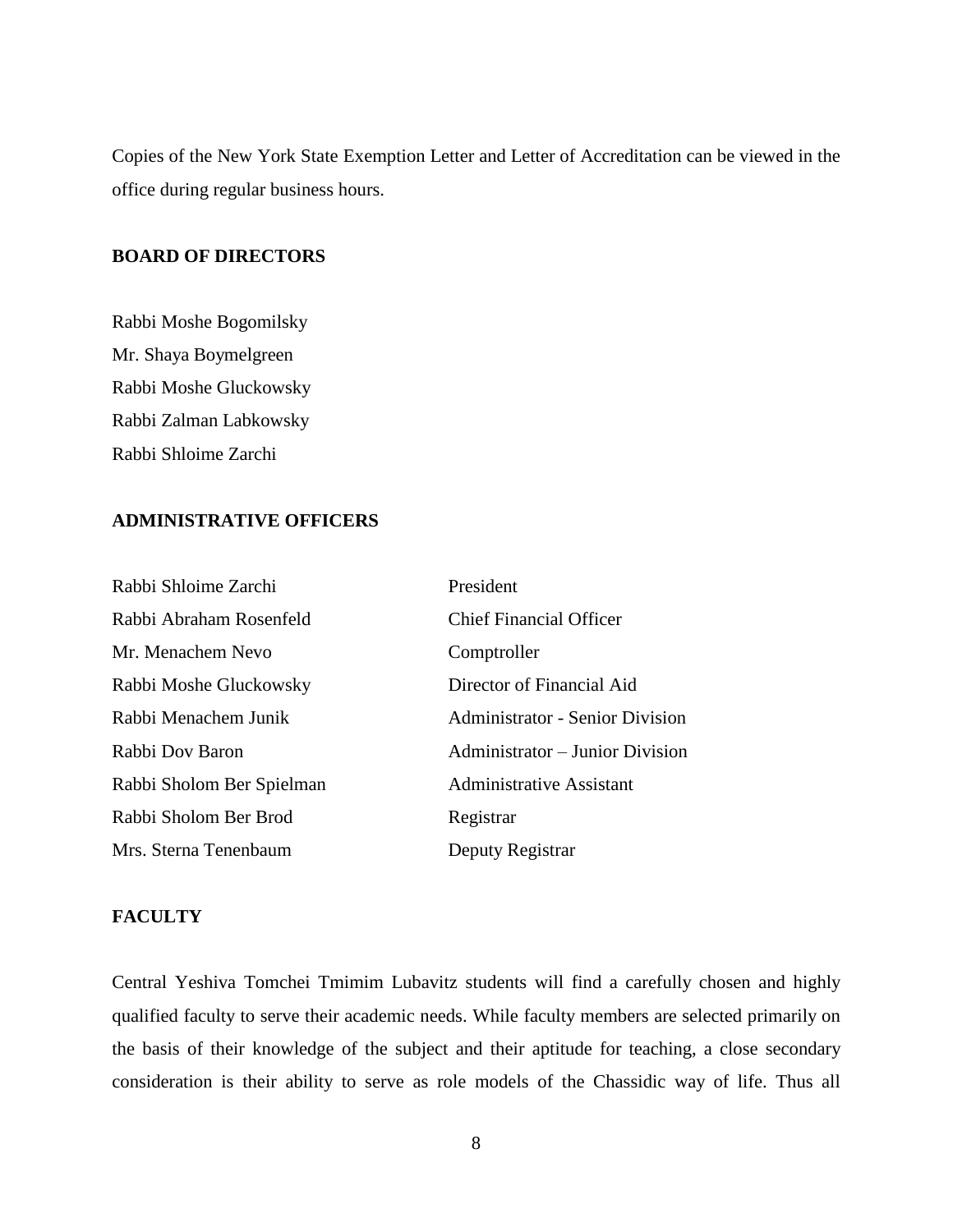Copies of the New York State Exemption Letter and Letter of Accreditation can be viewed in the office during regular business hours.

**BOARD OF DIRECTORS**

Rabbi Moshe Bogomilsky
Mr. Shaya Boymelgreen
Rabbi Moshe Gluckowsky
Rabbi Zalman Labkowsky
Rabbi Shloime Zarchi

**ADMINISTRATIVE OFFICERS**

| | |
|---|---|
| Rabbi Shloime Zarchi | President |
| Rabbi Abraham Rosenfeld | Chief Financial Officer |
| Mr. Menachem Nevo | Comptroller |
| Rabbi Moshe Gluckowsky | Director of Financial Aid |
| Rabbi Menachem Junik | Administrator - Senior Division |
| Rabbi Dov Baron | Administrator – Junior Division |
| Rabbi Sholom Ber Spielman | Administrative Assistant |
| Rabbi Sholom Ber Brod | Registrar |
| Mrs. Sterna Tenenbaum | Deputy Registrar |

**FACULTY**

Central Yeshiva Tomchei Tmimim Lubavitz students will find a carefully chosen and highly qualified faculty to serve their academic needs. While faculty members are selected primarily on the basis of their knowledge of the subject and their aptitude for teaching, a close secondary consideration is their ability to serve as role models of the Chassidic way of life. Thus all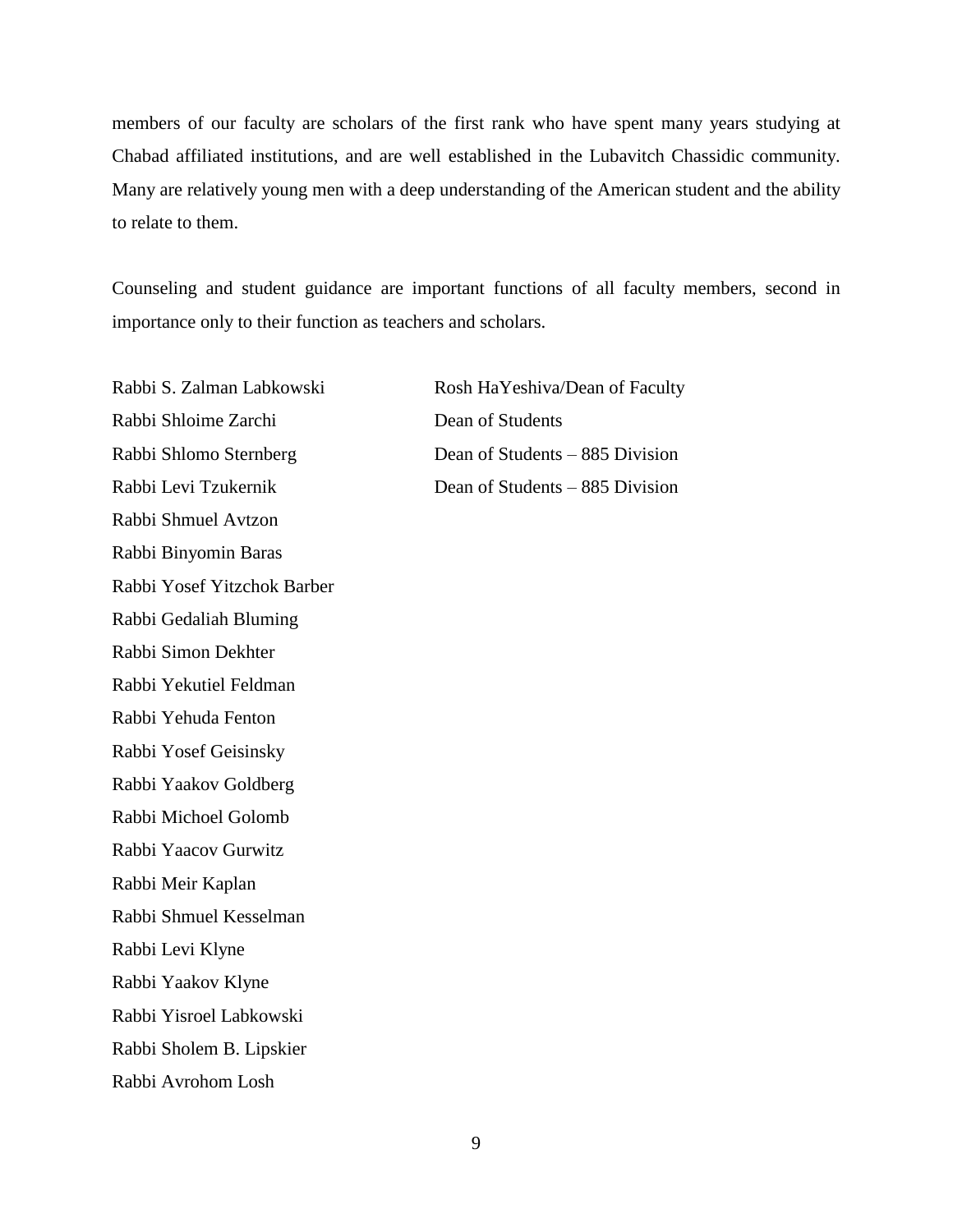members of our faculty are scholars of the first rank who have spent many years studying at Chabad affiliated institutions, and are well established in the Lubavitch Chassidic community. Many are relatively young men with a deep understanding of the American student and the ability to relate to them.

Counseling and student guidance are important functions of all faculty members, second in importance only to their function as teachers and scholars.

| | |
|---|---|
| Rabbi S. Zalman Labkowski | Rosh HaYeshiva/Dean of Faculty |
| Rabbi Shloime Zarchi | Dean of Students |
| Rabbi Shlomo Sternberg | Dean of Students – 885 Division |
| Rabbi Levi Tzukernik | Dean of Students – 885 Division |
| Rabbi Shmuel Avtzon | |
| Rabbi Binyomin Baras | |
| Rabbi Yosef Yitzchok Barber | |
| Rabbi Gedaliah Bluming | |
| Rabbi Simon Dekhter | |
| Rabbi Yekutiel Feldman | |
| Rabbi Yehuda Fenton | |
| Rabbi Yosef Geisinsky | |
| Rabbi Yaakov Goldberg | |
| Rabbi Michoel Golomb | |
| Rabbi Yaacov Gurwitz | |
| Rabbi Meir Kaplan | |
| Rabbi Shmuel Kesselman | |
| Rabbi Levi Klyne | |
| Rabbi Yaakov Klyne | |
| Rabbi Yisroel Labkowski | |
| Rabbi Sholem B. Lipskier | |
| Rabbi Avrohom Losh | |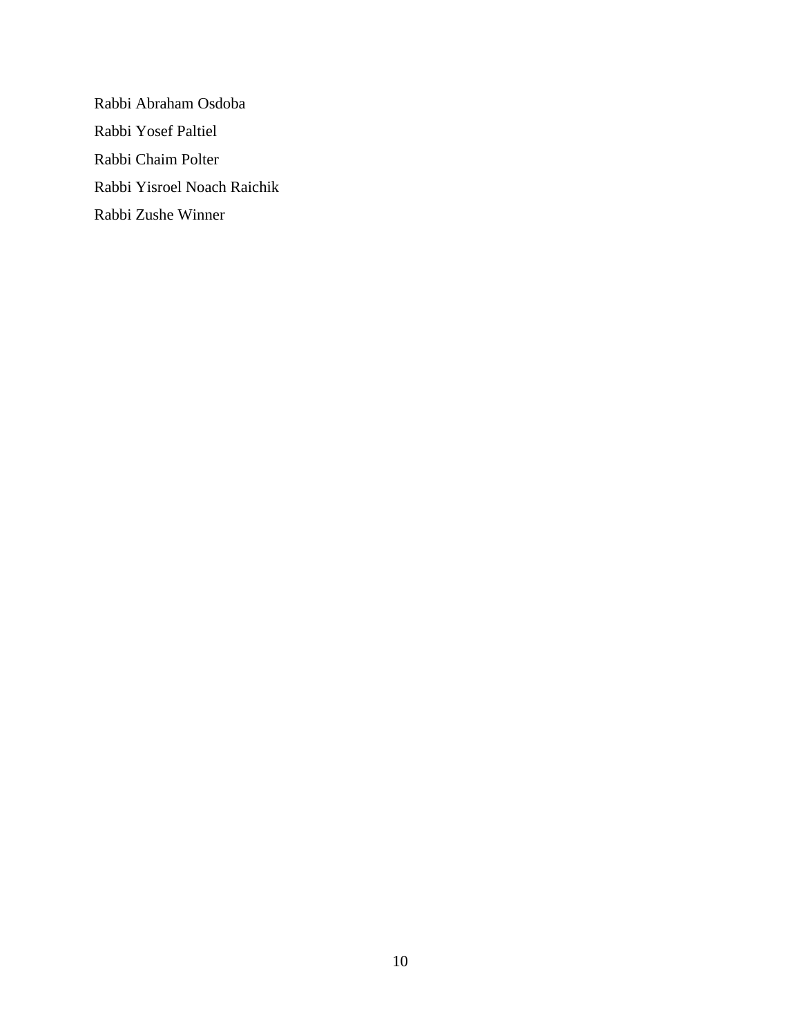Rabbi Abraham Osdoba

Rabbi Yosef Paltiel

Rabbi Chaim Polter

Rabbi Yisroel Noach Raichik

Rabbi Zushe Winner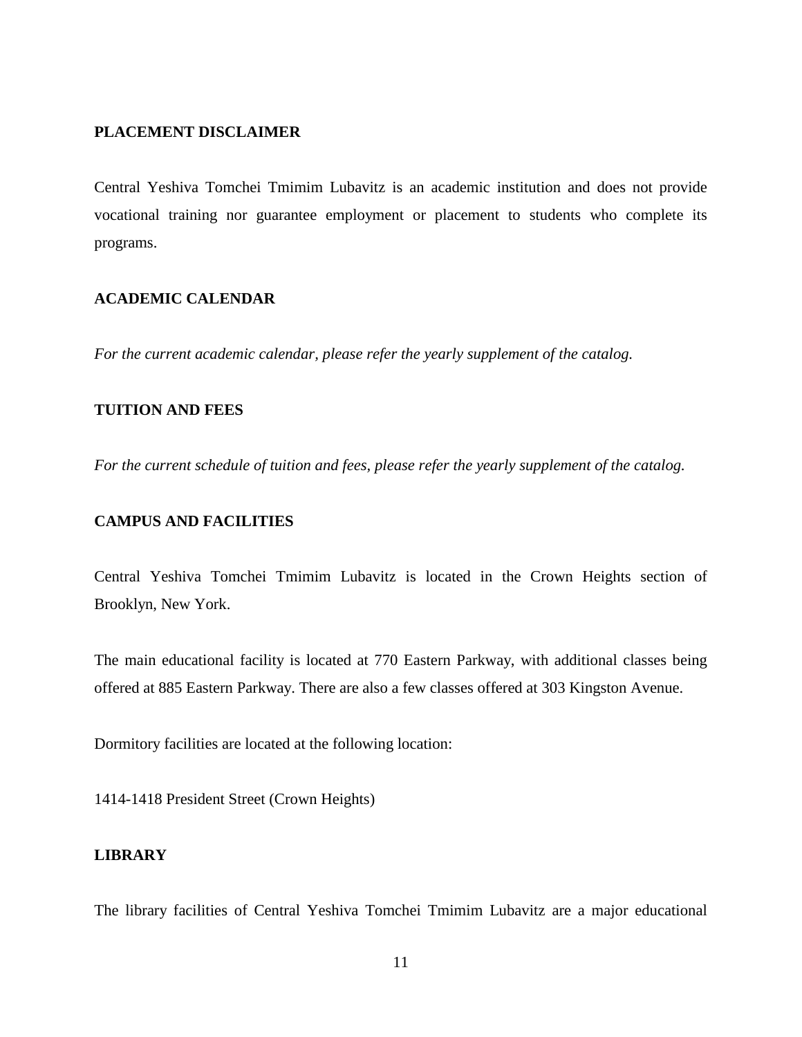## PLACEMENT DISCLAIMER

Central Yeshiva Tomchei Tmimim Lubavitz is an academic institution and does not provide vocational training nor guarantee employment or placement to students who complete its programs.

## ACADEMIC CALENDAR

*For the current academic calendar, please refer the yearly supplement of the catalog.*

## TUITION AND FEES

*For the current schedule of tuition and fees, please refer the yearly supplement of the catalog.*

## CAMPUS AND FACILITIES

Central Yeshiva Tomchei Tmimim Lubavitz is located in the Crown Heights section of Brooklyn, New York.

The main educational facility is located at 770 Eastern Parkway, with additional classes being offered at 885 Eastern Parkway. There are also a few classes offered at 303 Kingston Avenue.

Dormitory facilities are located at the following location:

1414-1418 President Street (Crown Heights)

## LIBRARY

The library facilities of Central Yeshiva Tomchei Tmimim Lubavitz are a major educational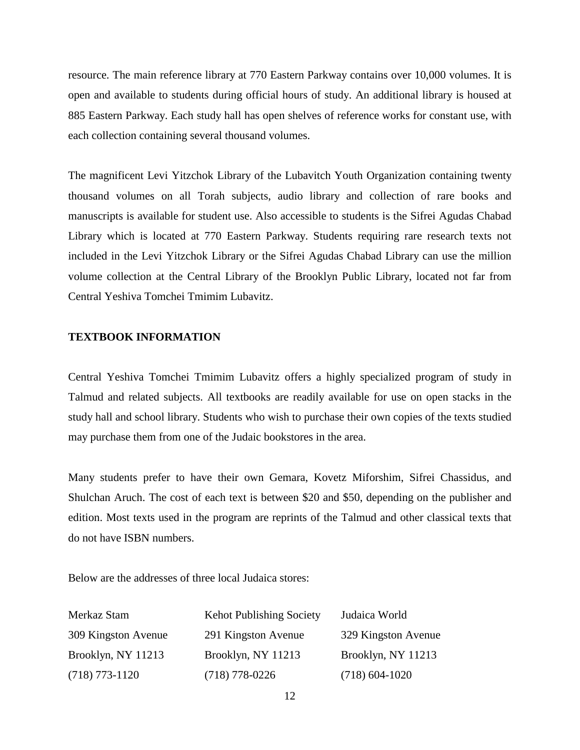resource. The main reference library at 770 Eastern Parkway contains over 10,000 volumes. It is open and available to students during official hours of study. An additional library is housed at 885 Eastern Parkway. Each study hall has open shelves of reference works for constant use, with each collection containing several thousand volumes.

The magnificent Levi Yitzchok Library of the Lubavitch Youth Organization containing twenty thousand volumes on all Torah subjects, audio library and collection of rare books and manuscripts is available for student use. Also accessible to students is the Sifrei Agudas Chabad Library which is located at 770 Eastern Parkway. Students requiring rare research texts not included in the Levi Yitzchok Library or the Sifrei Agudas Chabad Library can use the million volume collection at the Central Library of the Brooklyn Public Library, located not far from Central Yeshiva Tomchei Tmimim Lubavitz.

**TEXTBOOK INFORMATION**

Central Yeshiva Tomchei Tmimim Lubavitz offers a highly specialized program of study in Talmud and related subjects. All textbooks are readily available for use on open stacks in the study hall and school library. Students who wish to purchase their own copies of the texts studied may purchase them from one of the Judaic bookstores in the area.

Many students prefer to have their own Gemara, Kovetz Miforshim, Sifrei Chassidus, and Shulchan Aruch. The cost of each text is between $20 and $50, depending on the publisher and edition. Most texts used in the program are reprints of the Talmud and other classical texts that do not have ISBN numbers.

Below are the addresses of three local Judaica stores:

| Merkaz Stam | Kehot Publishing Society | Judaica World |
|---|---|---|
| 309 Kingston Avenue | 291 Kingston Avenue | 329 Kingston Avenue |
| Brooklyn, NY 11213 | Brooklyn, NY 11213 | Brooklyn, NY 11213 |
| (718) 773-1120 | (718) 778-0226 | (718) 604-1020 |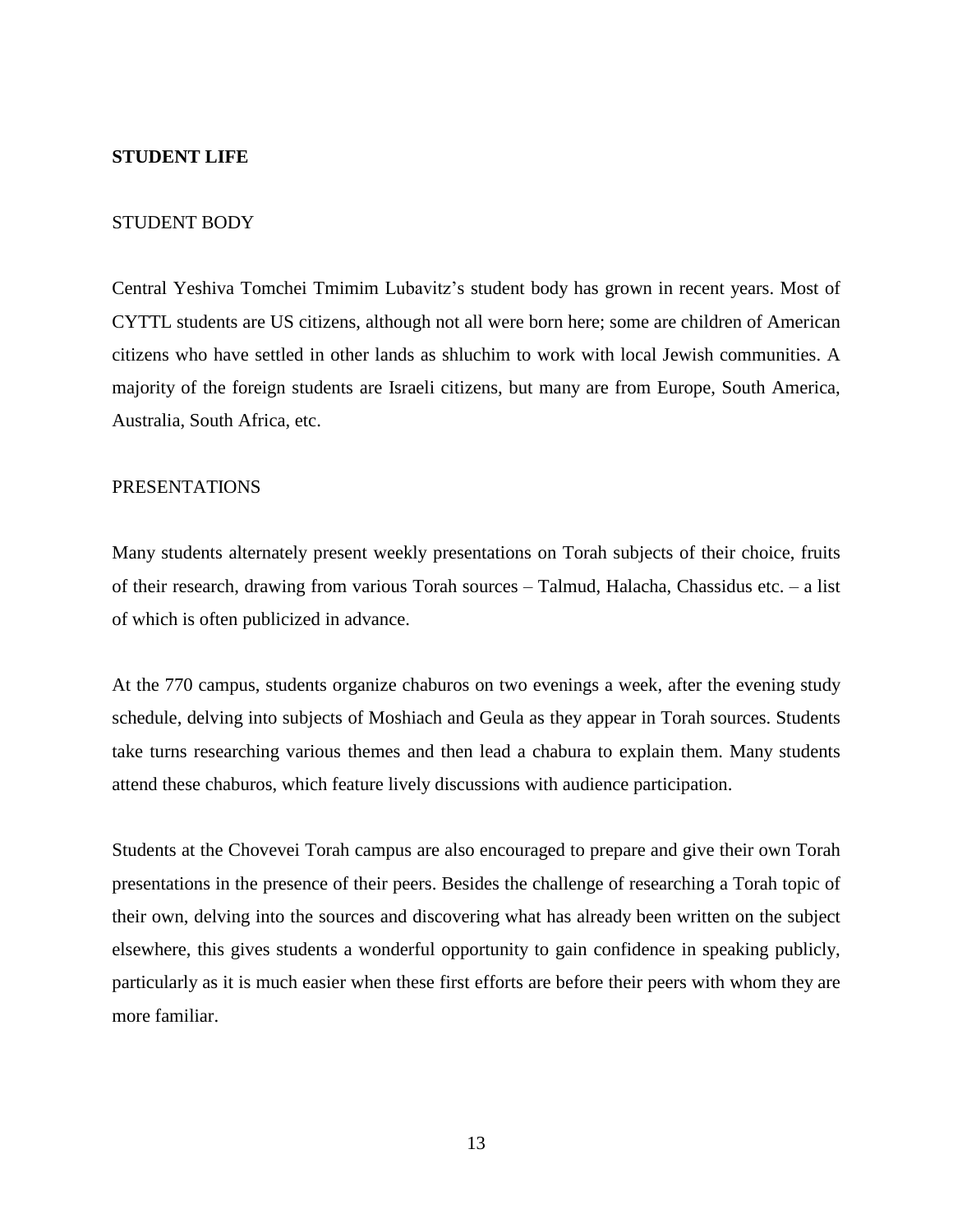**STUDENT LIFE**

STUDENT BODY

Central Yeshiva Tomchei Tmimim Lubavitz's student body has grown in recent years. Most of CYTTL students are US citizens, although not all were born here; some are children of American citizens who have settled in other lands as shluchim to work with local Jewish communities. A majority of the foreign students are Israeli citizens, but many are from Europe, South America, Australia, South Africa, etc.

PRESENTATIONS

Many students alternately present weekly presentations on Torah subjects of their choice, fruits of their research, drawing from various Torah sources – Talmud, Halacha, Chassidus etc. – a list of which is often publicized in advance.

At the 770 campus, students organize chaburos on two evenings a week, after the evening study schedule, delving into subjects of Moshiach and Geula as they appear in Torah sources. Students take turns researching various themes and then lead a chabura to explain them. Many students attend these chaburos, which feature lively discussions with audience participation.

Students at the Chovevei Torah campus are also encouraged to prepare and give their own Torah presentations in the presence of their peers. Besides the challenge of researching a Torah topic of their own, delving into the sources and discovering what has already been written on the subject elsewhere, this gives students a wonderful opportunity to gain confidence in speaking publicly, particularly as it is much easier when these first efforts are before their peers with whom they are more familiar.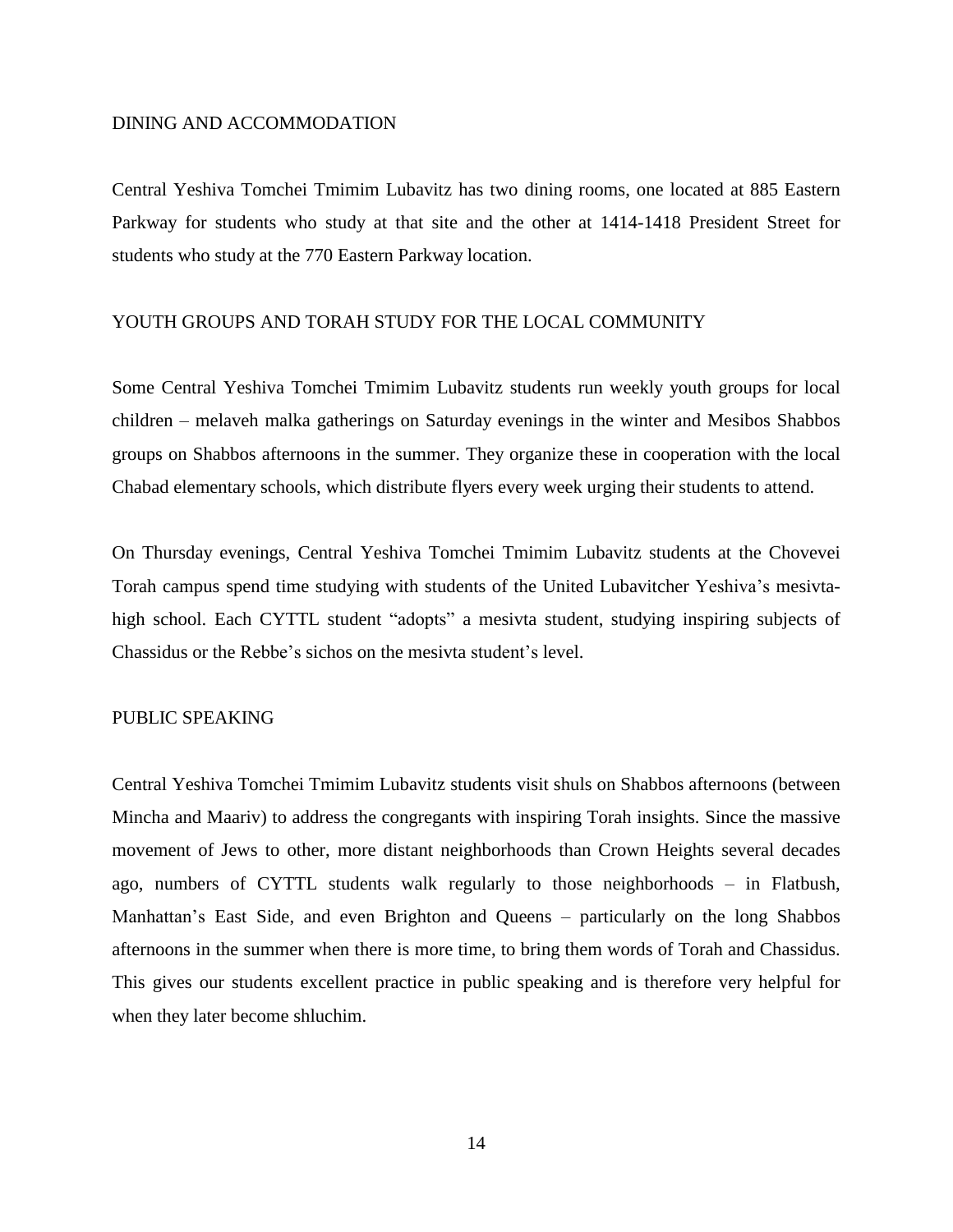## DINING AND ACCOMMODATION

Central Yeshiva Tomchei Tmimim Lubavitz has two dining rooms, one located at 885 Eastern Parkway for students who study at that site and the other at 1414-1418 President Street for students who study at the 770 Eastern Parkway location.

## YOUTH GROUPS AND TORAH STUDY FOR THE LOCAL COMMUNITY

Some Central Yeshiva Tomchei Tmimim Lubavitz students run weekly youth groups for local children – melaveh malka gatherings on Saturday evenings in the winter and Mesibos Shabbos groups on Shabbos afternoons in the summer. They organize these in cooperation with the local Chabad elementary schools, which distribute flyers every week urging their students to attend.

On Thursday evenings, Central Yeshiva Tomchei Tmimim Lubavitz students at the Chovevei Torah campus spend time studying with students of the United Lubavitcher Yeshiva's mesivta-high school. Each CYTTL student "adopts" a mesivta student, studying inspiring subjects of Chassidus or the Rebbe's sichos on the mesivta student's level.

## PUBLIC SPEAKING

Central Yeshiva Tomchei Tmimim Lubavitz students visit shuls on Shabbos afternoons (between Mincha and Maariv) to address the congregants with inspiring Torah insights. Since the massive movement of Jews to other, more distant neighborhoods than Crown Heights several decades ago, numbers of CYTTL students walk regularly to those neighborhoods – in Flatbush, Manhattan's East Side, and even Brighton and Queens – particularly on the long Shabbos afternoons in the summer when there is more time, to bring them words of Torah and Chassidus. This gives our students excellent practice in public speaking and is therefore very helpful for when they later become shluchim.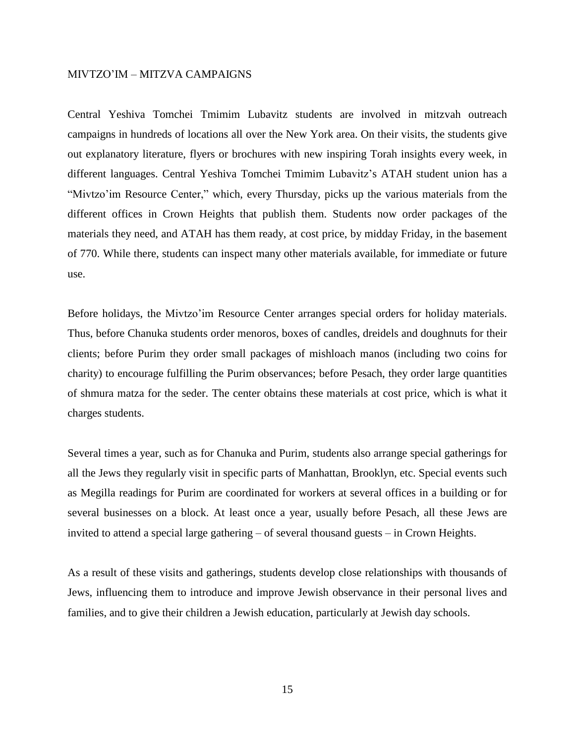## MIVTZO'IM – MITZVA CAMPAIGNS

Central Yeshiva Tomchei Tmimim Lubavitz students are involved in mitzvah outreach campaigns in hundreds of locations all over the New York area. On their visits, the students give out explanatory literature, flyers or brochures with new inspiring Torah insights every week, in different languages. Central Yeshiva Tomchei Tmimim Lubavitz's ATAH student union has a "Mivtzo'im Resource Center," which, every Thursday, picks up the various materials from the different offices in Crown Heights that publish them. Students now order packages of the materials they need, and ATAH has them ready, at cost price, by midday Friday, in the basement of 770. While there, students can inspect many other materials available, for immediate or future use.

Before holidays, the Mivtzo'im Resource Center arranges special orders for holiday materials. Thus, before Chanuka students order menoros, boxes of candles, dreidels and doughnuts for their clients; before Purim they order small packages of mishloach manos (including two coins for charity) to encourage fulfilling the Purim observances; before Pesach, they order large quantities of shmura matza for the seder. The center obtains these materials at cost price, which is what it charges students.

Several times a year, such as for Chanuka and Purim, students also arrange special gatherings for all the Jews they regularly visit in specific parts of Manhattan, Brooklyn, etc. Special events such as Megilla readings for Purim are coordinated for workers at several offices in a building or for several businesses on a block. At least once a year, usually before Pesach, all these Jews are invited to attend a special large gathering – of several thousand guests – in Crown Heights.

As a result of these visits and gatherings, students develop close relationships with thousands of Jews, influencing them to introduce and improve Jewish observance in their personal lives and families, and to give their children a Jewish education, particularly at Jewish day schools.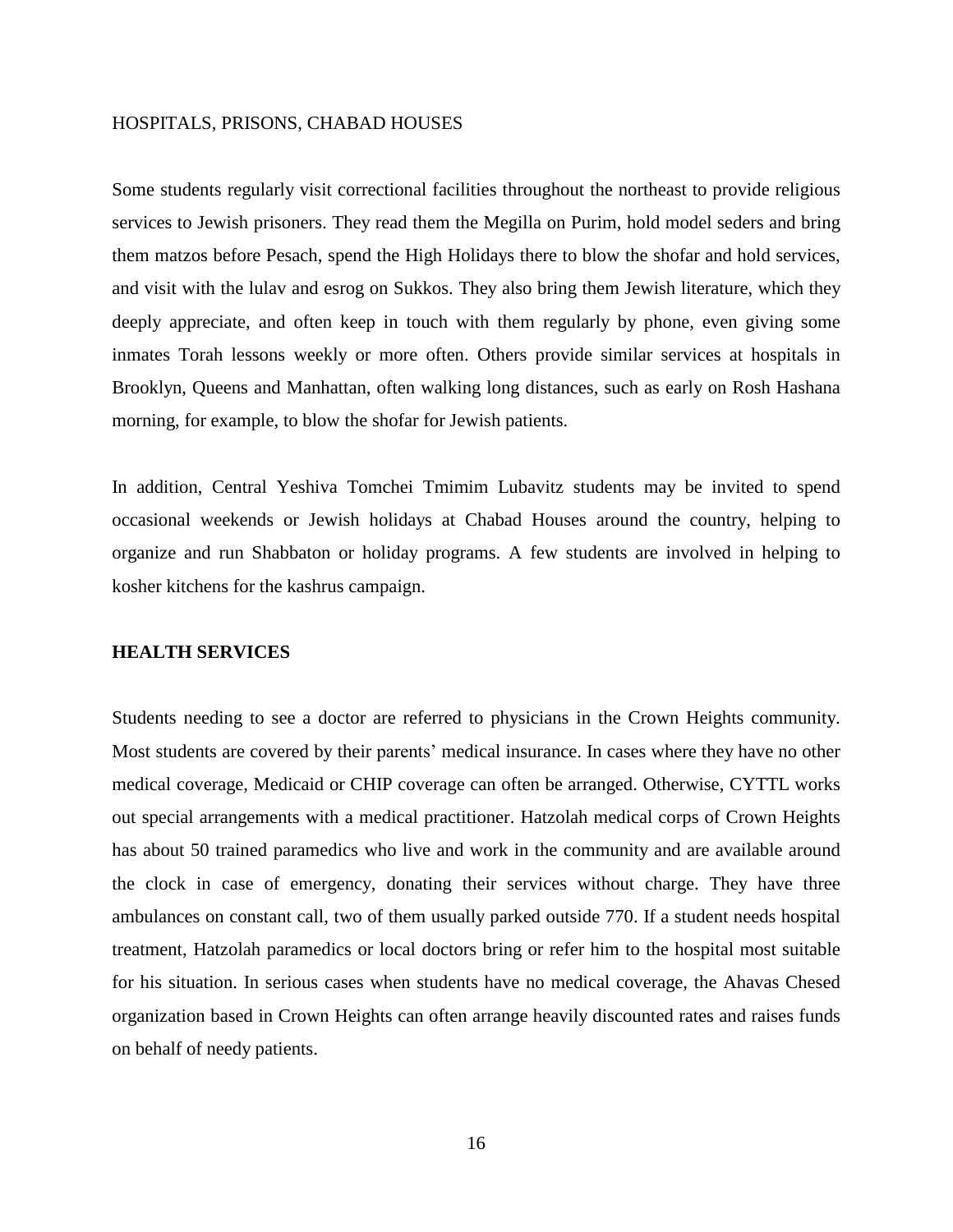HOSPITALS, PRISONS, CHABAD HOUSES

Some students regularly visit correctional facilities throughout the northeast to provide religious services to Jewish prisoners. They read them the Megilla on Purim, hold model seders and bring them matzos before Pesach, spend the High Holidays there to blow the shofar and hold services, and visit with the lulav and esrog on Sukkos. They also bring them Jewish literature, which they deeply appreciate, and often keep in touch with them regularly by phone, even giving some inmates Torah lessons weekly or more often. Others provide similar services at hospitals in Brooklyn, Queens and Manhattan, often walking long distances, such as early on Rosh Hashana morning, for example, to blow the shofar for Jewish patients.

In addition, Central Yeshiva Tomchei Tmimim Lubavitz students may be invited to spend occasional weekends or Jewish holidays at Chabad Houses around the country, helping to organize and run Shabbaton or holiday programs. A few students are involved in helping to kosher kitchens for the kashrus campaign.

**HEALTH SERVICES**

Students needing to see a doctor are referred to physicians in the Crown Heights community. Most students are covered by their parents' medical insurance. In cases where they have no other medical coverage, Medicaid or CHIP coverage can often be arranged. Otherwise, CYTTL works out special arrangements with a medical practitioner. Hatzolah medical corps of Crown Heights has about 50 trained paramedics who live and work in the community and are available around the clock in case of emergency, donating their services without charge. They have three ambulances on constant call, two of them usually parked outside 770. If a student needs hospital treatment, Hatzolah paramedics or local doctors bring or refer him to the hospital most suitable for his situation. In serious cases when students have no medical coverage, the Ahavas Chesed organization based in Crown Heights can often arrange heavily discounted rates and raises funds on behalf of needy patients.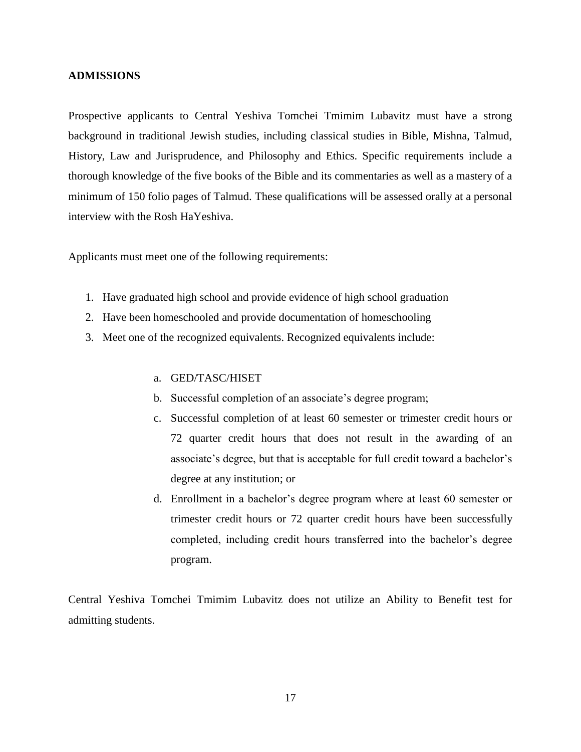## ADMISSIONS

Prospective applicants to Central Yeshiva Tomchei Tmimim Lubavitz must have a strong background in traditional Jewish studies, including classical studies in Bible, Mishna, Talmud, History, Law and Jurisprudence, and Philosophy and Ethics. Specific requirements include a thorough knowledge of the five books of the Bible and its commentaries as well as a mastery of a minimum of 150 folio pages of Talmud. These qualifications will be assessed orally at a personal interview with the Rosh HaYeshiva.

Applicants must meet one of the following requirements:

1. Have graduated high school and provide evidence of high school graduation
2. Have been homeschooled and provide documentation of homeschooling
3. Meet one of the recognized equivalents. Recognized equivalents include:

    a. GED/TASC/HISET
    
    b. Successful completion of an associate's degree program;
    
    c. Successful completion of at least 60 semester or trimester credit hours or 72 quarter credit hours that does not result in the awarding of an associate's degree, but that is acceptable for full credit toward a bachelor's degree at any institution; or
    
    d. Enrollment in a bachelor's degree program where at least 60 semester or trimester credit hours or 72 quarter credit hours have been successfully completed, including credit hours transferred into the bachelor's degree program.

Central Yeshiva Tomchei Tmimim Lubavitz does not utilize an Ability to Benefit test for admitting students.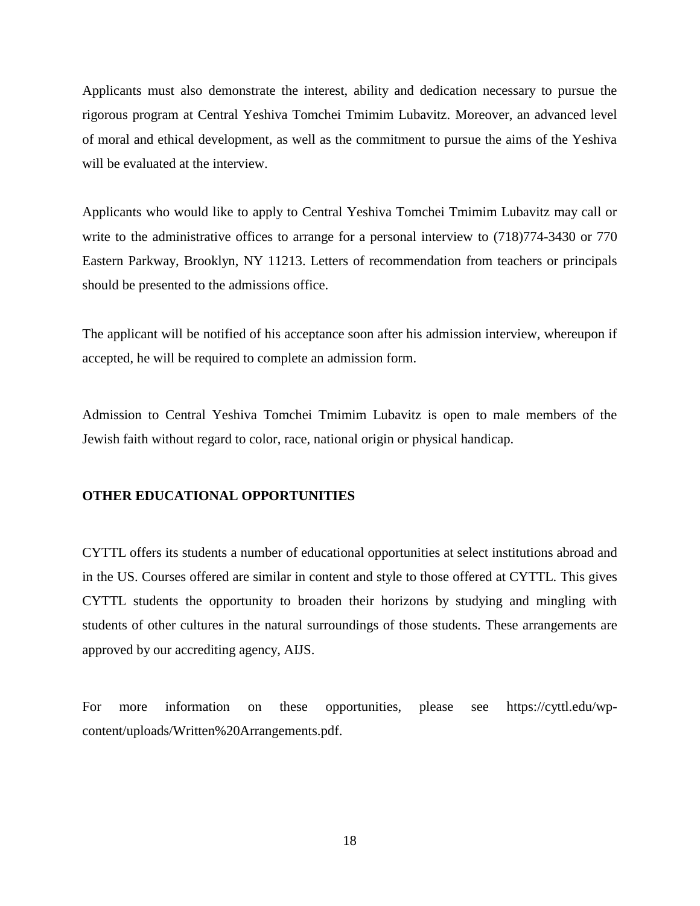Applicants must also demonstrate the interest, ability and dedication necessary to pursue the rigorous program at Central Yeshiva Tomchei Tmimim Lubavitz. Moreover, an advanced level of moral and ethical development, as well as the commitment to pursue the aims of the Yeshiva will be evaluated at the interview.

Applicants who would like to apply to Central Yeshiva Tomchei Tmimim Lubavitz may call or write to the administrative offices to arrange for a personal interview to (718)774-3430 or 770 Eastern Parkway, Brooklyn, NY 11213. Letters of recommendation from teachers or principals should be presented to the admissions office.

The applicant will be notified of his acceptance soon after his admission interview, whereupon if accepted, he will be required to complete an admission form.

Admission to Central Yeshiva Tomchei Tmimim Lubavitz is open to male members of the Jewish faith without regard to color, race, national origin or physical handicap.

**OTHER EDUCATIONAL OPPORTUNITIES**

CYTTL offers its students a number of educational opportunities at select institutions abroad and in the US. Courses offered are similar in content and style to those offered at CYTTL. This gives CYTTL students the opportunity to broaden their horizons by studying and mingling with students of other cultures in the natural surroundings of those students. These arrangements are approved by our accrediting agency, AIJS.

For more information on these opportunities, please see https://cyttl.edu/wp-content/uploads/Written%20Arrangements.pdf.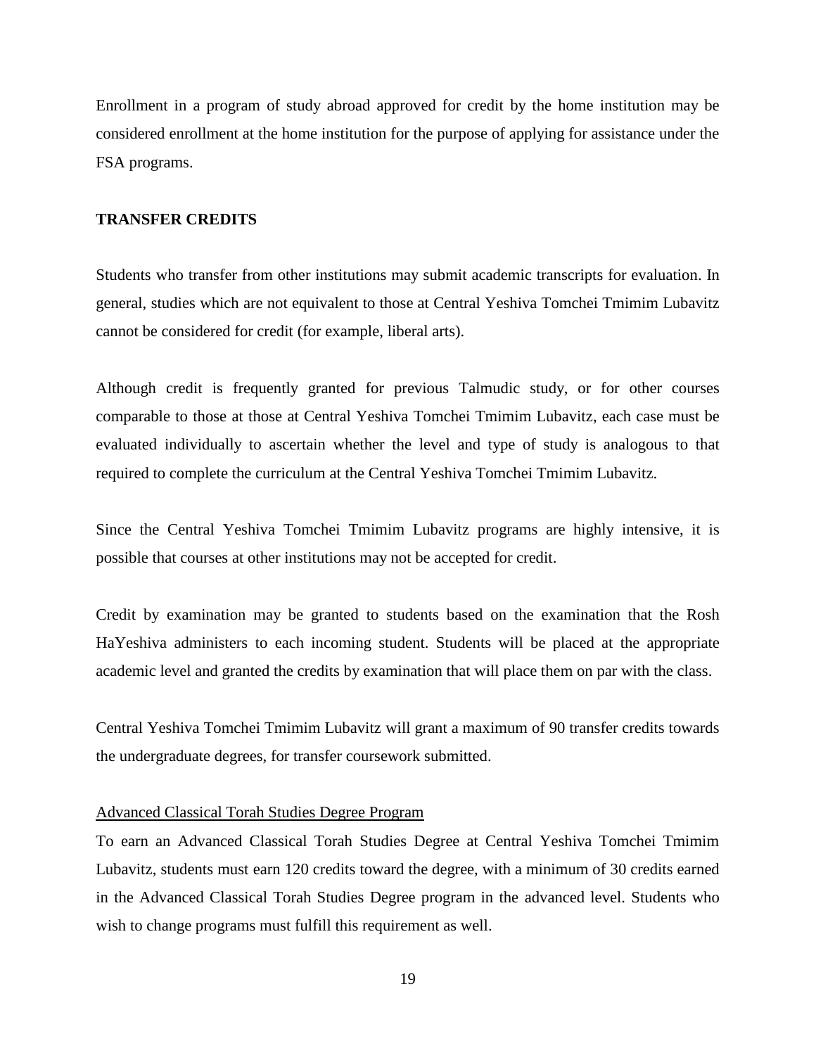Enrollment in a program of study abroad approved for credit by the home institution may be considered enrollment at the home institution for the purpose of applying for assistance under the FSA programs.

## TRANSFER CREDITS

Students who transfer from other institutions may submit academic transcripts for evaluation. In general, studies which are not equivalent to those at Central Yeshiva Tomchei Tmimim Lubavitz cannot be considered for credit (for example, liberal arts).

Although credit is frequently granted for previous Talmudic study, or for other courses comparable to those at those at Central Yeshiva Tomchei Tmimim Lubavitz, each case must be evaluated individually to ascertain whether the level and type of study is analogous to that required to complete the curriculum at the Central Yeshiva Tomchei Tmimim Lubavitz.

Since the Central Yeshiva Tomchei Tmimim Lubavitz programs are highly intensive, it is possible that courses at other institutions may not be accepted for credit.

Credit by examination may be granted to students based on the examination that the Rosh HaYeshiva administers to each incoming student. Students will be placed at the appropriate academic level and granted the credits by examination that will place them on par with the class.

Central Yeshiva Tomchei Tmimim Lubavitz will grant a maximum of 90 transfer credits towards the undergraduate degrees, for transfer coursework submitted.

<u>Advanced Classical Torah Studies Degree Program</u>

To earn an Advanced Classical Torah Studies Degree at Central Yeshiva Tomchei Tmimim Lubavitz, students must earn 120 credits toward the degree, with a minimum of 30 credits earned in the Advanced Classical Torah Studies Degree program in the advanced level. Students who wish to change programs must fulfill this requirement as well.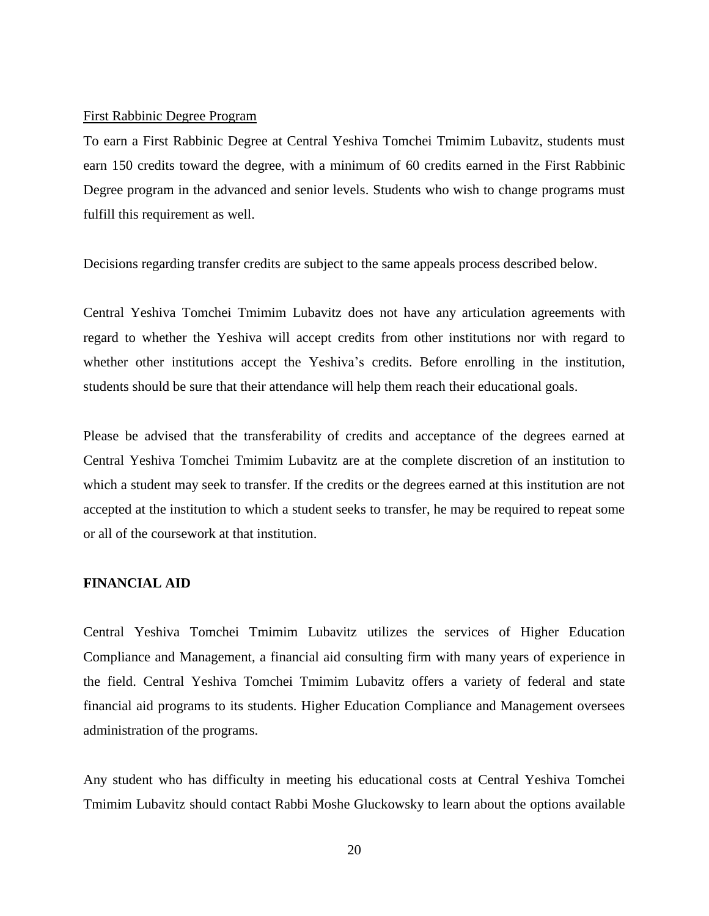<u>First Rabbinic Degree Program</u>

To earn a First Rabbinic Degree at Central Yeshiva Tomchei Tmimim Lubavitz, students must earn 150 credits toward the degree, with a minimum of 60 credits earned in the First Rabbinic Degree program in the advanced and senior levels. Students who wish to change programs must fulfill this requirement as well.

Decisions regarding transfer credits are subject to the same appeals process described below.

Central Yeshiva Tomchei Tmimim Lubavitz does not have any articulation agreements with regard to whether the Yeshiva will accept credits from other institutions nor with regard to whether other institutions accept the Yeshiva's credits. Before enrolling in the institution, students should be sure that their attendance will help them reach their educational goals.

Please be advised that the transferability of credits and acceptance of the degrees earned at Central Yeshiva Tomchei Tmimim Lubavitz are at the complete discretion of an institution to which a student may seek to transfer. If the credits or the degrees earned at this institution are not accepted at the institution to which a student seeks to transfer, he may be required to repeat some or all of the coursework at that institution.

**FINANCIAL AID**

Central Yeshiva Tomchei Tmimim Lubavitz utilizes the services of Higher Education Compliance and Management, a financial aid consulting firm with many years of experience in the field. Central Yeshiva Tomchei Tmimim Lubavitz offers a variety of federal and state financial aid programs to its students. Higher Education Compliance and Management oversees administration of the programs.

Any student who has difficulty in meeting his educational costs at Central Yeshiva Tomchei Tmimim Lubavitz should contact Rabbi Moshe Gluckowsky to learn about the options available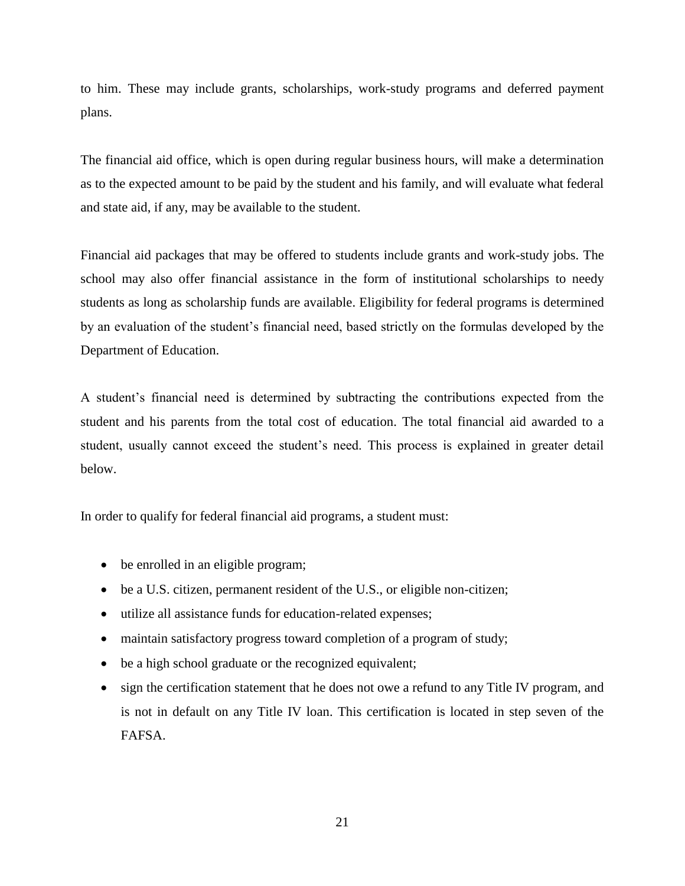to him. These may include grants, scholarships, work-study programs and deferred payment plans.

The financial aid office, which is open during regular business hours, will make a determination as to the expected amount to be paid by the student and his family, and will evaluate what federal and state aid, if any, may be available to the student.

Financial aid packages that may be offered to students include grants and work-study jobs. The school may also offer financial assistance in the form of institutional scholarships to needy students as long as scholarship funds are available. Eligibility for federal programs is determined by an evaluation of the student's financial need, based strictly on the formulas developed by the Department of Education.

A student's financial need is determined by subtracting the contributions expected from the student and his parents from the total cost of education. The total financial aid awarded to a student, usually cannot exceed the student's need. This process is explained in greater detail below.

In order to qualify for federal financial aid programs, a student must:

- be enrolled in an eligible program;
- be a U.S. citizen, permanent resident of the U.S., or eligible non-citizen;
- utilize all assistance funds for education-related expenses;
- maintain satisfactory progress toward completion of a program of study;
- be a high school graduate or the recognized equivalent;
- sign the certification statement that he does not owe a refund to any Title IV program, and is not in default on any Title IV loan. This certification is located in step seven of the FAFSA.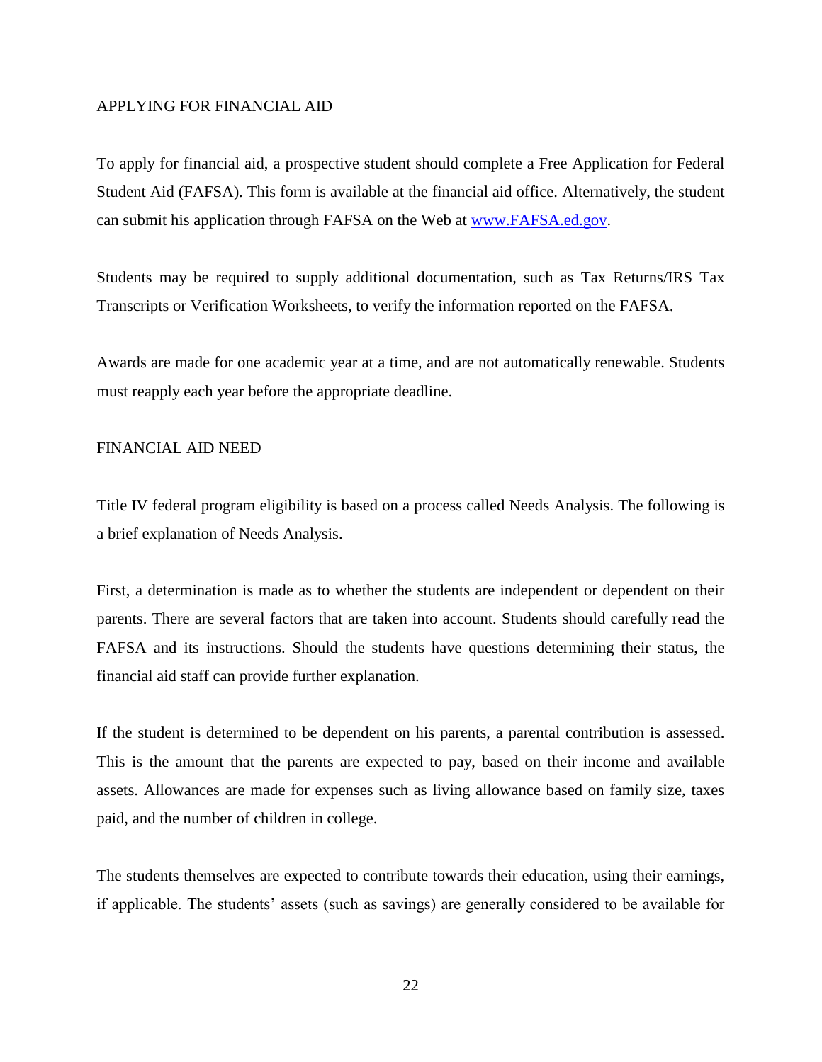## APPLYING FOR FINANCIAL AID

To apply for financial aid, a prospective student should complete a Free Application for Federal Student Aid (FAFSA). This form is available at the financial aid office. Alternatively, the student can submit his application through FAFSA on the Web at [www.FAFSA.ed.gov](http://www.FAFSA.ed.gov).

Students may be required to supply additional documentation, such as Tax Returns/IRS Tax Transcripts or Verification Worksheets, to verify the information reported on the FAFSA.

Awards are made for one academic year at a time, and are not automatically renewable. Students must reapply each year before the appropriate deadline.

## FINANCIAL AID NEED

Title IV federal program eligibility is based on a process called Needs Analysis. The following is a brief explanation of Needs Analysis.

First, a determination is made as to whether the students are independent or dependent on their parents. There are several factors that are taken into account. Students should carefully read the FAFSA and its instructions. Should the students have questions determining their status, the financial aid staff can provide further explanation.

If the student is determined to be dependent on his parents, a parental contribution is assessed. This is the amount that the parents are expected to pay, based on their income and available assets. Allowances are made for expenses such as living allowance based on family size, taxes paid, and the number of children in college.

The students themselves are expected to contribute towards their education, using their earnings, if applicable. The students' assets (such as savings) are generally considered to be available for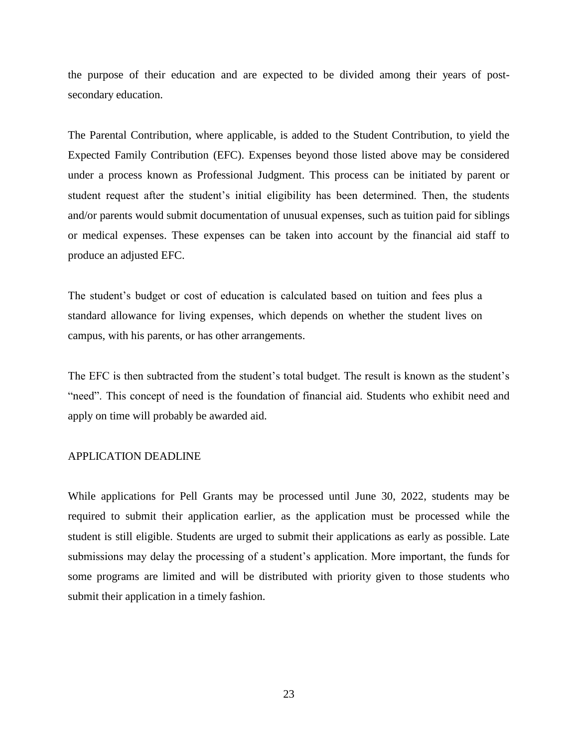the purpose of their education and are expected to be divided among their years of post-secondary education.

The Parental Contribution, where applicable, is added to the Student Contribution, to yield the Expected Family Contribution (EFC). Expenses beyond those listed above may be considered under a process known as Professional Judgment. This process can be initiated by parent or student request after the student's initial eligibility has been determined. Then, the students and/or parents would submit documentation of unusual expenses, such as tuition paid for siblings or medical expenses. These expenses can be taken into account by the financial aid staff to produce an adjusted EFC.

The student's budget or cost of education is calculated based on tuition and fees plus a standard allowance for living expenses, which depends on whether the student lives on campus, with his parents, or has other arrangements.

The EFC is then subtracted from the student's total budget. The result is known as the student's "need". This concept of need is the foundation of financial aid. Students who exhibit need and apply on time will probably be awarded aid.

## APPLICATION DEADLINE

While applications for Pell Grants may be processed until June 30, 2022, students may be required to submit their application earlier, as the application must be processed while the student is still eligible. Students are urged to submit their applications as early as possible. Late submissions may delay the processing of a student's application. More important, the funds for some programs are limited and will be distributed with priority given to those students who submit their application in a timely fashion.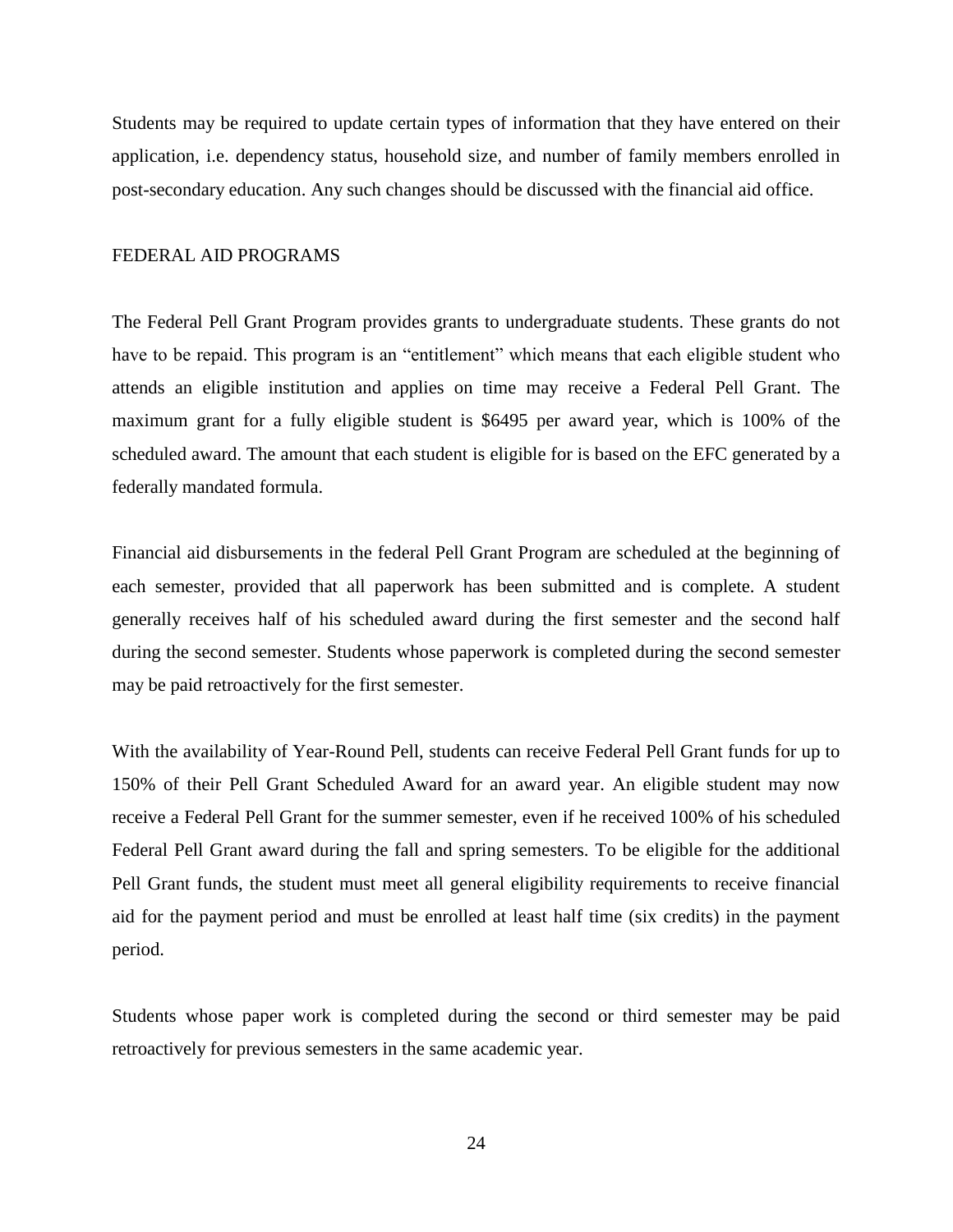Students may be required to update certain types of information that they have entered on their application, i.e. dependency status, household size, and number of family members enrolled in post-secondary education. Any such changes should be discussed with the financial aid office.

## FEDERAL AID PROGRAMS

The Federal Pell Grant Program provides grants to undergraduate students. These grants do not have to be repaid. This program is an "entitlement" which means that each eligible student who attends an eligible institution and applies on time may receive a Federal Pell Grant. The maximum grant for a fully eligible student is $6495 per award year, which is 100% of the scheduled award. The amount that each student is eligible for is based on the EFC generated by a federally mandated formula.

Financial aid disbursements in the federal Pell Grant Program are scheduled at the beginning of each semester, provided that all paperwork has been submitted and is complete. A student generally receives half of his scheduled award during the first semester and the second half during the second semester. Students whose paperwork is completed during the second semester may be paid retroactively for the first semester.

With the availability of Year-Round Pell, students can receive Federal Pell Grant funds for up to 150% of their Pell Grant Scheduled Award for an award year. An eligible student may now receive a Federal Pell Grant for the summer semester, even if he received 100% of his scheduled Federal Pell Grant award during the fall and spring semesters. To be eligible for the additional Pell Grant funds, the student must meet all general eligibility requirements to receive financial aid for the payment period and must be enrolled at least half time (six credits) in the payment period.

Students whose paper work is completed during the second or third semester may be paid retroactively for previous semesters in the same academic year.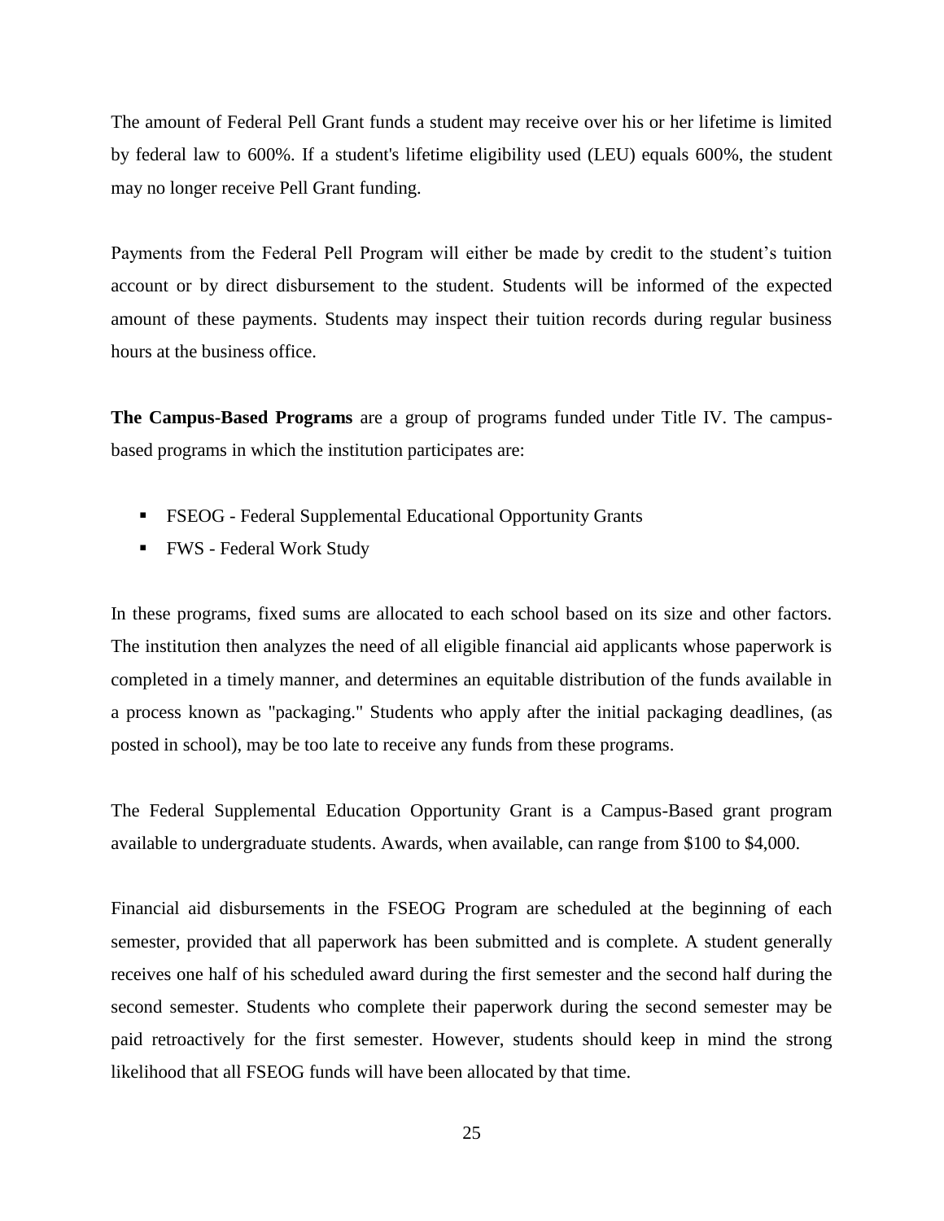The amount of Federal Pell Grant funds a student may receive over his or her lifetime is limited by federal law to 600%. If a student's lifetime eligibility used (LEU) equals 600%, the student may no longer receive Pell Grant funding.

Payments from the Federal Pell Program will either be made by credit to the student's tuition account or by direct disbursement to the student. Students will be informed of the expected amount of these payments. Students may inspect their tuition records during regular business hours at the business office.

**The Campus-Based Programs** are a group of programs funded under Title IV. The campus-based programs in which the institution participates are:

- FSEOG - Federal Supplemental Educational Opportunity Grants
- FWS - Federal Work Study

In these programs, fixed sums are allocated to each school based on its size and other factors. The institution then analyzes the need of all eligible financial aid applicants whose paperwork is completed in a timely manner, and determines an equitable distribution of the funds available in a process known as "packaging." Students who apply after the initial packaging deadlines, (as posted in school), may be too late to receive any funds from these programs.

The Federal Supplemental Education Opportunity Grant is a Campus-Based grant program available to undergraduate students. Awards, when available, can range from $100 to $4,000.

Financial aid disbursements in the FSEOG Program are scheduled at the beginning of each semester, provided that all paperwork has been submitted and is complete. A student generally receives one half of his scheduled award during the first semester and the second half during the second semester. Students who complete their paperwork during the second semester may be paid retroactively for the first semester. However, students should keep in mind the strong likelihood that all FSEOG funds will have been allocated by that time.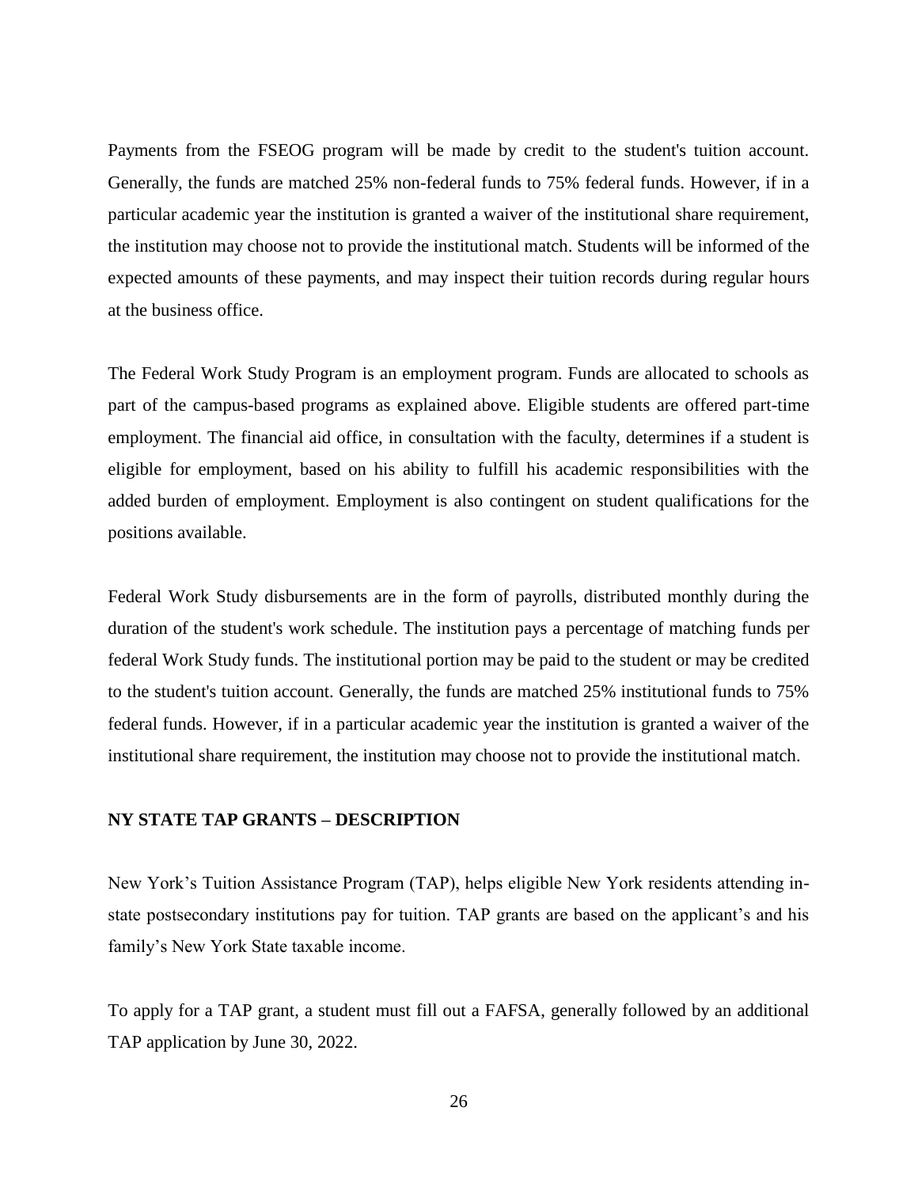Payments from the FSEOG program will be made by credit to the student's tuition account. Generally, the funds are matched 25% non-federal funds to 75% federal funds. However, if in a particular academic year the institution is granted a waiver of the institutional share requirement, the institution may choose not to provide the institutional match. Students will be informed of the expected amounts of these payments, and may inspect their tuition records during regular hours at the business office.

The Federal Work Study Program is an employment program. Funds are allocated to schools as part of the campus-based programs as explained above. Eligible students are offered part-time employment. The financial aid office, in consultation with the faculty, determines if a student is eligible for employment, based on his ability to fulfill his academic responsibilities with the added burden of employment. Employment is also contingent on student qualifications for the positions available.

Federal Work Study disbursements are in the form of payrolls, distributed monthly during the duration of the student's work schedule. The institution pays a percentage of matching funds per federal Work Study funds. The institutional portion may be paid to the student or may be credited to the student's tuition account. Generally, the funds are matched 25% institutional funds to 75% federal funds. However, if in a particular academic year the institution is granted a waiver of the institutional share requirement, the institution may choose not to provide the institutional match.

**NY STATE TAP GRANTS – DESCRIPTION**

New York's Tuition Assistance Program (TAP), helps eligible New York residents attending in-state postsecondary institutions pay for tuition. TAP grants are based on the applicant's and his family's New York State taxable income.

To apply for a TAP grant, a student must fill out a FAFSA, generally followed by an additional TAP application by June 30, 2022.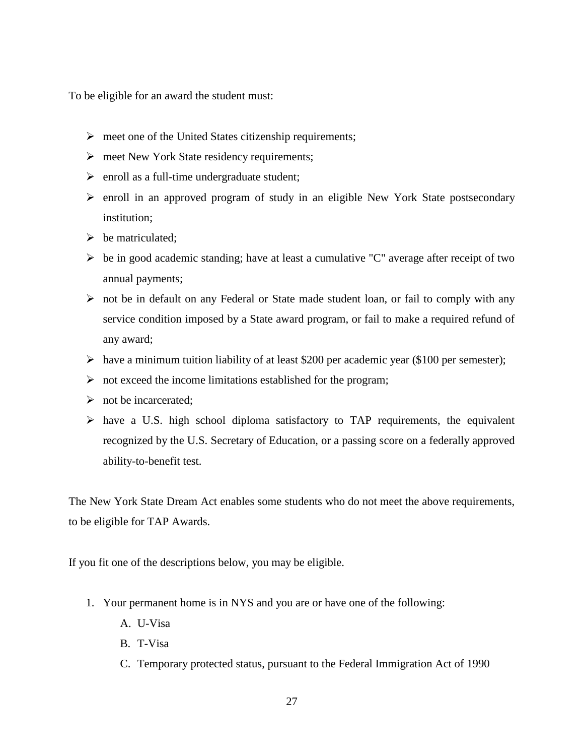To be eligible for an award the student must:

- meet one of the United States citizenship requirements;
- meet New York State residency requirements;
- enroll as a full-time undergraduate student;
- enroll in an approved program of study in an eligible New York State postsecondary institution;
- be matriculated;
- be in good academic standing; have at least a cumulative "C" average after receipt of two annual payments;
- not be in default on any Federal or State made student loan, or fail to comply with any service condition imposed by a State award program, or fail to make a required refund of any award;
- have a minimum tuition liability of at least $200 per academic year ($100 per semester);
- not exceed the income limitations established for the program;
- not be incarcerated;
- have a U.S. high school diploma satisfactory to TAP requirements, the equivalent recognized by the U.S. Secretary of Education, or a passing score on a federally approved ability-to-benefit test.

The New York State Dream Act enables some students who do not meet the above requirements, to be eligible for TAP Awards.

If you fit one of the descriptions below, you may be eligible.

1. Your permanent home is in NYS and you are or have one of the following:
   - A. U-Visa
   - B. T-Visa
   - C. Temporary protected status, pursuant to the Federal Immigration Act of 1990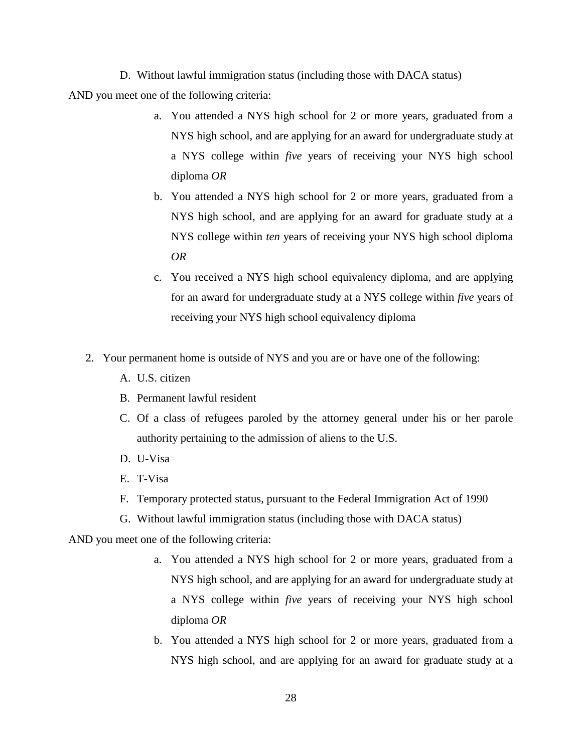D. Without lawful immigration status (including those with DACA status)

AND you meet one of the following criteria:

a. You attended a NYS high school for 2 or more years, graduated from a NYS high school, and are applying for an award for undergraduate study at a NYS college within *five* years of receiving your NYS high school diploma *OR*
b. You attended a NYS high school for 2 or more years, graduated from a NYS high school, and are applying for an award for graduate study at a NYS college within *ten* years of receiving your NYS high school diploma *OR*
c. You received a NYS high school equivalency diploma, and are applying for an award for undergraduate study at a NYS college within *five* years of receiving your NYS high school equivalency diploma

2. Your permanent home is outside of NYS and you are or have one of the following:
   A. U.S. citizen
   B. Permanent lawful resident
   C. Of a class of refugees paroled by the attorney general under his or her parole authority pertaining to the admission of aliens to the U.S.
   D. U-Visa
   E. T-Visa
   F. Temporary protected status, pursuant to the Federal Immigration Act of 1990
   G. Without lawful immigration status (including those with DACA status)

AND you meet one of the following criteria:

a. You attended a NYS high school for 2 or more years, graduated from a NYS high school, and are applying for an award for undergraduate study at a NYS college within *five* years of receiving your NYS high school diploma *OR*
b. You attended a NYS high school for 2 or more years, graduated from a NYS high school, and are applying for an award for graduate study at a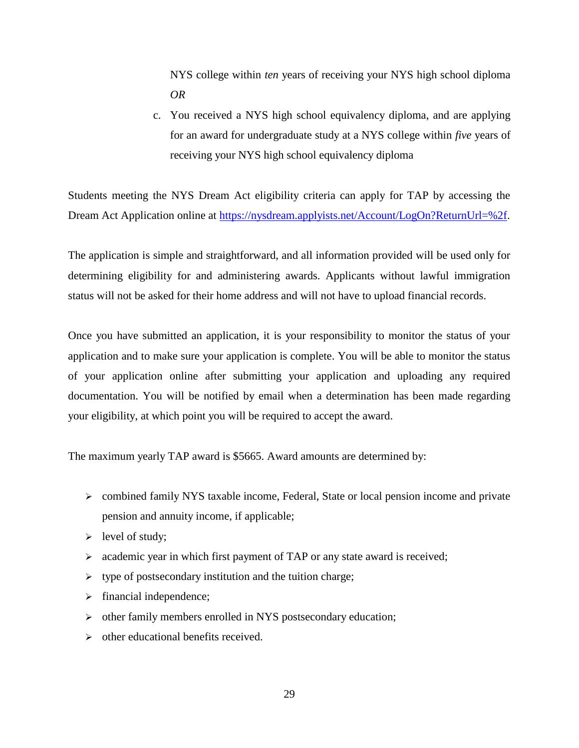NYS college within *ten* years of receiving your NYS high school diploma *OR*

c. You received a NYS high school equivalency diploma, and are applying for an award for undergraduate study at a NYS college within *five* years of receiving your NYS high school equivalency diploma

Students meeting the NYS Dream Act eligibility criteria can apply for TAP by accessing the Dream Act Application online at [https://nysdream.applyists.net/Account/LogOn?ReturnUrl=%2f](https://nysdream.applyists.net/Account/LogOn?ReturnUrl=%2f).

The application is simple and straightforward, and all information provided will be used only for determining eligibility for and administering awards. Applicants without lawful immigration status will not be asked for their home address and will not have to upload financial records.

Once you have submitted an application, it is your responsibility to monitor the status of your application and to make sure your application is complete. You will be able to monitor the status of your application online after submitting your application and uploading any required documentation. You will be notified by email when a determination has been made regarding your eligibility, at which point you will be required to accept the award.

The maximum yearly TAP award is $5665. Award amounts are determined by:

- combined family NYS taxable income, Federal, State or local pension income and private pension and annuity income, if applicable;
- level of study;
- academic year in which first payment of TAP or any state award is received;
- type of postsecondary institution and the tuition charge;
- financial independence;
- other family members enrolled in NYS postsecondary education;
- other educational benefits received.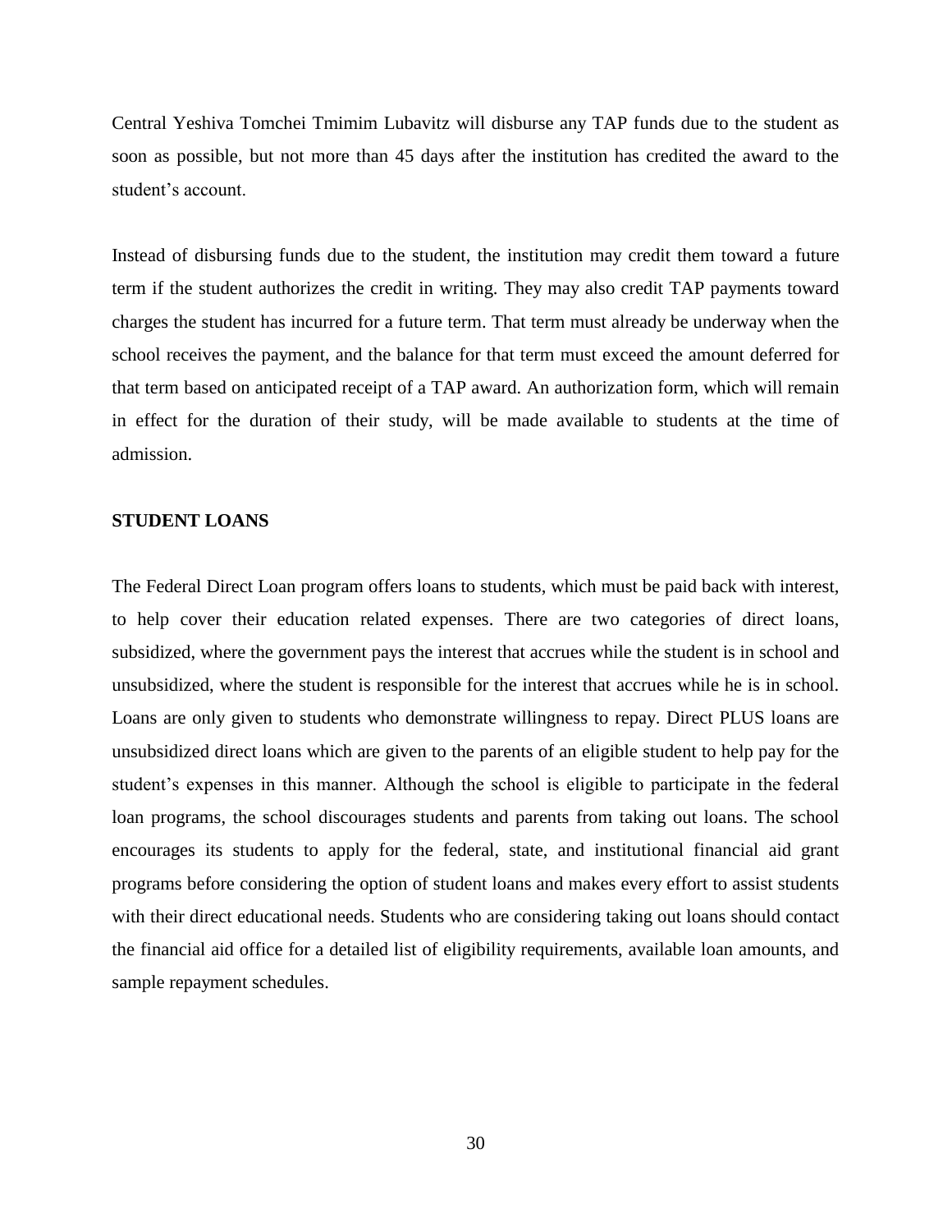Central Yeshiva Tomchei Tmimim Lubavitz will disburse any TAP funds due to the student as soon as possible, but not more than 45 days after the institution has credited the award to the student's account.

Instead of disbursing funds due to the student, the institution may credit them toward a future term if the student authorizes the credit in writing. They may also credit TAP payments toward charges the student has incurred for a future term. That term must already be underway when the school receives the payment, and the balance for that term must exceed the amount deferred for that term based on anticipated receipt of a TAP award. An authorization form, which will remain in effect for the duration of their study, will be made available to students at the time of admission.

**STUDENT LOANS**

The Federal Direct Loan program offers loans to students, which must be paid back with interest, to help cover their education related expenses. There are two categories of direct loans, subsidized, where the government pays the interest that accrues while the student is in school and unsubsidized, where the student is responsible for the interest that accrues while he is in school. Loans are only given to students who demonstrate willingness to repay. Direct PLUS loans are unsubsidized direct loans which are given to the parents of an eligible student to help pay for the student's expenses in this manner. Although the school is eligible to participate in the federal loan programs, the school discourages students and parents from taking out loans. The school encourages its students to apply for the federal, state, and institutional financial aid grant programs before considering the option of student loans and makes every effort to assist students with their direct educational needs. Students who are considering taking out loans should contact the financial aid office for a detailed list of eligibility requirements, available loan amounts, and sample repayment schedules.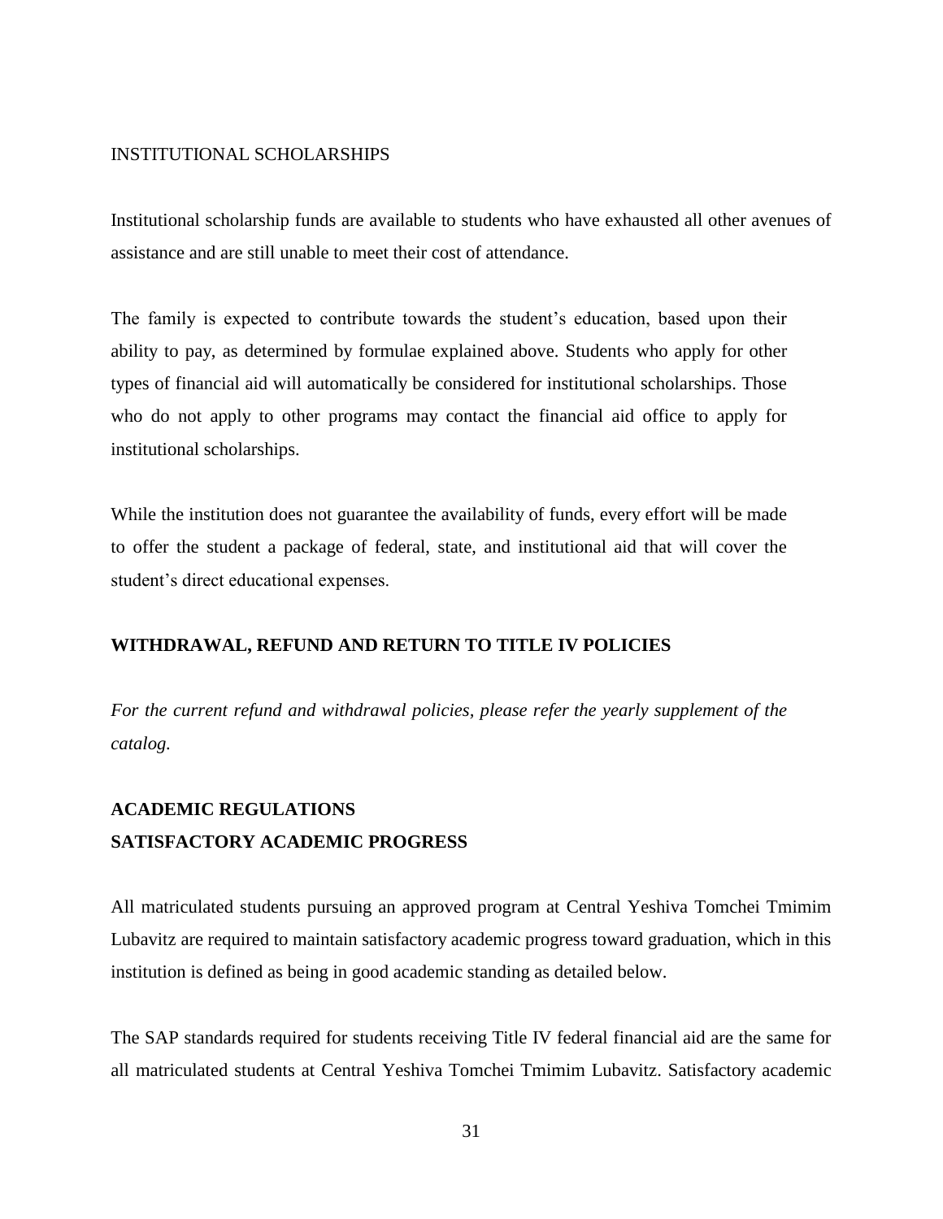## INSTITUTIONAL SCHOLARSHIPS

Institutional scholarship funds are available to students who have exhausted all other avenues of assistance and are still unable to meet their cost of attendance.

The family is expected to contribute towards the student's education, based upon their ability to pay, as determined by formulae explained above. Students who apply for other types of financial aid will automatically be considered for institutional scholarships. Those who do not apply to other programs may contact the financial aid office to apply for institutional scholarships.

While the institution does not guarantee the availability of funds, every effort will be made to offer the student a package of federal, state, and institutional aid that will cover the student's direct educational expenses.

## WITHDRAWAL, REFUND AND RETURN TO TITLE IV POLICIES

*For the current refund and withdrawal policies, please refer the yearly supplement of the catalog.*

## ACADEMIC REGULATIONS

## SATISFACTORY ACADEMIC PROGRESS

All matriculated students pursuing an approved program at Central Yeshiva Tomchei Tmimim Lubavitz are required to maintain satisfactory academic progress toward graduation, which in this institution is defined as being in good academic standing as detailed below.

The SAP standards required for students receiving Title IV federal financial aid are the same for all matriculated students at Central Yeshiva Tomchei Tmimim Lubavitz. Satisfactory academic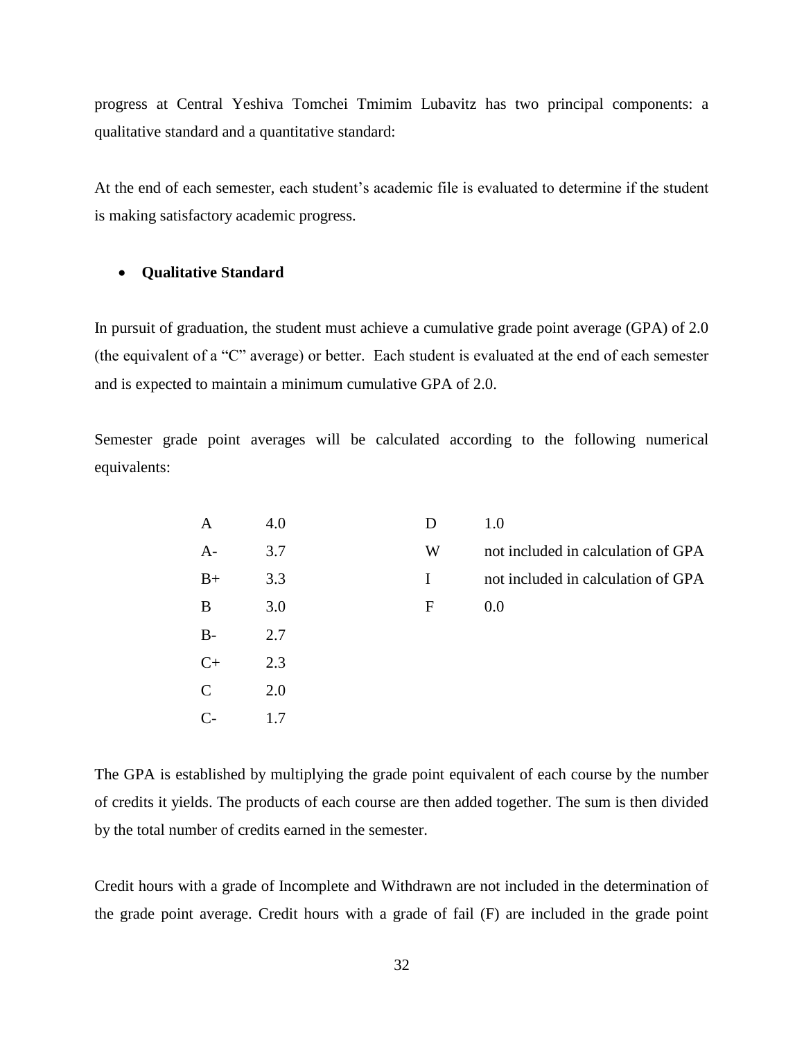progress at Central Yeshiva Tomchei Tmimim Lubavitz has two principal components: a qualitative standard and a quantitative standard:

At the end of each semester, each student's academic file is evaluated to determine if the student is making satisfactory academic progress.

- **Qualitative Standard**

In pursuit of graduation, the student must achieve a cumulative grade point average (GPA) of 2.0 (the equivalent of a "C" average) or better. Each student is evaluated at the end of each semester and is expected to maintain a minimum cumulative GPA of 2.0.

Semester grade point averages will be calculated according to the following numerical equivalents:

| | | | |
|---|---|---|---|
| A | 4.0 | D | 1.0 |
| A- | 3.7 | W | not included in calculation of GPA |
| B+ | 3.3 | I | not included in calculation of GPA |
| B | 3.0 | F | 0.0 |
| B- | 2.7 | | |
| C+ | 2.3 | | |
| C | 2.0 | | |
| C- | 1.7 | | |

The GPA is established by multiplying the grade point equivalent of each course by the number of credits it yields. The products of each course are then added together. The sum is then divided by the total number of credits earned in the semester.

Credit hours with a grade of Incomplete and Withdrawn are not included in the determination of the grade point average. Credit hours with a grade of fail (F) are included in the grade point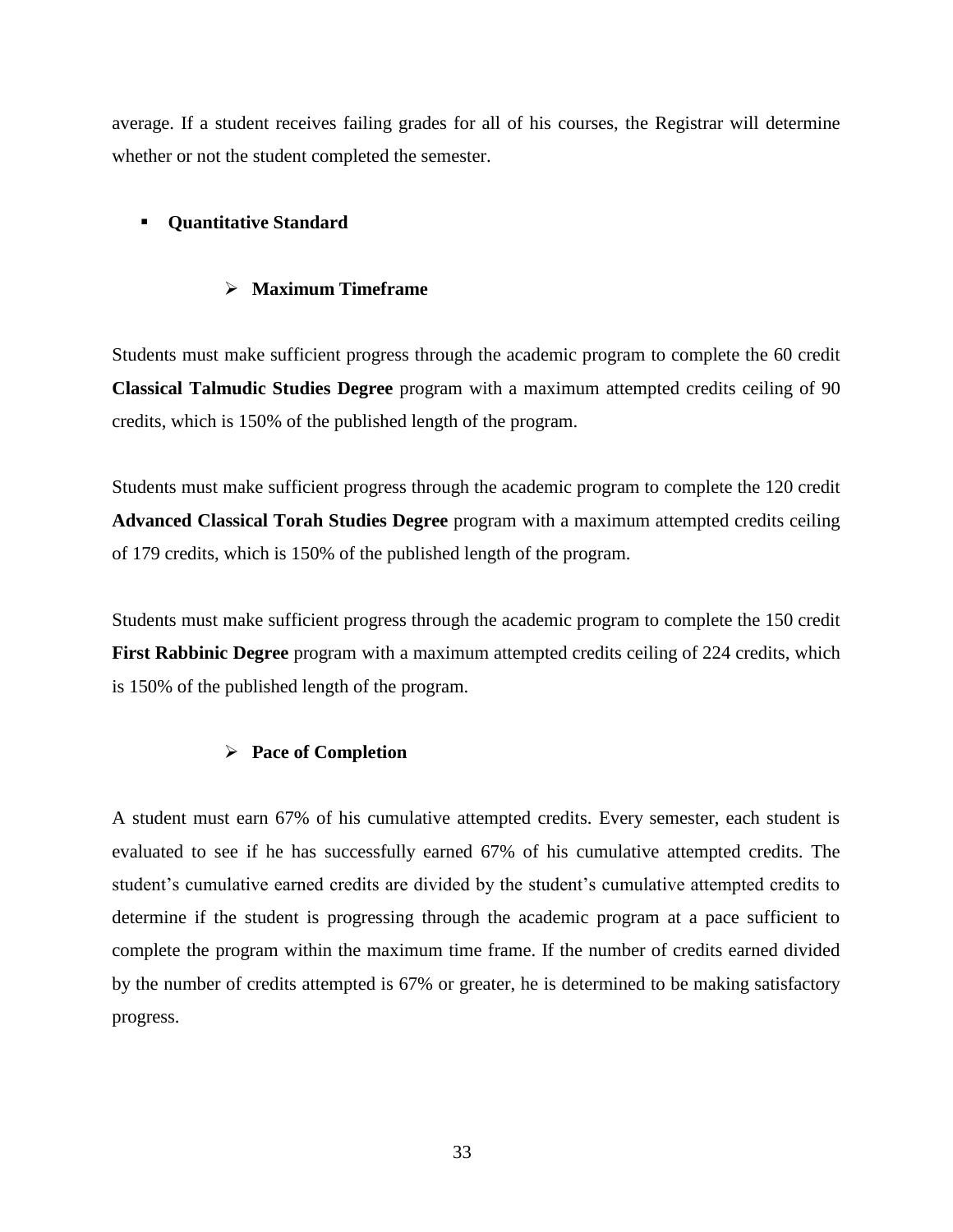average. If a student receives failing grades for all of his courses, the Registrar will determine whether or not the student completed the semester.

- **Quantitative Standard**

  - **Maximum Timeframe**

Students must make sufficient progress through the academic program to complete the 60 credit **Classical Talmudic Studies Degree** program with a maximum attempted credits ceiling of 90 credits, which is 150% of the published length of the program.

Students must make sufficient progress through the academic program to complete the 120 credit **Advanced Classical Torah Studies Degree** program with a maximum attempted credits ceiling of 179 credits, which is 150% of the published length of the program.

Students must make sufficient progress through the academic program to complete the 150 credit **First Rabbinic Degree** program with a maximum attempted credits ceiling of 224 credits, which is 150% of the published length of the program.

  - **Pace of Completion**

A student must earn 67% of his cumulative attempted credits. Every semester, each student is evaluated to see if he has successfully earned 67% of his cumulative attempted credits. The student's cumulative earned credits are divided by the student's cumulative attempted credits to determine if the student is progressing through the academic program at a pace sufficient to complete the program within the maximum time frame. If the number of credits earned divided by the number of credits attempted is 67% or greater, he is determined to be making satisfactory progress.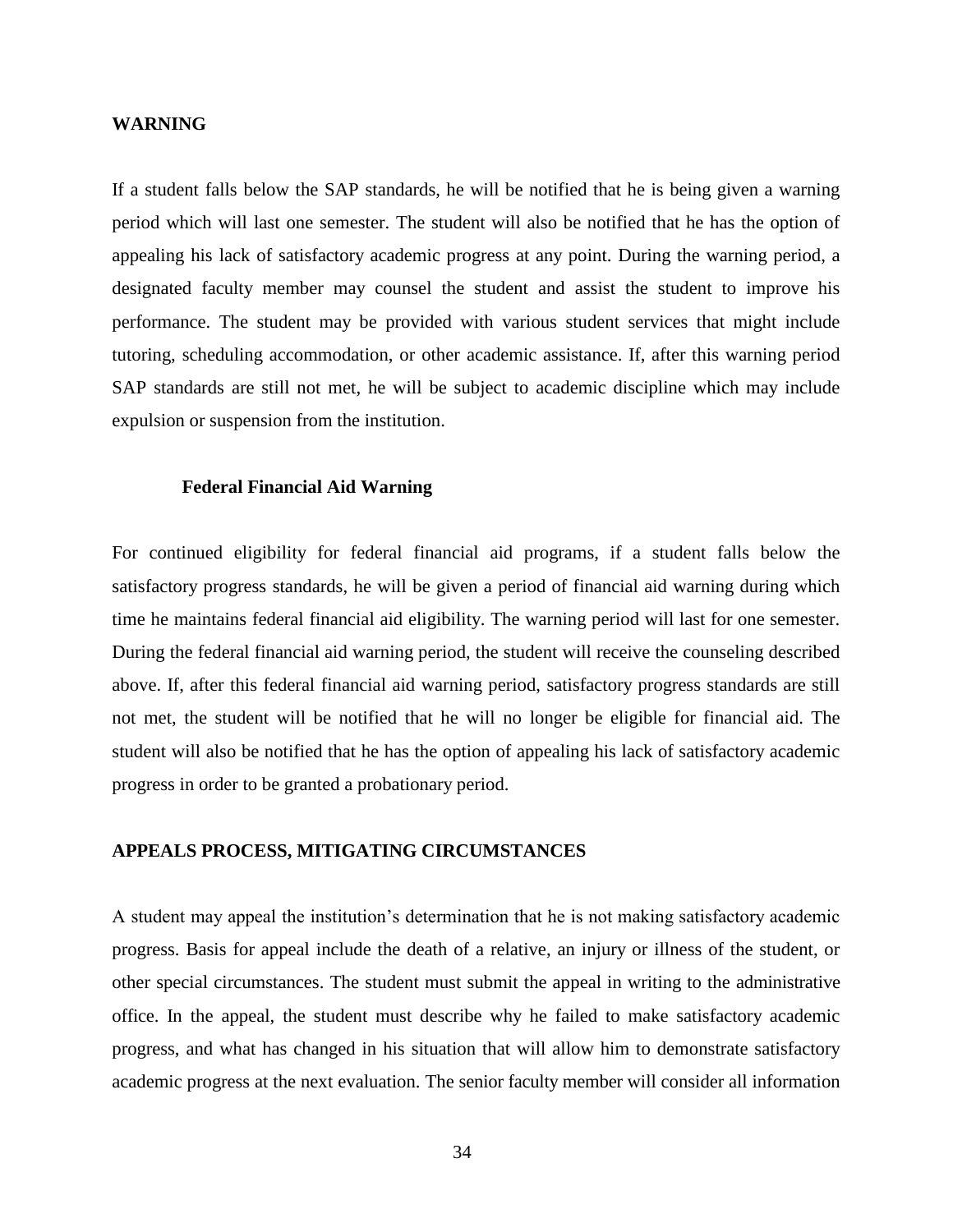## WARNING

If a student falls below the SAP standards, he will be notified that he is being given a warning period which will last one semester. The student will also be notified that he has the option of appealing his lack of satisfactory academic progress at any point. During the warning period, a designated faculty member may counsel the student and assist the student to improve his performance. The student may be provided with various student services that might include tutoring, scheduling accommodation, or other academic assistance. If, after this warning period SAP standards are still not met, he will be subject to academic discipline which may include expulsion or suspension from the institution.

### Federal Financial Aid Warning

For continued eligibility for federal financial aid programs, if a student falls below the satisfactory progress standards, he will be given a period of financial aid warning during which time he maintains federal financial aid eligibility. The warning period will last for one semester. During the federal financial aid warning period, the student will receive the counseling described above. If, after this federal financial aid warning period, satisfactory progress standards are still not met, the student will be notified that he will no longer be eligible for financial aid. The student will also be notified that he has the option of appealing his lack of satisfactory academic progress in order to be granted a probationary period.

## APPEALS PROCESS, MITIGATING CIRCUMSTANCES

A student may appeal the institution's determination that he is not making satisfactory academic progress. Basis for appeal include the death of a relative, an injury or illness of the student, or other special circumstances. The student must submit the appeal in writing to the administrative office. In the appeal, the student must describe why he failed to make satisfactory academic progress, and what has changed in his situation that will allow him to demonstrate satisfactory academic progress at the next evaluation. The senior faculty member will consider all information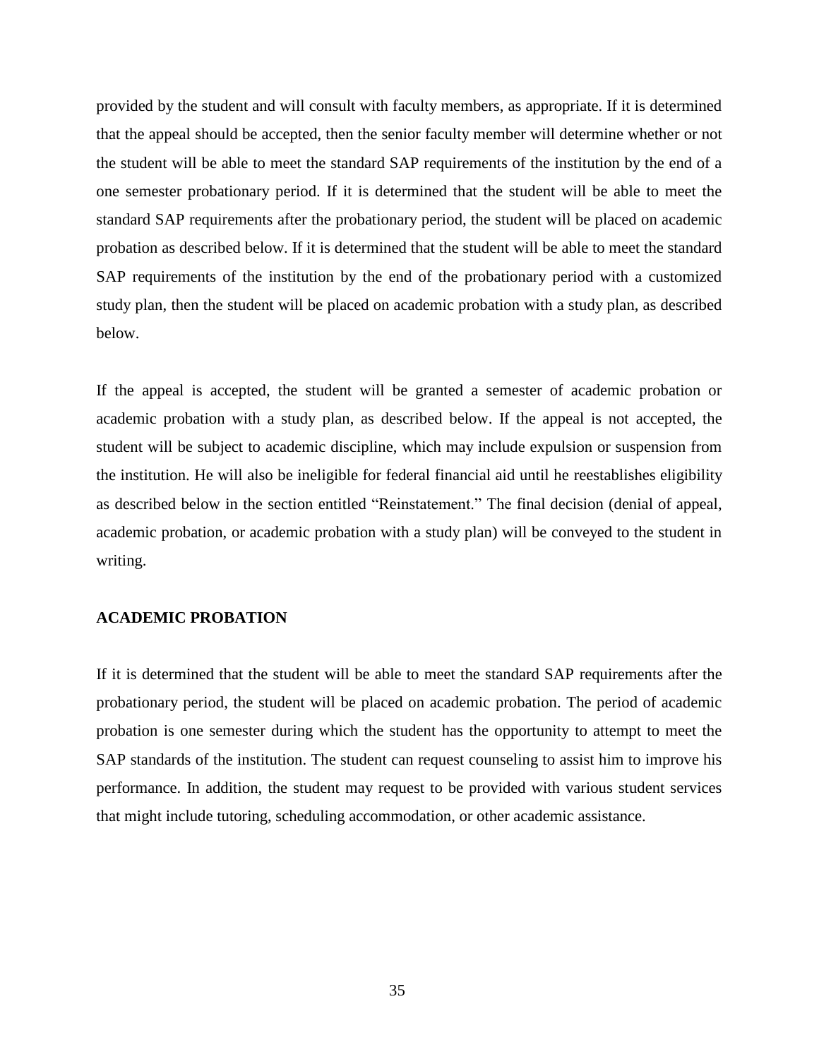provided by the student and will consult with faculty members, as appropriate. If it is determined that the appeal should be accepted, then the senior faculty member will determine whether or not the student will be able to meet the standard SAP requirements of the institution by the end of a one semester probationary period. If it is determined that the student will be able to meet the standard SAP requirements after the probationary period, the student will be placed on academic probation as described below. If it is determined that the student will be able to meet the standard SAP requirements of the institution by the end of the probationary period with a customized study plan, then the student will be placed on academic probation with a study plan, as described below.

If the appeal is accepted, the student will be granted a semester of academic probation or academic probation with a study plan, as described below. If the appeal is not accepted, the student will be subject to academic discipline, which may include expulsion or suspension from the institution. He will also be ineligible for federal financial aid until he reestablishes eligibility as described below in the section entitled "Reinstatement." The final decision (denial of appeal, academic probation, or academic probation with a study plan) will be conveyed to the student in writing.

## ACADEMIC PROBATION

If it is determined that the student will be able to meet the standard SAP requirements after the probationary period, the student will be placed on academic probation. The period of academic probation is one semester during which the student has the opportunity to attempt to meet the SAP standards of the institution. The student can request counseling to assist him to improve his performance. In addition, the student may request to be provided with various student services that might include tutoring, scheduling accommodation, or other academic assistance.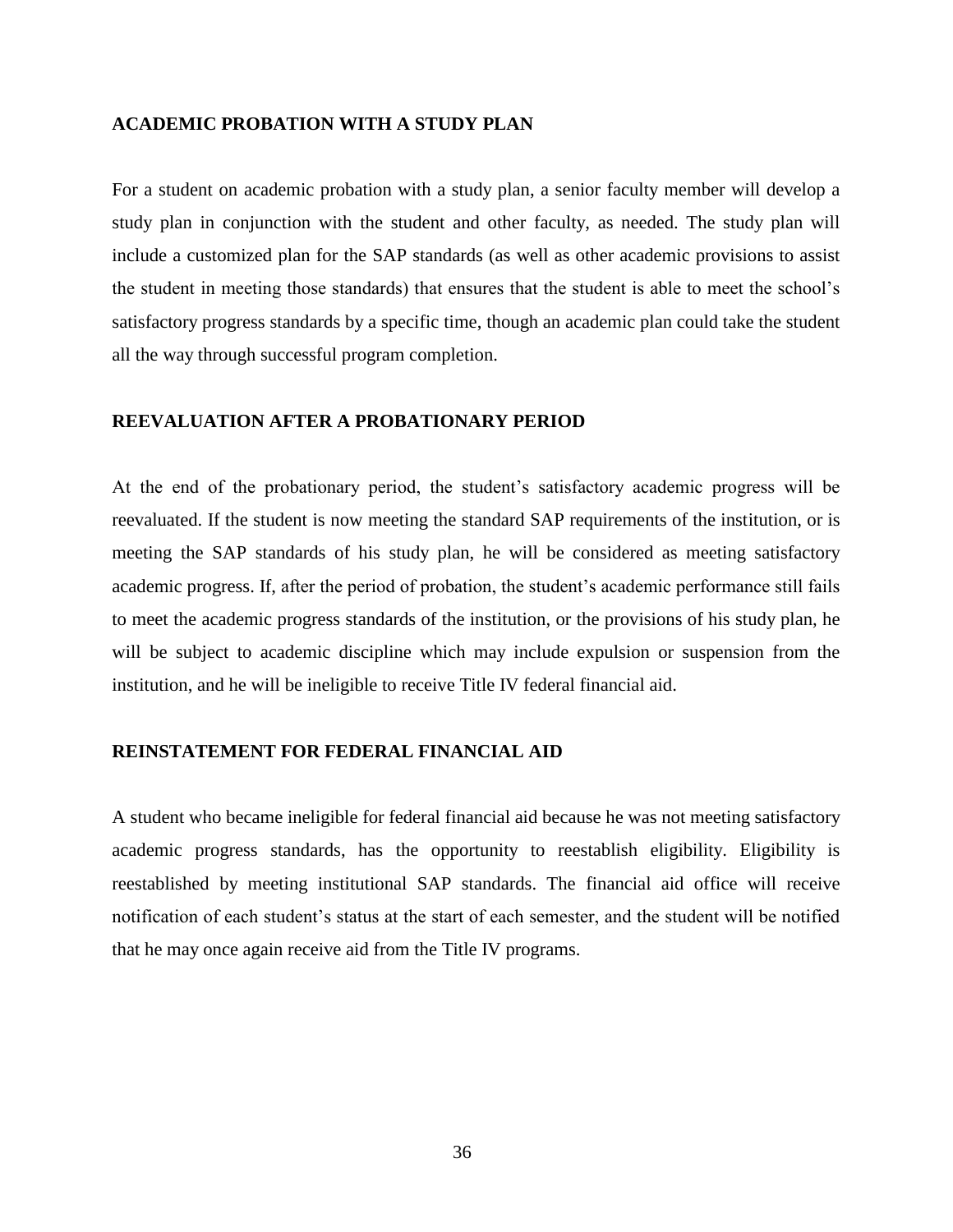## ACADEMIC PROBATION WITH A STUDY PLAN

For a student on academic probation with a study plan, a senior faculty member will develop a study plan in conjunction with the student and other faculty, as needed. The study plan will include a customized plan for the SAP standards (as well as other academic provisions to assist the student in meeting those standards) that ensures that the student is able to meet the school's satisfactory progress standards by a specific time, though an academic plan could take the student all the way through successful program completion.

## REEVALUATION AFTER A PROBATIONARY PERIOD

At the end of the probationary period, the student's satisfactory academic progress will be reevaluated. If the student is now meeting the standard SAP requirements of the institution, or is meeting the SAP standards of his study plan, he will be considered as meeting satisfactory academic progress. If, after the period of probation, the student's academic performance still fails to meet the academic progress standards of the institution, or the provisions of his study plan, he will be subject to academic discipline which may include expulsion or suspension from the institution, and he will be ineligible to receive Title IV federal financial aid.

## REINSTATEMENT FOR FEDERAL FINANCIAL AID

A student who became ineligible for federal financial aid because he was not meeting satisfactory academic progress standards, has the opportunity to reestablish eligibility. Eligibility is reestablished by meeting institutional SAP standards. The financial aid office will receive notification of each student's status at the start of each semester, and the student will be notified that he may once again receive aid from the Title IV programs.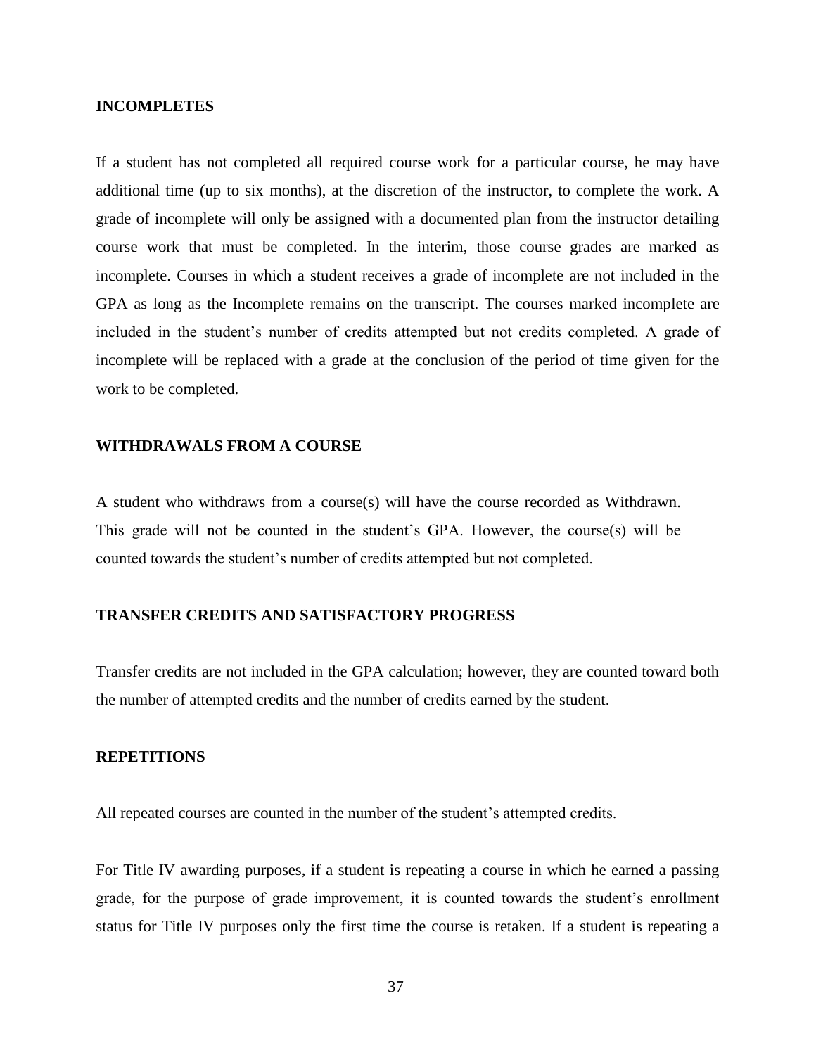## INCOMPLETES

If a student has not completed all required course work for a particular course, he may have additional time (up to six months), at the discretion of the instructor, to complete the work. A grade of incomplete will only be assigned with a documented plan from the instructor detailing course work that must be completed. In the interim, those course grades are marked as incomplete. Courses in which a student receives a grade of incomplete are not included in the GPA as long as the Incomplete remains on the transcript. The courses marked incomplete are included in the student's number of credits attempted but not credits completed. A grade of incomplete will be replaced with a grade at the conclusion of the period of time given for the work to be completed.

## WITHDRAWALS FROM A COURSE

A student who withdraws from a course(s) will have the course recorded as Withdrawn. This grade will not be counted in the student's GPA. However, the course(s) will be counted towards the student's number of credits attempted but not completed.

## TRANSFER CREDITS AND SATISFACTORY PROGRESS

Transfer credits are not included in the GPA calculation; however, they are counted toward both the number of attempted credits and the number of credits earned by the student.

## REPETITIONS

All repeated courses are counted in the number of the student's attempted credits.

For Title IV awarding purposes, if a student is repeating a course in which he earned a passing grade, for the purpose of grade improvement, it is counted towards the student's enrollment status for Title IV purposes only the first time the course is retaken. If a student is repeating a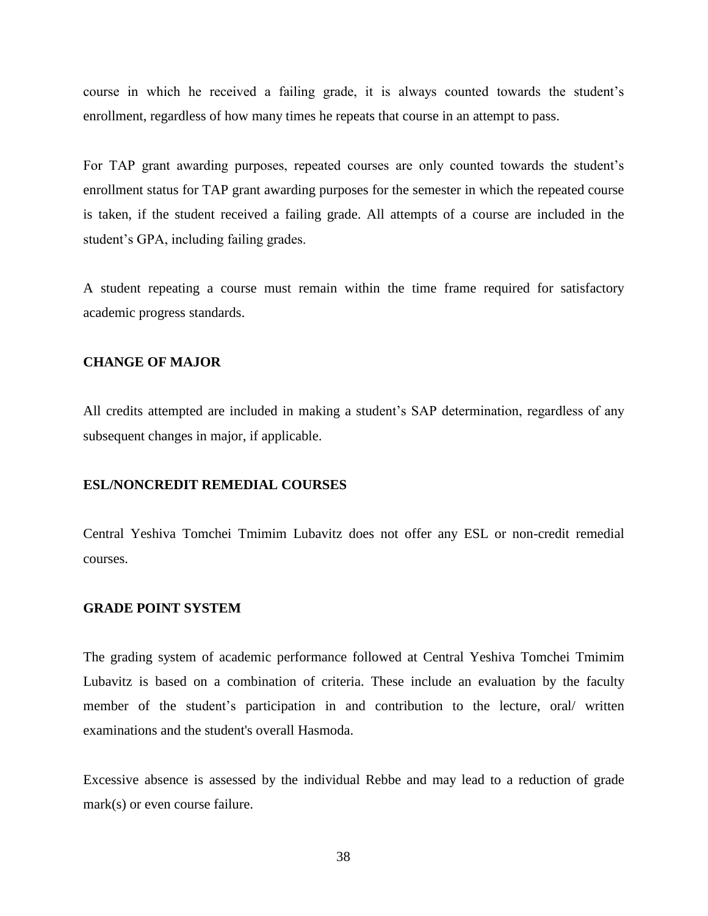course in which he received a failing grade, it is always counted towards the student's enrollment, regardless of how many times he repeats that course in an attempt to pass.

For TAP grant awarding purposes, repeated courses are only counted towards the student's enrollment status for TAP grant awarding purposes for the semester in which the repeated course is taken, if the student received a failing grade. All attempts of a course are included in the student's GPA, including failing grades.

A student repeating a course must remain within the time frame required for satisfactory academic progress standards.

**CHANGE OF MAJOR**

All credits attempted are included in making a student's SAP determination, regardless of any subsequent changes in major, if applicable.

**ESL/NONCREDIT REMEDIAL COURSES**

Central Yeshiva Tomchei Tmimim Lubavitz does not offer any ESL or non-credit remedial courses.

**GRADE POINT SYSTEM**

The grading system of academic performance followed at Central Yeshiva Tomchei Tmimim Lubavitz is based on a combination of criteria. These include an evaluation by the faculty member of the student's participation in and contribution to the lecture, oral/ written examinations and the student's overall Hasmoda.

Excessive absence is assessed by the individual Rebbe and may lead to a reduction of grade mark(s) or even course failure.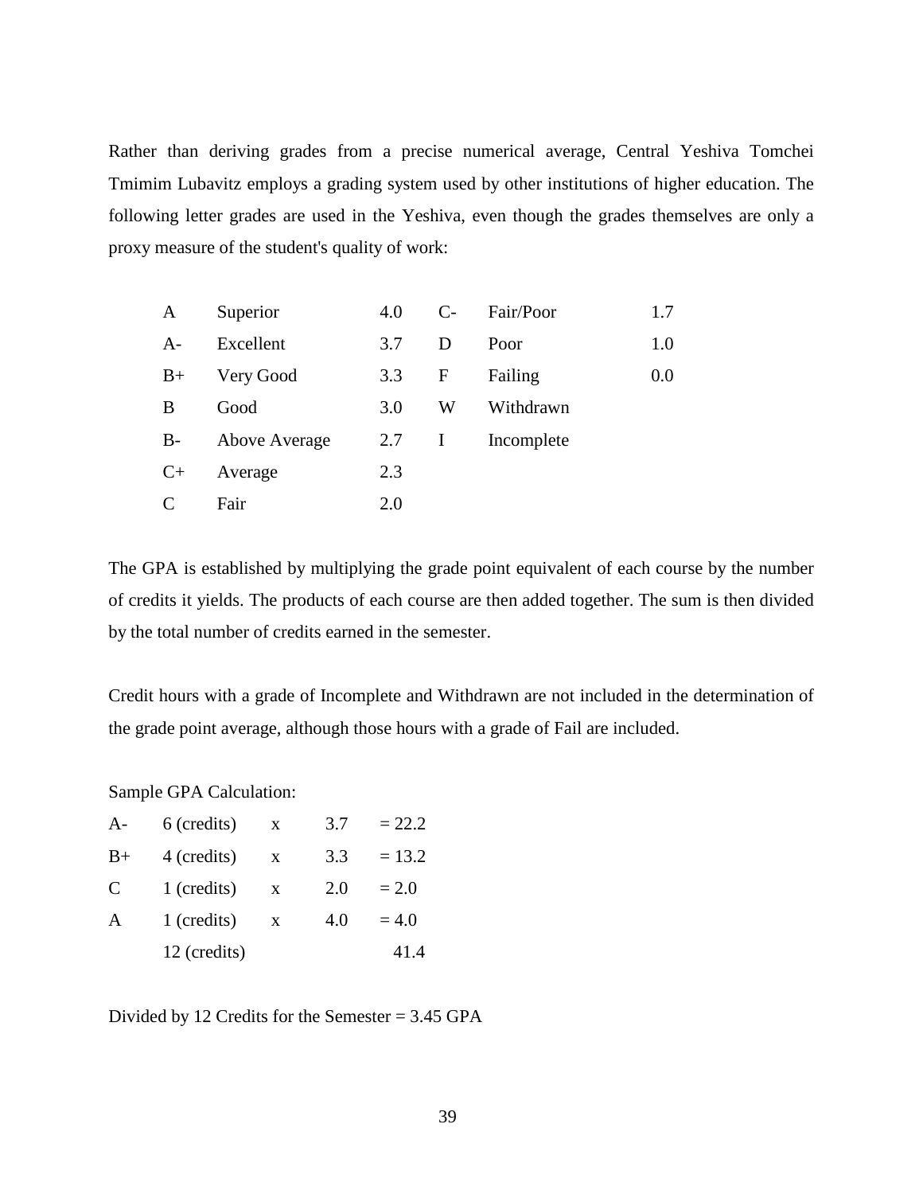Rather than deriving grades from a precise numerical average, Central Yeshiva Tomchei Tmimim Lubavitz employs a grading system used by other institutions of higher education. The following letter grades are used in the Yeshiva, even though the grades themselves are only a proxy measure of the student's quality of work:

| | | | | | |
|---|---|---|---|---|---|
| A | Superior | 4.0 | C- | Fair/Poor | 1.7 |
| A- | Excellent | 3.7 | D | Poor | 1.0 |
| B+ | Very Good | 3.3 | F | Failing | 0.0 |
| B | Good | 3.0 | W | Withdrawn | |
| B- | Above Average | 2.7 | I | Incomplete | |
| C+ | Average | 2.3 | | | |
| C | Fair | 2.0 | | | |

The GPA is established by multiplying the grade point equivalent of each course by the number of credits it yields. The products of each course are then added together. The sum is then divided by the total number of credits earned in the semester.

Credit hours with a grade of Incomplete and Withdrawn are not included in the determination of the grade point average, although those hours with a grade of Fail are included.

Sample GPA Calculation:

| | | | | |
|---|---|---|---|---|
| A- | 6 (credits) | x | 3.7 | = 22.2 |
| B+ | 4 (credits) | x | 3.3 | = 13.2 |
| C | 1 (credits) | x | 2.0 | = 2.0 |
| A | 1 (credits) | x | 4.0 | = 4.0 |
| | 12 (credits) | | | 41.4 |

Divided by 12 Credits for the Semester = 3.45 GPA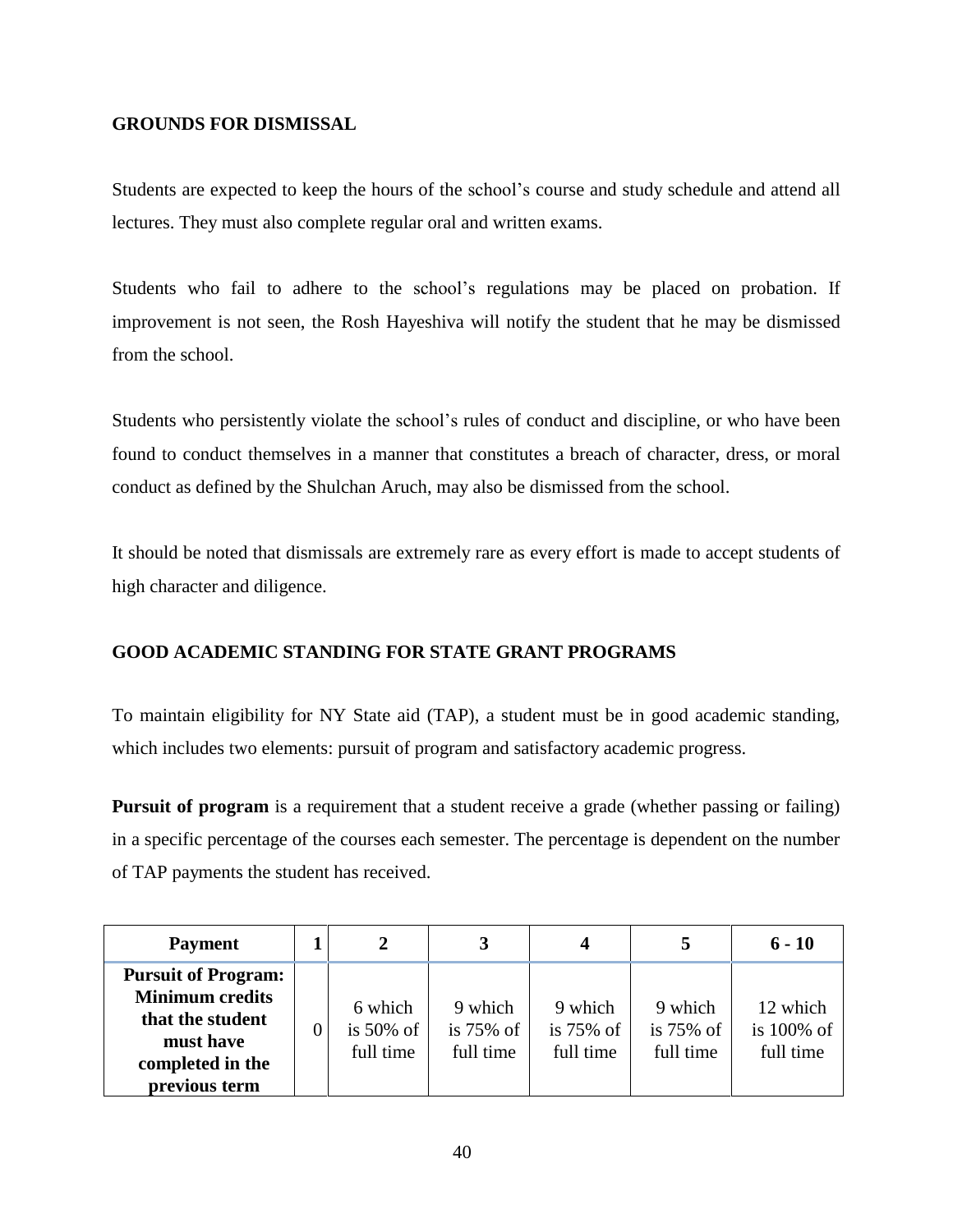## GROUNDS FOR DISMISSAL

Students are expected to keep the hours of the school's course and study schedule and attend all lectures. They must also complete regular oral and written exams.

Students who fail to adhere to the school's regulations may be placed on probation. If improvement is not seen, the Rosh Hayeshiva will notify the student that he may be dismissed from the school.

Students who persistently violate the school's rules of conduct and discipline, or who have been found to conduct themselves in a manner that constitutes a breach of character, dress, or moral conduct as defined by the Shulchan Aruch, may also be dismissed from the school.

It should be noted that dismissals are extremely rare as every effort is made to accept students of high character and diligence.

## GOOD ACADEMIC STANDING FOR STATE GRANT PROGRAMS

To maintain eligibility for NY State aid (TAP), a student must be in good academic standing, which includes two elements: pursuit of program and satisfactory academic progress.

**Pursuit of program** is a requirement that a student receive a grade (whether passing or failing) in a specific percentage of the courses each semester. The percentage is dependent on the number of TAP payments the student has received.

| Payment | 1 | 2 | 3 | 4 | 5 | 6 - 10 |
|---|---|---|---|---|---|---|
| **Pursuit of Program: Minimum credits that the student must have completed in the previous term** | 0 | 6 which is 50% of full time | 9 which is 75% of full time | 9 which is 75% of full time | 9 which is 75% of full time | 12 which is 100% of full time |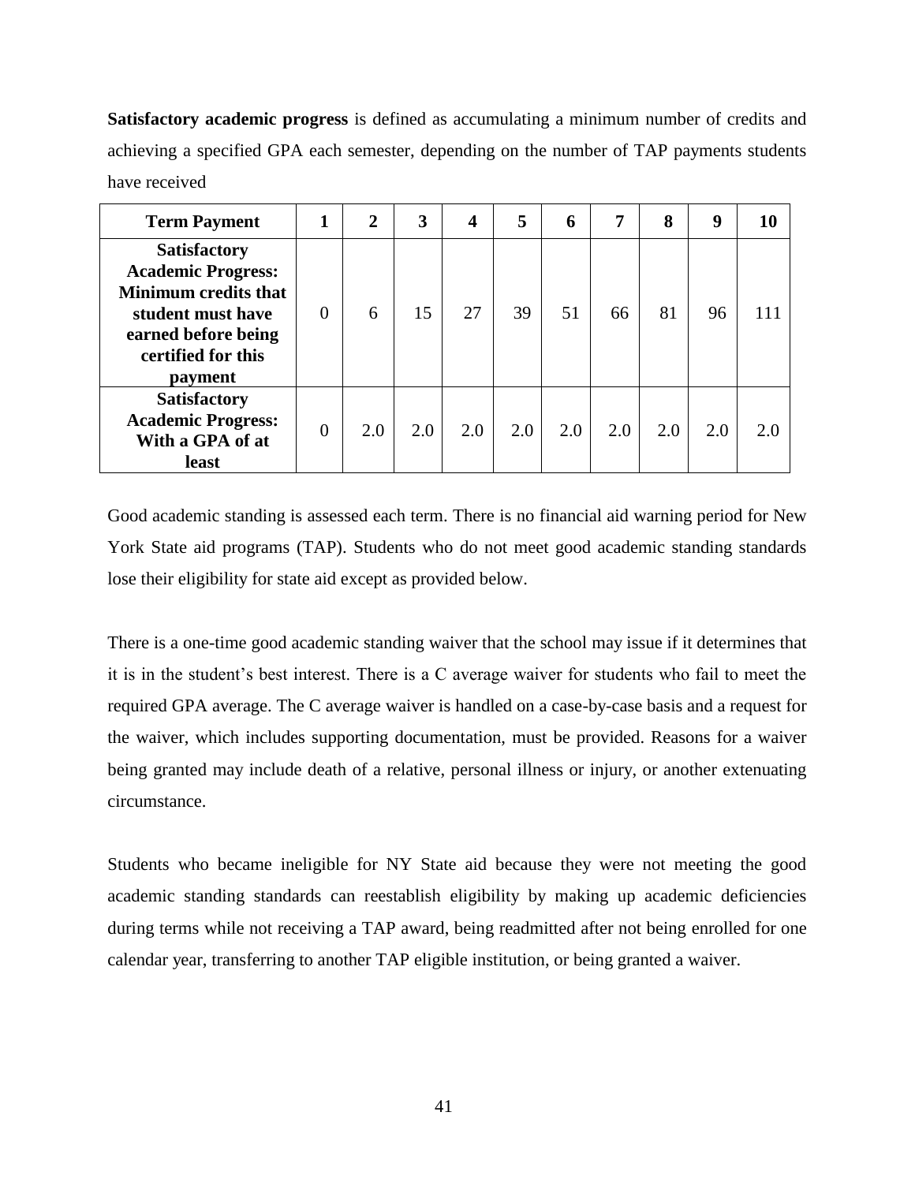**Satisfactory academic progress** is defined as accumulating a minimum number of credits and achieving a specified GPA each semester, depending on the number of TAP payments students have received

| **Term Payment** | **1** | **2** | **3** | **4** | **5** | **6** | **7** | **8** | **9** | **10** |
|---|---|---|---|---|---|---|---|---|---|---|
| **Satisfactory Academic Progress: Minimum credits that student must have earned before being certified for this payment** | 0 | 6 | 15 | 27 | 39 | 51 | 66 | 81 | 96 | 111 |
| **Satisfactory Academic Progress: With a GPA of at least** | 0 | 2.0 | 2.0 | 2.0 | 2.0 | 2.0 | 2.0 | 2.0 | 2.0 | 2.0 |

Good academic standing is assessed each term. There is no financial aid warning period for New York State aid programs (TAP). Students who do not meet good academic standing standards lose their eligibility for state aid except as provided below.

There is a one-time good academic standing waiver that the school may issue if it determines that it is in the student's best interest. There is a C average waiver for students who fail to meet the required GPA average. The C average waiver is handled on a case-by-case basis and a request for the waiver, which includes supporting documentation, must be provided. Reasons for a waiver being granted may include death of a relative, personal illness or injury, or another extenuating circumstance.

Students who became ineligible for NY State aid because they were not meeting the good academic standing standards can reestablish eligibility by making up academic deficiencies during terms while not receiving a TAP award, being readmitted after not being enrolled for one calendar year, transferring to another TAP eligible institution, or being granted a waiver.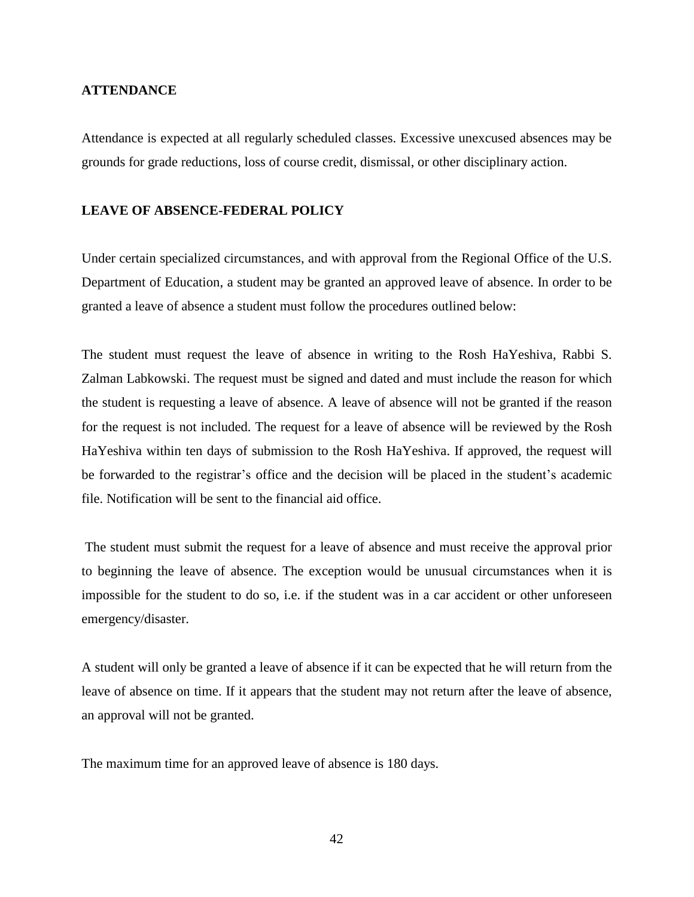**ATTENDANCE**

Attendance is expected at all regularly scheduled classes. Excessive unexcused absences may be grounds for grade reductions, loss of course credit, dismissal, or other disciplinary action.

**LEAVE OF ABSENCE-FEDERAL POLICY**

Under certain specialized circumstances, and with approval from the Regional Office of the U.S. Department of Education, a student may be granted an approved leave of absence. In order to be granted a leave of absence a student must follow the procedures outlined below:

The student must request the leave of absence in writing to the Rosh HaYeshiva, Rabbi S. Zalman Labkowski. The request must be signed and dated and must include the reason for which the student is requesting a leave of absence. A leave of absence will not be granted if the reason for the request is not included. The request for a leave of absence will be reviewed by the Rosh HaYeshiva within ten days of submission to the Rosh HaYeshiva. If approved, the request will be forwarded to the registrar's office and the decision will be placed in the student's academic file. Notification will be sent to the financial aid office.

The student must submit the request for a leave of absence and must receive the approval prior to beginning the leave of absence. The exception would be unusual circumstances when it is impossible for the student to do so, i.e. if the student was in a car accident or other unforeseen emergency/disaster.

A student will only be granted a leave of absence if it can be expected that he will return from the leave of absence on time. If it appears that the student may not return after the leave of absence, an approval will not be granted.

The maximum time for an approved leave of absence is 180 days.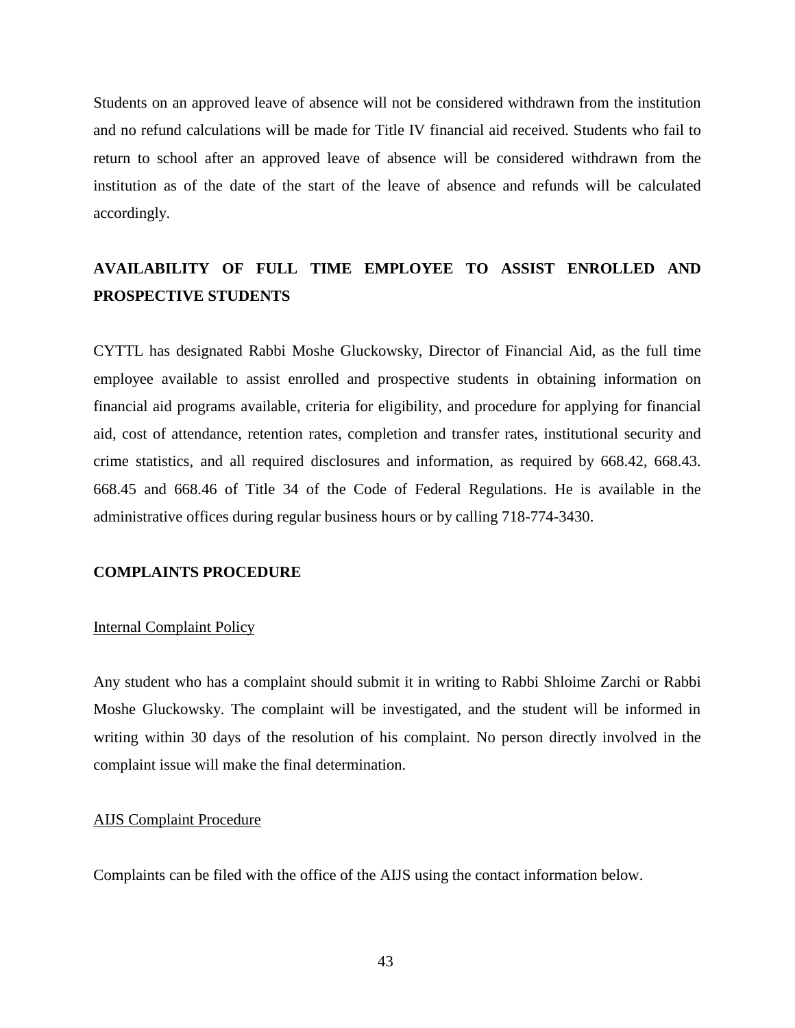Students on an approved leave of absence will not be considered withdrawn from the institution and no refund calculations will be made for Title IV financial aid received. Students who fail to return to school after an approved leave of absence will be considered withdrawn from the institution as of the date of the start of the leave of absence and refunds will be calculated accordingly.

## AVAILABILITY OF FULL TIME EMPLOYEE TO ASSIST ENROLLED AND PROSPECTIVE STUDENTS

CYTTL has designated Rabbi Moshe Gluckowsky, Director of Financial Aid, as the full time employee available to assist enrolled and prospective students in obtaining information on financial aid programs available, criteria for eligibility, and procedure for applying for financial aid, cost of attendance, retention rates, completion and transfer rates, institutional security and crime statistics, and all required disclosures and information, as required by 668.42, 668.43. 668.45 and 668.46 of Title 34 of the Code of Federal Regulations. He is available in the administrative offices during regular business hours or by calling 718-774-3430.

## COMPLAINTS PROCEDURE

<u>Internal Complaint Policy</u>

Any student who has a complaint should submit it in writing to Rabbi Shloime Zarchi or Rabbi Moshe Gluckowsky. The complaint will be investigated, and the student will be informed in writing within 30 days of the resolution of his complaint. No person directly involved in the complaint issue will make the final determination.

<u>AIJS Complaint Procedure</u>

Complaints can be filed with the office of the AIJS using the contact information below.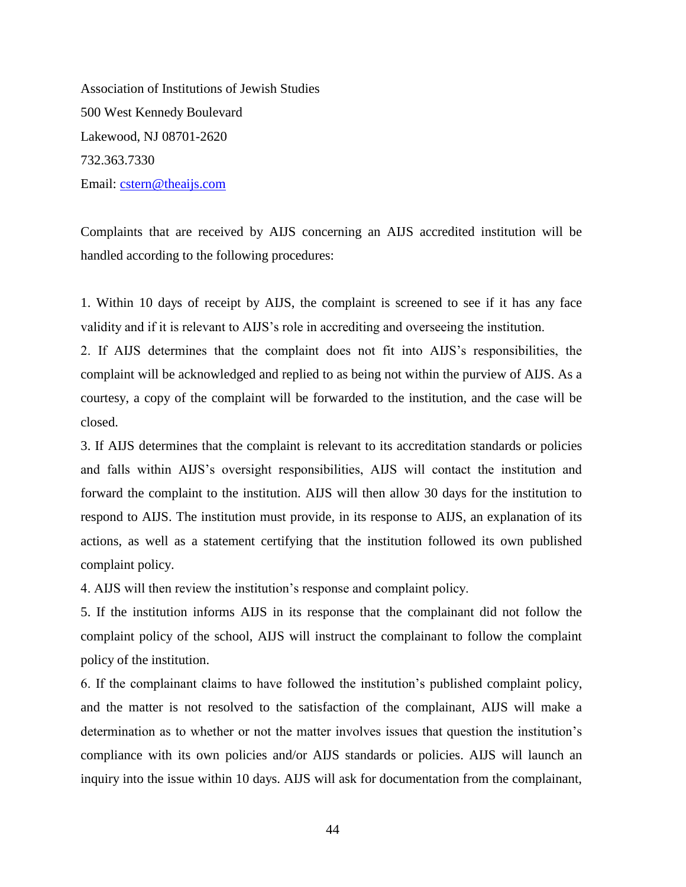Association of Institutions of Jewish Studies

500 West Kennedy Boulevard

Lakewood, NJ 08701-2620

732.363.7330

Email: cstern@theaijs.com

Complaints that are received by AIJS concerning an AIJS accredited institution will be handled according to the following procedures:

1. Within 10 days of receipt by AIJS, the complaint is screened to see if it has any face validity and if it is relevant to AIJS's role in accrediting and overseeing the institution.
2. If AIJS determines that the complaint does not fit into AIJS's responsibilities, the complaint will be acknowledged and replied to as being not within the purview of AIJS. As a courtesy, a copy of the complaint will be forwarded to the institution, and the case will be closed.
3. If AIJS determines that the complaint is relevant to its accreditation standards or policies and falls within AIJS's oversight responsibilities, AIJS will contact the institution and forward the complaint to the institution. AIJS will then allow 30 days for the institution to respond to AIJS. The institution must provide, in its response to AIJS, an explanation of its actions, as well as a statement certifying that the institution followed its own published complaint policy.
4. AIJS will then review the institution's response and complaint policy.
5. If the institution informs AIJS in its response that the complainant did not follow the complaint policy of the school, AIJS will instruct the complainant to follow the complaint policy of the institution.
6. If the complainant claims to have followed the institution's published complaint policy, and the matter is not resolved to the satisfaction of the complainant, AIJS will make a determination as to whether or not the matter involves issues that question the institution's compliance with its own policies and/or AIJS standards or policies. AIJS will launch an inquiry into the issue within 10 days. AIJS will ask for documentation from the complainant,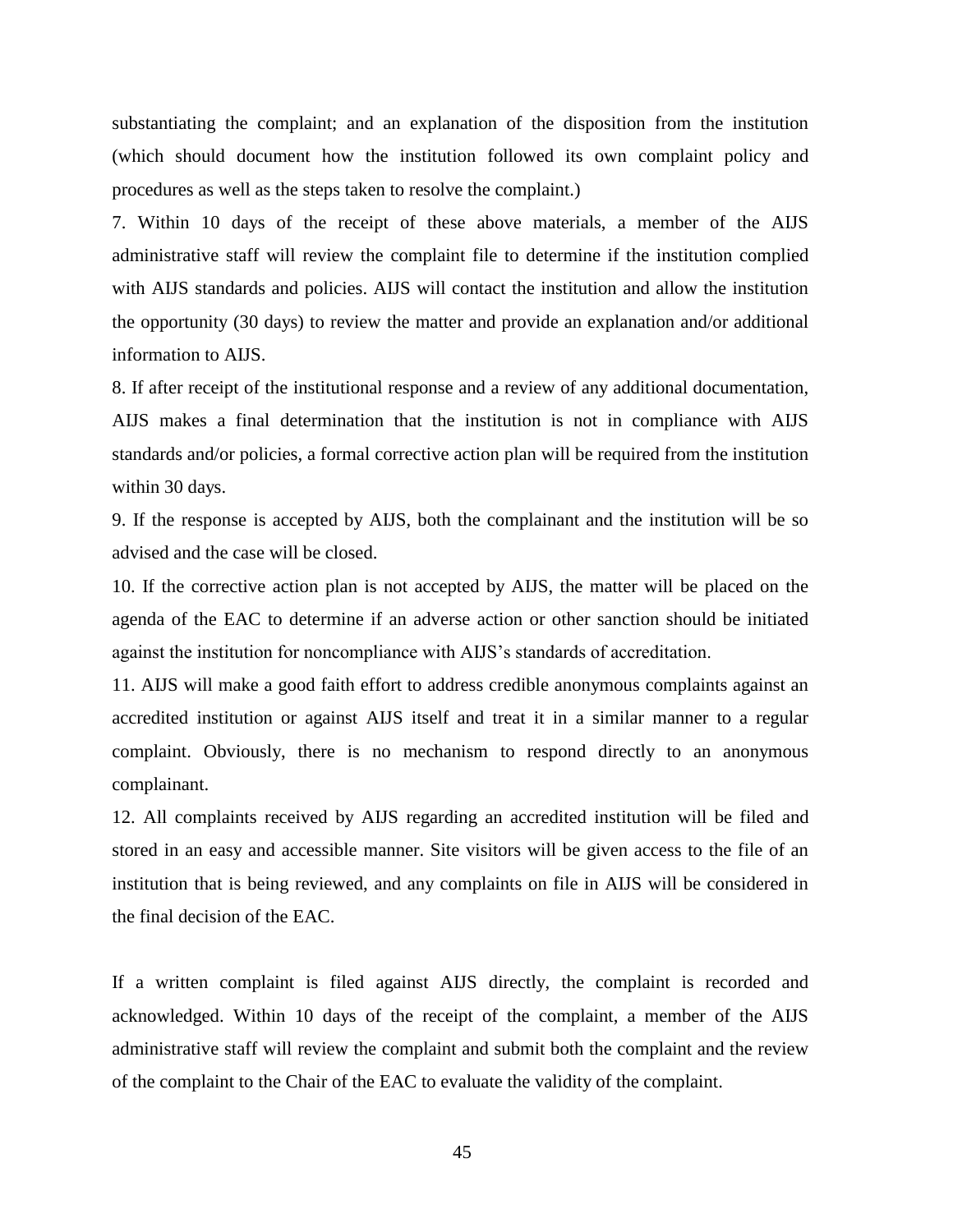substantiating the complaint; and an explanation of the disposition from the institution (which should document how the institution followed its own complaint policy and procedures as well as the steps taken to resolve the complaint.)

7. Within 10 days of the receipt of these above materials, a member of the AIJS administrative staff will review the complaint file to determine if the institution complied with AIJS standards and policies. AIJS will contact the institution and allow the institution the opportunity (30 days) to review the matter and provide an explanation and/or additional information to AIJS.

8. If after receipt of the institutional response and a review of any additional documentation, AIJS makes a final determination that the institution is not in compliance with AIJS standards and/or policies, a formal corrective action plan will be required from the institution within 30 days.

9. If the response is accepted by AIJS, both the complainant and the institution will be so advised and the case will be closed.

10. If the corrective action plan is not accepted by AIJS, the matter will be placed on the agenda of the EAC to determine if an adverse action or other sanction should be initiated against the institution for noncompliance with AIJS's standards of accreditation.

11. AIJS will make a good faith effort to address credible anonymous complaints against an accredited institution or against AIJS itself and treat it in a similar manner to a regular complaint. Obviously, there is no mechanism to respond directly to an anonymous complainant.

12. All complaints received by AIJS regarding an accredited institution will be filed and stored in an easy and accessible manner. Site visitors will be given access to the file of an institution that is being reviewed, and any complaints on file in AIJS will be considered in the final decision of the EAC.

If a written complaint is filed against AIJS directly, the complaint is recorded and acknowledged. Within 10 days of the receipt of the complaint, a member of the AIJS administrative staff will review the complaint and submit both the complaint and the review of the complaint to the Chair of the EAC to evaluate the validity of the complaint.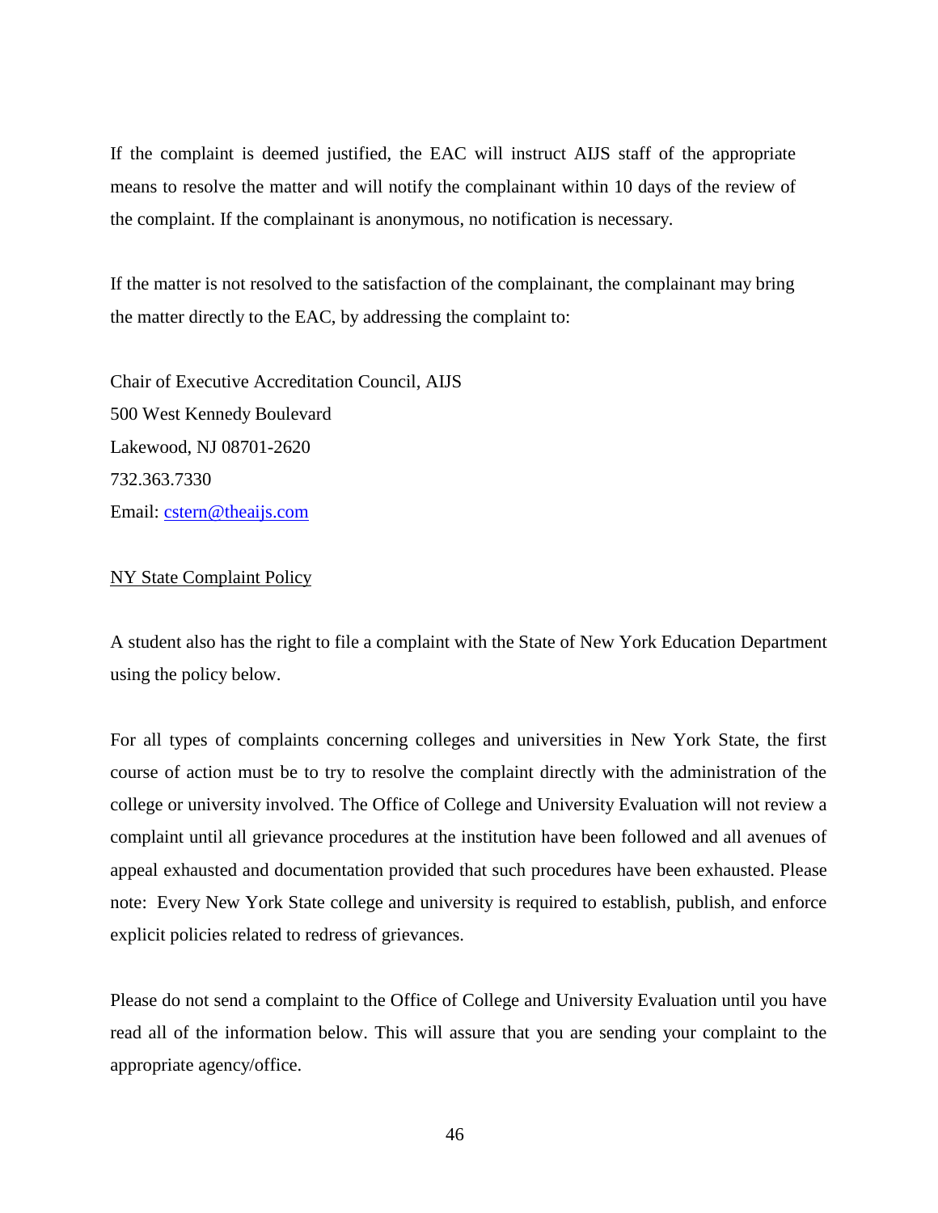If the complaint is deemed justified, the EAC will instruct AIJS staff of the appropriate means to resolve the matter and will notify the complainant within 10 days of the review of the complaint. If the complainant is anonymous, no notification is necessary.

If the matter is not resolved to the satisfaction of the complainant, the complainant may bring the matter directly to the EAC, by addressing the complaint to:

Chair of Executive Accreditation Council, AIJS
500 West Kennedy Boulevard
Lakewood, NJ 08701-2620
732.363.7330
Email: cstern@theaijs.com

<u>NY State Complaint Policy</u>

A student also has the right to file a complaint with the State of New York Education Department using the policy below.

For all types of complaints concerning colleges and universities in New York State, the first course of action must be to try to resolve the complaint directly with the administration of the college or university involved. The Office of College and University Evaluation will not review a complaint until all grievance procedures at the institution have been followed and all avenues of appeal exhausted and documentation provided that such procedures have been exhausted. Please note: Every New York State college and university is required to establish, publish, and enforce explicit policies related to redress of grievances.

Please do not send a complaint to the Office of College and University Evaluation until you have read all of the information below. This will assure that you are sending your complaint to the appropriate agency/office.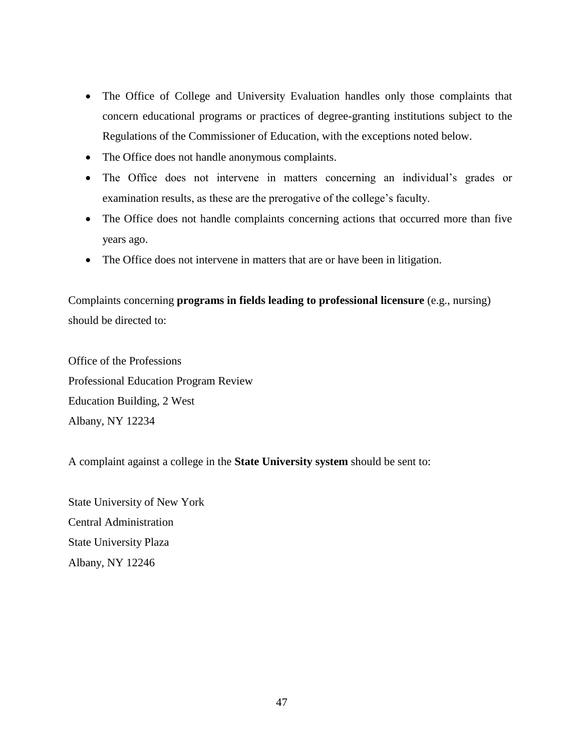- The Office of College and University Evaluation handles only those complaints that concern educational programs or practices of degree-granting institutions subject to the Regulations of the Commissioner of Education, with the exceptions noted below.
- The Office does not handle anonymous complaints.
- The Office does not intervene in matters concerning an individual's grades or examination results, as these are the prerogative of the college's faculty.
- The Office does not handle complaints concerning actions that occurred more than five years ago.
- The Office does not intervene in matters that are or have been in litigation.

Complaints concerning **programs in fields leading to professional licensure** (e.g., nursing) should be directed to:

Office of the Professions  
Professional Education Program Review  
Education Building, 2 West  
Albany, NY 12234

A complaint against a college in the **State University system** should be sent to:

State University of New York  
Central Administration  
State University Plaza  
Albany, NY 12246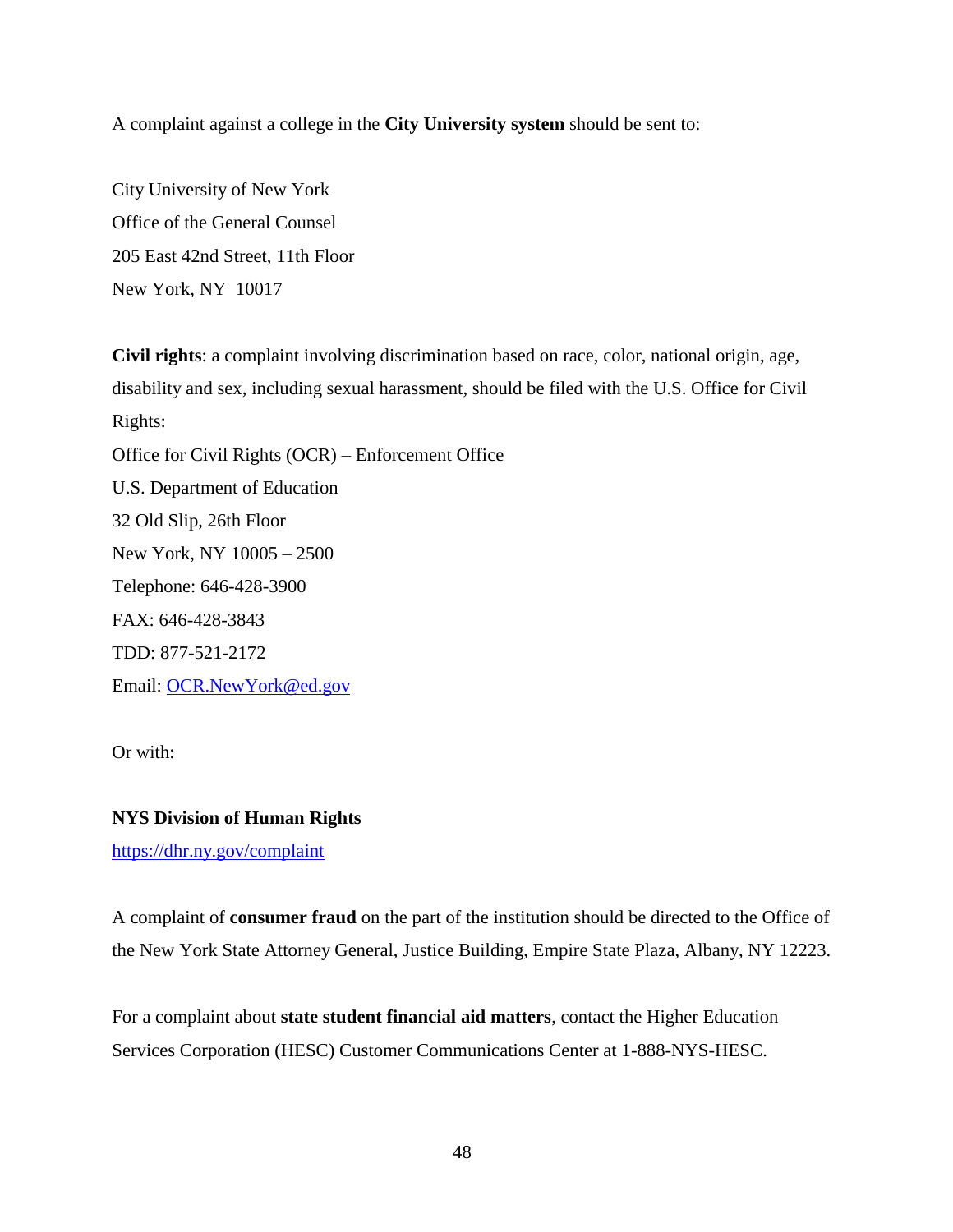A complaint against a college in the **City University system** should be sent to:

City University of New York  
Office of the General Counsel  
205 East 42nd Street, 11th Floor  
New York, NY 10017

**Civil rights**: a complaint involving discrimination based on race, color, national origin, age, disability and sex, including sexual harassment, should be filed with the U.S. Office for Civil Rights:  
Office for Civil Rights (OCR) – Enforcement Office  
U.S. Department of Education  
32 Old Slip, 26th Floor  
New York, NY 10005 – 2500  
Telephone: 646-428-3900  
FAX: 646-428-3843  
TDD: 877-521-2172  
Email: OCR.NewYork@ed.gov

Or with:

**NYS Division of Human Rights**  
https://dhr.ny.gov/complaint

A complaint of **consumer fraud** on the part of the institution should be directed to the Office of the New York State Attorney General, Justice Building, Empire State Plaza, Albany, NY 12223.

For a complaint about **state student financial aid matters**, contact the Higher Education Services Corporation (HESC) Customer Communications Center at 1-888-NYS-HESC.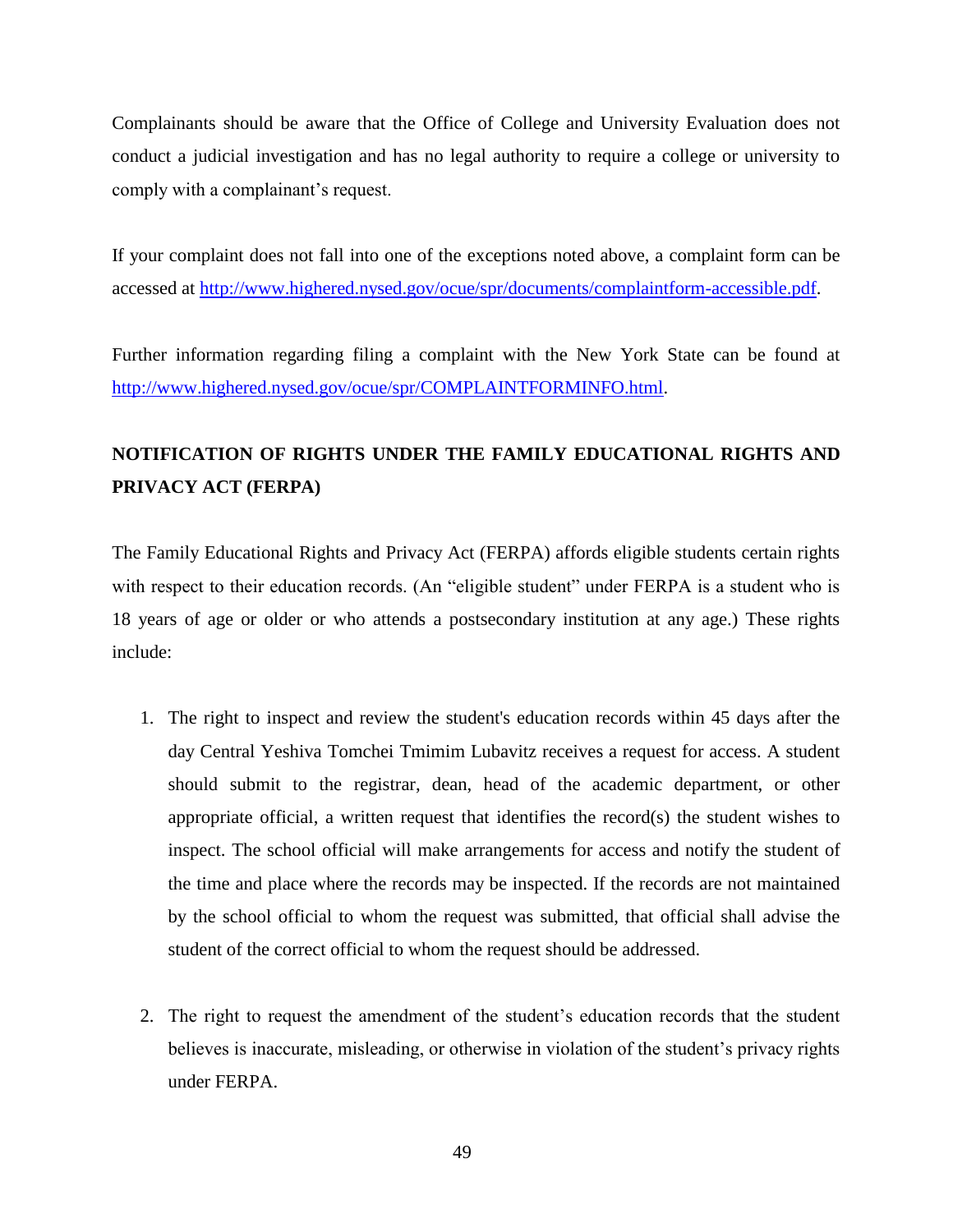Complainants should be aware that the Office of College and University Evaluation does not conduct a judicial investigation and has no legal authority to require a college or university to comply with a complainant's request.

If your complaint does not fall into one of the exceptions noted above, a complaint form can be accessed at [http://www.highered.nysed.gov/ocue/spr/documents/complaintform-accessible.pdf](http://www.highered.nysed.gov/ocue/spr/documents/complaintform-accessible.pdf).

Further information regarding filing a complaint with the New York State can be found at [http://www.highered.nysed.gov/ocue/spr/COMPLAINTFORMINFO.html](http://www.highered.nysed.gov/ocue/spr/COMPLAINTFORMINFO.html).

## NOTIFICATION OF RIGHTS UNDER THE FAMILY EDUCATIONAL RIGHTS AND PRIVACY ACT (FERPA)

The Family Educational Rights and Privacy Act (FERPA) affords eligible students certain rights with respect to their education records. (An "eligible student" under FERPA is a student who is 18 years of age or older or who attends a postsecondary institution at any age.) These rights include:

1. The right to inspect and review the student's education records within 45 days after the day Central Yeshiva Tomchei Tmimim Lubavitz receives a request for access. A student should submit to the registrar, dean, head of the academic department, or other appropriate official, a written request that identifies the record(s) the student wishes to inspect. The school official will make arrangements for access and notify the student of the time and place where the records may be inspected. If the records are not maintained by the school official to whom the request was submitted, that official shall advise the student of the correct official to whom the request should be addressed.

2. The right to request the amendment of the student's education records that the student believes is inaccurate, misleading, or otherwise in violation of the student's privacy rights under FERPA.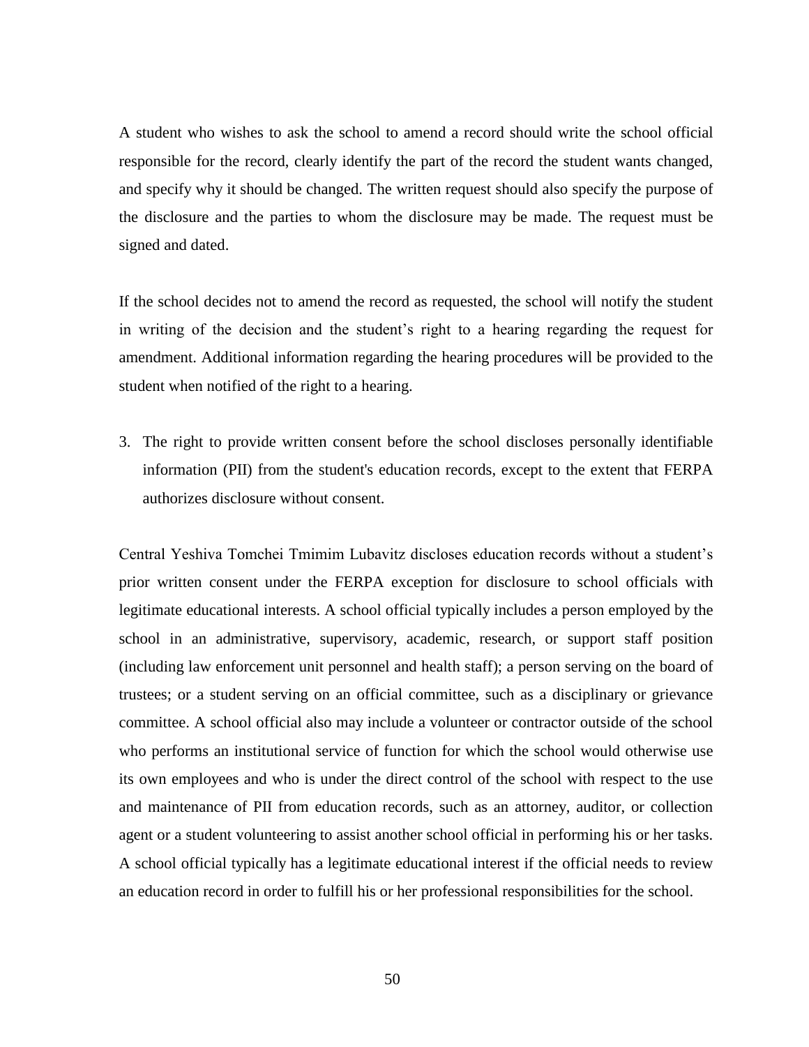A student who wishes to ask the school to amend a record should write the school official responsible for the record, clearly identify the part of the record the student wants changed, and specify why it should be changed. The written request should also specify the purpose of the disclosure and the parties to whom the disclosure may be made. The request must be signed and dated.

If the school decides not to amend the record as requested, the school will notify the student in writing of the decision and the student's right to a hearing regarding the request for amendment. Additional information regarding the hearing procedures will be provided to the student when notified of the right to a hearing.

3. The right to provide written consent before the school discloses personally identifiable information (PII) from the student's education records, except to the extent that FERPA authorizes disclosure without consent.

Central Yeshiva Tomchei Tmimim Lubavitz discloses education records without a student's prior written consent under the FERPA exception for disclosure to school officials with legitimate educational interests. A school official typically includes a person employed by the school in an administrative, supervisory, academic, research, or support staff position (including law enforcement unit personnel and health staff); a person serving on the board of trustees; or a student serving on an official committee, such as a disciplinary or grievance committee. A school official also may include a volunteer or contractor outside of the school who performs an institutional service of function for which the school would otherwise use its own employees and who is under the direct control of the school with respect to the use and maintenance of PII from education records, such as an attorney, auditor, or collection agent or a student volunteering to assist another school official in performing his or her tasks. A school official typically has a legitimate educational interest if the official needs to review an education record in order to fulfill his or her professional responsibilities for the school.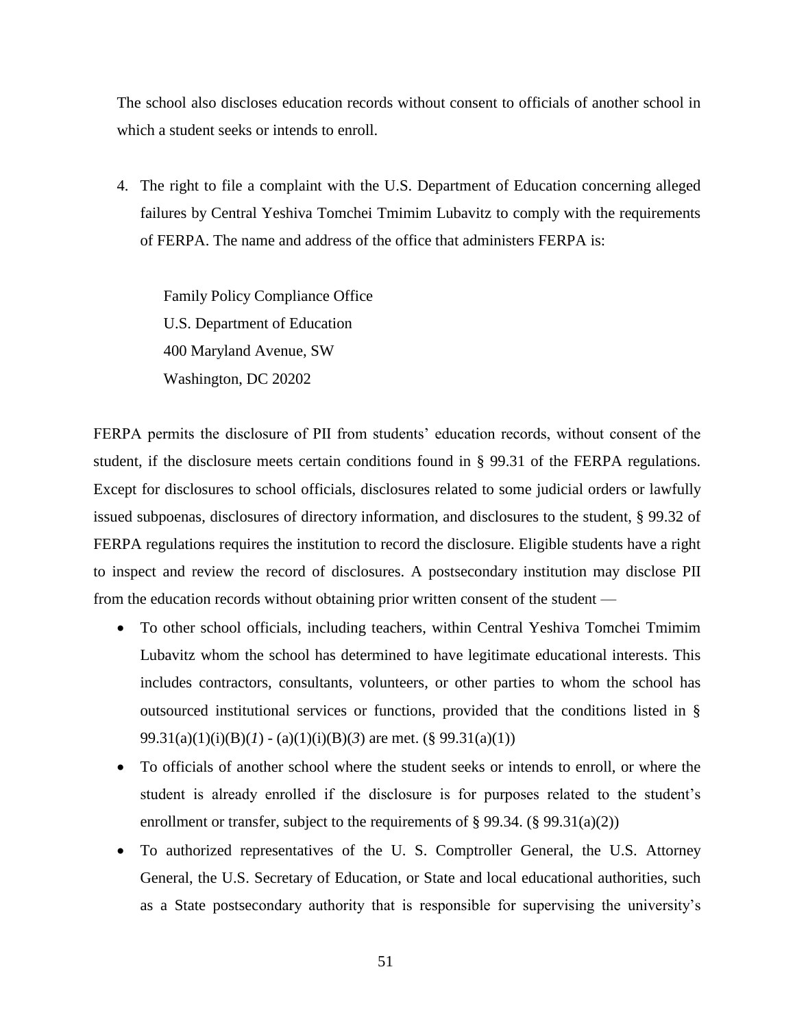The school also discloses education records without consent to officials of another school in which a student seeks or intends to enroll.

4. The right to file a complaint with the U.S. Department of Education concerning alleged failures by Central Yeshiva Tomchei Tmimim Lubavitz to comply with the requirements of FERPA. The name and address of the office that administers FERPA is:

   Family Policy Compliance Office
   U.S. Department of Education
   400 Maryland Avenue, SW
   Washington, DC 20202

FERPA permits the disclosure of PII from students' education records, without consent of the student, if the disclosure meets certain conditions found in § 99.31 of the FERPA regulations. Except for disclosures to school officials, disclosures related to some judicial orders or lawfully issued subpoenas, disclosures of directory information, and disclosures to the student, § 99.32 of FERPA regulations requires the institution to record the disclosure. Eligible students have a right to inspect and review the record of disclosures. A postsecondary institution may disclose PII from the education records without obtaining prior written consent of the student —

- To other school officials, including teachers, within Central Yeshiva Tomchei Tmimim Lubavitz whom the school has determined to have legitimate educational interests. This includes contractors, consultants, volunteers, or other parties to whom the school has outsourced institutional services or functions, provided that the conditions listed in § 99.31(a)(1)(i)(B)(*1*) - (a)(1)(i)(B)(*3*) are met. (§ 99.31(a)(1))
- To officials of another school where the student seeks or intends to enroll, or where the student is already enrolled if the disclosure is for purposes related to the student's enrollment or transfer, subject to the requirements of § 99.34. (§ 99.31(a)(2))
- To authorized representatives of the U. S. Comptroller General, the U.S. Attorney General, the U.S. Secretary of Education, or State and local educational authorities, such as a State postsecondary authority that is responsible for supervising the university's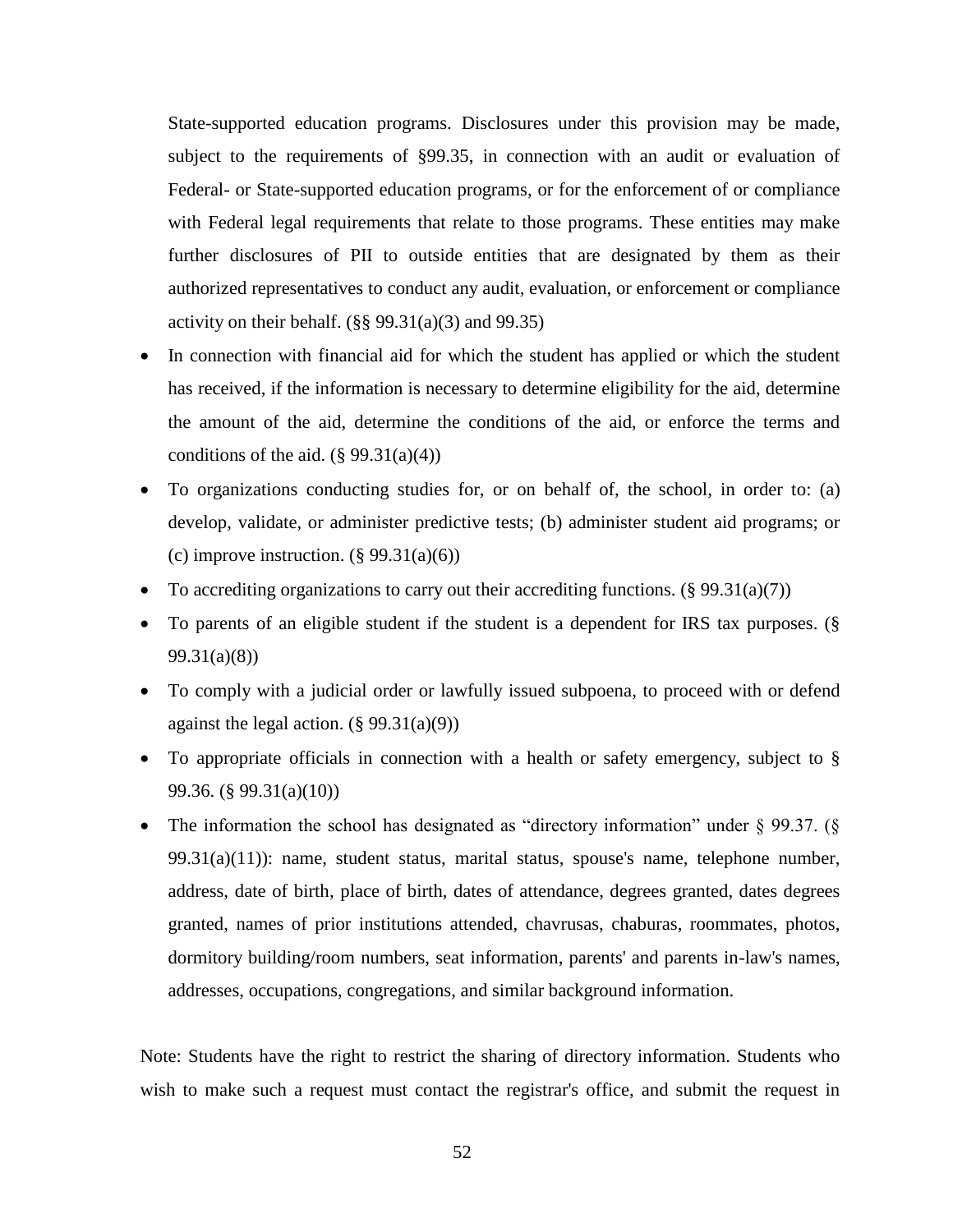State-supported education programs. Disclosures under this provision may be made, subject to the requirements of §99.35, in connection with an audit or evaluation of Federal- or State-supported education programs, or for the enforcement of or compliance with Federal legal requirements that relate to those programs. These entities may make further disclosures of PII to outside entities that are designated by them as their authorized representatives to conduct any audit, evaluation, or enforcement or compliance activity on their behalf. (§§ 99.31(a)(3) and 99.35)

- In connection with financial aid for which the student has applied or which the student has received, if the information is necessary to determine eligibility for the aid, determine the amount of the aid, determine the conditions of the aid, or enforce the terms and conditions of the aid. (§ 99.31(a)(4))
- To organizations conducting studies for, or on behalf of, the school, in order to: (a) develop, validate, or administer predictive tests; (b) administer student aid programs; or (c) improve instruction. (§ 99.31(a)(6))
- To accrediting organizations to carry out their accrediting functions. (§ 99.31(a)(7))
- To parents of an eligible student if the student is a dependent for IRS tax purposes. (§ 99.31(a)(8))
- To comply with a judicial order or lawfully issued subpoena, to proceed with or defend against the legal action. (§ 99.31(a)(9))
- To appropriate officials in connection with a health or safety emergency, subject to § 99.36. (§ 99.31(a)(10))
- The information the school has designated as "directory information" under § 99.37. (§ 99.31(a)(11)): name, student status, marital status, spouse's name, telephone number, address, date of birth, place of birth, dates of attendance, degrees granted, dates degrees granted, names of prior institutions attended, chavrusas, chaburas, roommates, photos, dormitory building/room numbers, seat information, parents' and parents in-law's names, addresses, occupations, congregations, and similar background information.

Note: Students have the right to restrict the sharing of directory information. Students who wish to make such a request must contact the registrar's office, and submit the request in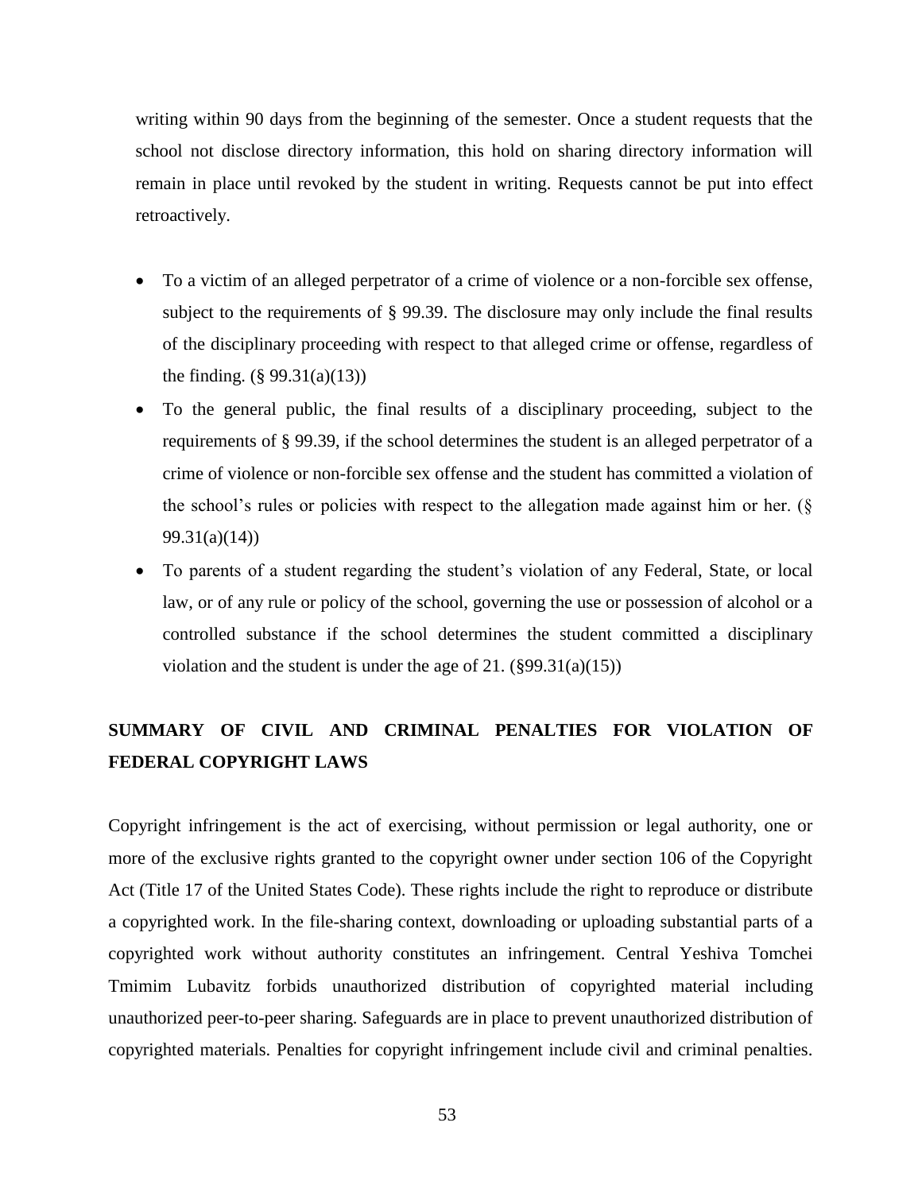writing within 90 days from the beginning of the semester. Once a student requests that the school not disclose directory information, this hold on sharing directory information will remain in place until revoked by the student in writing. Requests cannot be put into effect retroactively.

- To a victim of an alleged perpetrator of a crime of violence or a non-forcible sex offense, subject to the requirements of § 99.39. The disclosure may only include the final results of the disciplinary proceeding with respect to that alleged crime or offense, regardless of the finding. (§ 99.31(a)(13))
- To the general public, the final results of a disciplinary proceeding, subject to the requirements of § 99.39, if the school determines the student is an alleged perpetrator of a crime of violence or non-forcible sex offense and the student has committed a violation of the school's rules or policies with respect to the allegation made against him or her. (§ 99.31(a)(14))
- To parents of a student regarding the student's violation of any Federal, State, or local law, or of any rule or policy of the school, governing the use or possession of alcohol or a controlled substance if the school determines the student committed a disciplinary violation and the student is under the age of 21. (§99.31(a)(15))

## SUMMARY OF CIVIL AND CRIMINAL PENALTIES FOR VIOLATION OF FEDERAL COPYRIGHT LAWS

Copyright infringement is the act of exercising, without permission or legal authority, one or more of the exclusive rights granted to the copyright owner under section 106 of the Copyright Act (Title 17 of the United States Code). These rights include the right to reproduce or distribute a copyrighted work. In the file-sharing context, downloading or uploading substantial parts of a copyrighted work without authority constitutes an infringement. Central Yeshiva Tomchei Tmimim Lubavitz forbids unauthorized distribution of copyrighted material including unauthorized peer-to-peer sharing. Safeguards are in place to prevent unauthorized distribution of copyrighted materials. Penalties for copyright infringement include civil and criminal penalties.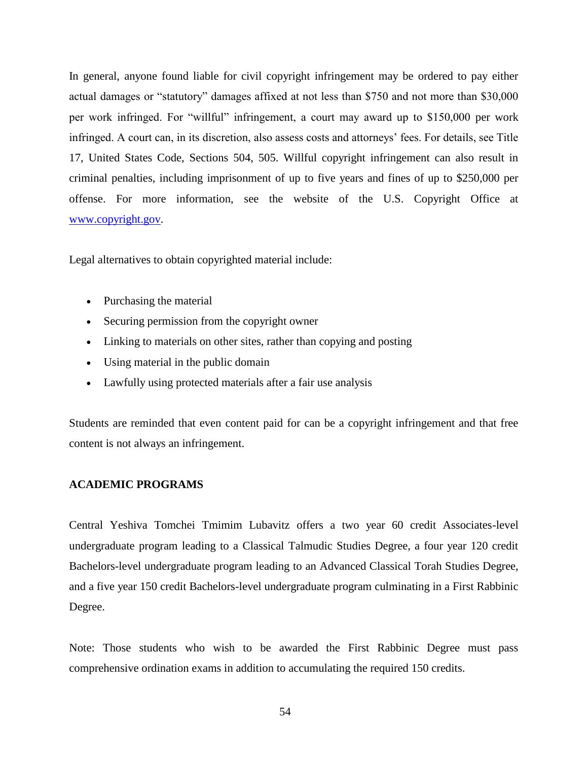In general, anyone found liable for civil copyright infringement may be ordered to pay either actual damages or "statutory" damages affixed at not less than $750 and not more than $30,000 per work infringed. For "willful" infringement, a court may award up to $150,000 per work infringed. A court can, in its discretion, also assess costs and attorneys' fees. For details, see Title 17, United States Code, Sections 504, 505. Willful copyright infringement can also result in criminal penalties, including imprisonment of up to five years and fines of up to $250,000 per offense. For more information, see the website of the U.S. Copyright Office at [www.copyright.gov](http://www.copyright.gov).

Legal alternatives to obtain copyrighted material include:

- Purchasing the material
- Securing permission from the copyright owner
- Linking to materials on other sites, rather than copying and posting
- Using material in the public domain
- Lawfully using protected materials after a fair use analysis

Students are reminded that even content paid for can be a copyright infringement and that free content is not always an infringement.

## ACADEMIC PROGRAMS

Central Yeshiva Tomchei Tmimim Lubavitz offers a two year 60 credit Associates-level undergraduate program leading to a Classical Talmudic Studies Degree, a four year 120 credit Bachelors-level undergraduate program leading to an Advanced Classical Torah Studies Degree, and a five year 150 credit Bachelors-level undergraduate program culminating in a First Rabbinic Degree.

Note: Those students who wish to be awarded the First Rabbinic Degree must pass comprehensive ordination exams in addition to accumulating the required 150 credits.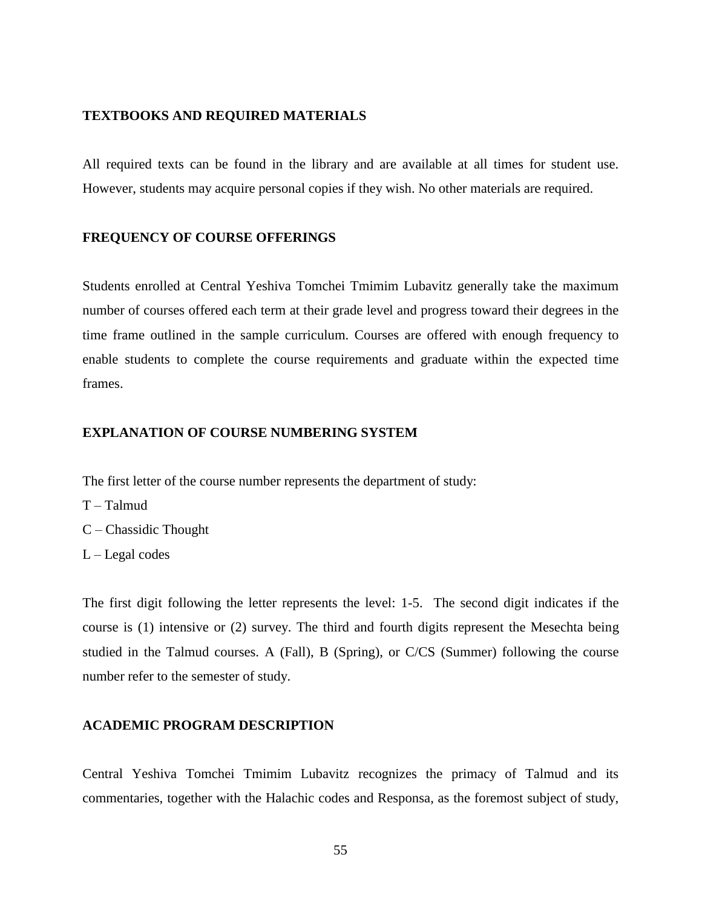## TEXTBOOKS AND REQUIRED MATERIALS

All required texts can be found in the library and are available at all times for student use. However, students may acquire personal copies if they wish. No other materials are required.

## FREQUENCY OF COURSE OFFERINGS

Students enrolled at Central Yeshiva Tomchei Tmimim Lubavitz generally take the maximum number of courses offered each term at their grade level and progress toward their degrees in the time frame outlined in the sample curriculum. Courses are offered with enough frequency to enable students to complete the course requirements and graduate within the expected time frames.

## EXPLANATION OF COURSE NUMBERING SYSTEM

The first letter of the course number represents the department of study:

T – Talmud

C – Chassidic Thought

L – Legal codes

The first digit following the letter represents the level: 1-5. The second digit indicates if the course is (1) intensive or (2) survey. The third and fourth digits represent the Mesechta being studied in the Talmud courses. A (Fall), B (Spring), or C/CS (Summer) following the course number refer to the semester of study.

## ACADEMIC PROGRAM DESCRIPTION

Central Yeshiva Tomchei Tmimim Lubavitz recognizes the primacy of Talmud and its commentaries, together with the Halachic codes and Responsa, as the foremost subject of study,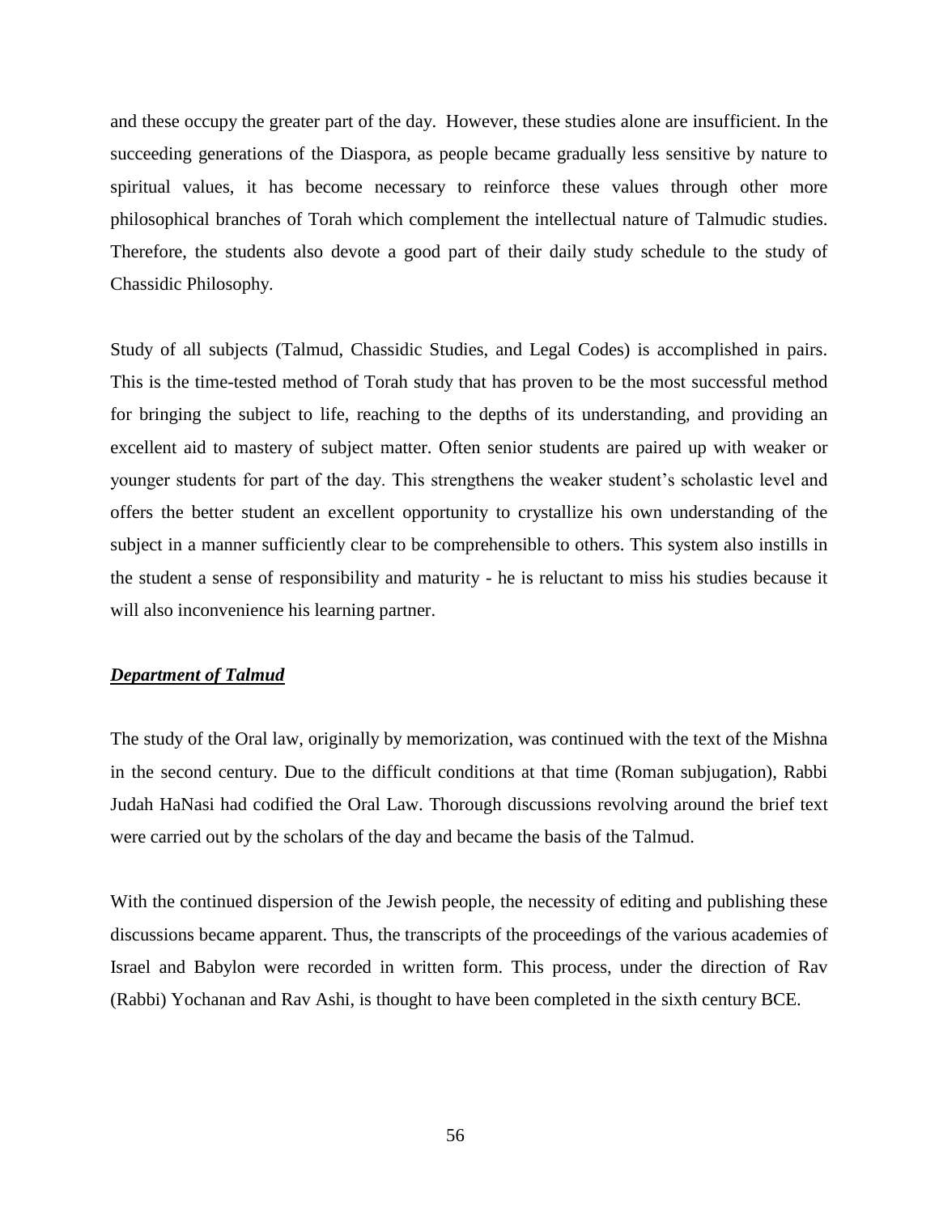and these occupy the greater part of the day. However, these studies alone are insufficient. In the succeeding generations of the Diaspora, as people became gradually less sensitive by nature to spiritual values, it has become necessary to reinforce these values through other more philosophical branches of Torah which complement the intellectual nature of Talmudic studies. Therefore, the students also devote a good part of their daily study schedule to the study of Chassidic Philosophy.

Study of all subjects (Talmud, Chassidic Studies, and Legal Codes) is accomplished in pairs. This is the time-tested method of Torah study that has proven to be the most successful method for bringing the subject to life, reaching to the depths of its understanding, and providing an excellent aid to mastery of subject matter. Often senior students are paired up with weaker or younger students for part of the day. This strengthens the weaker student's scholastic level and offers the better student an excellent opportunity to crystallize his own understanding of the subject in a manner sufficiently clear to be comprehensible to others. This system also instills in the student a sense of responsibility and maturity - he is reluctant to miss his studies because it will also inconvenience his learning partner.

***Department of Talmud***

The study of the Oral law, originally by memorization, was continued with the text of the Mishna in the second century. Due to the difficult conditions at that time (Roman subjugation), Rabbi Judah HaNasi had codified the Oral Law. Thorough discussions revolving around the brief text were carried out by the scholars of the day and became the basis of the Talmud.

With the continued dispersion of the Jewish people, the necessity of editing and publishing these discussions became apparent. Thus, the transcripts of the proceedings of the various academies of Israel and Babylon were recorded in written form. This process, under the direction of Rav (Rabbi) Yochanan and Rav Ashi, is thought to have been completed in the sixth century BCE.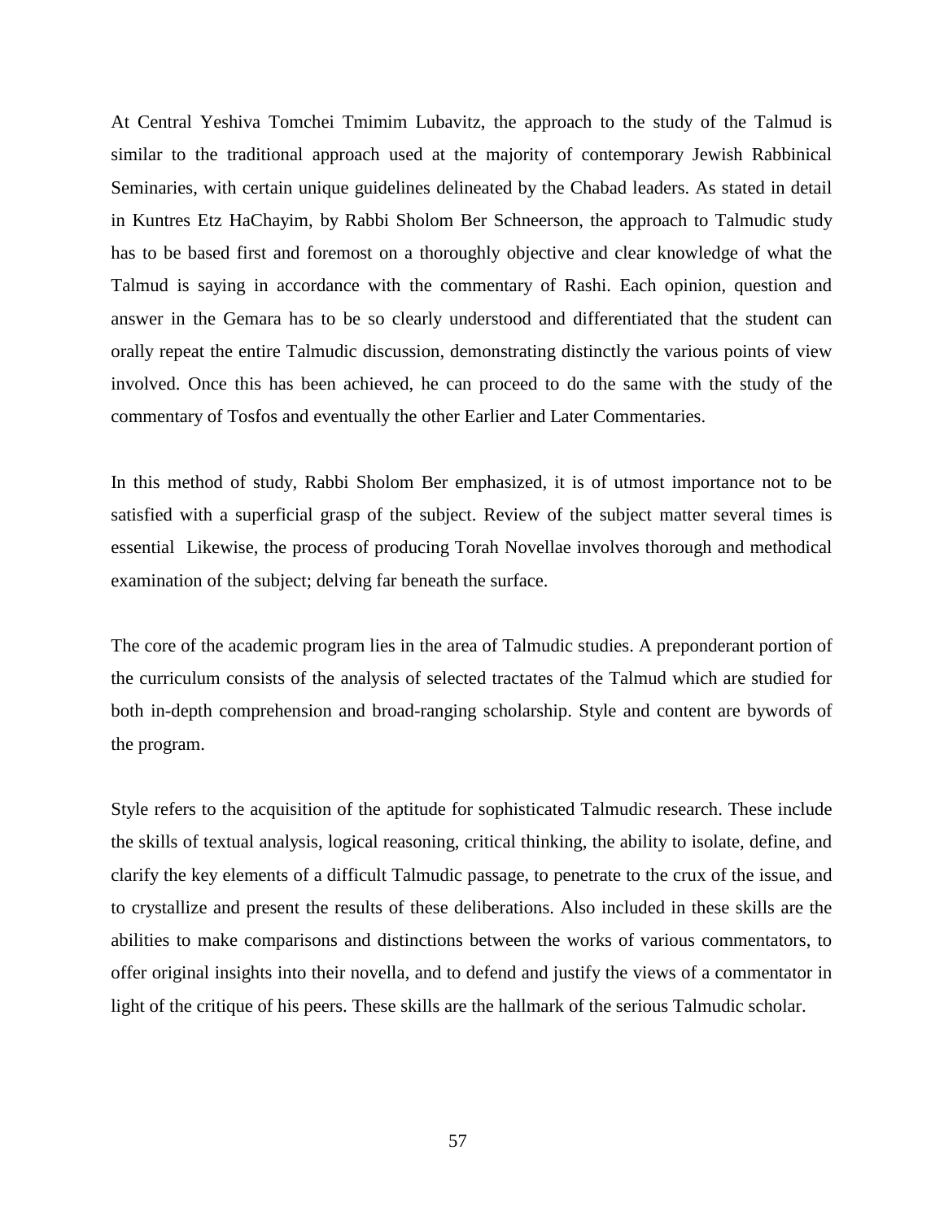At Central Yeshiva Tomchei Tmimim Lubavitz, the approach to the study of the Talmud is similar to the traditional approach used at the majority of contemporary Jewish Rabbinical Seminaries, with certain unique guidelines delineated by the Chabad leaders. As stated in detail in Kuntres Etz HaChayim, by Rabbi Sholom Ber Schneerson, the approach to Talmudic study has to be based first and foremost on a thoroughly objective and clear knowledge of what the Talmud is saying in accordance with the commentary of Rashi. Each opinion, question and answer in the Gemara has to be so clearly understood and differentiated that the student can orally repeat the entire Talmudic discussion, demonstrating distinctly the various points of view involved. Once this has been achieved, he can proceed to do the same with the study of the commentary of Tosfos and eventually the other Earlier and Later Commentaries.

In this method of study, Rabbi Sholom Ber emphasized, it is of utmost importance not to be satisfied with a superficial grasp of the subject. Review of the subject matter several times is essential  Likewise, the process of producing Torah Novellae involves thorough and methodical examination of the subject; delving far beneath the surface.

The core of the academic program lies in the area of Talmudic studies. A preponderant portion of the curriculum consists of the analysis of selected tractates of the Talmud which are studied for both in-depth comprehension and broad-ranging scholarship. Style and content are bywords of the program.

Style refers to the acquisition of the aptitude for sophisticated Talmudic research. These include the skills of textual analysis, logical reasoning, critical thinking, the ability to isolate, define, and clarify the key elements of a difficult Talmudic passage, to penetrate to the crux of the issue, and to crystallize and present the results of these deliberations. Also included in these skills are the abilities to make comparisons and distinctions between the works of various commentators, to offer original insights into their novella, and to defend and justify the views of a commentator in light of the critique of his peers. These skills are the hallmark of the serious Talmudic scholar.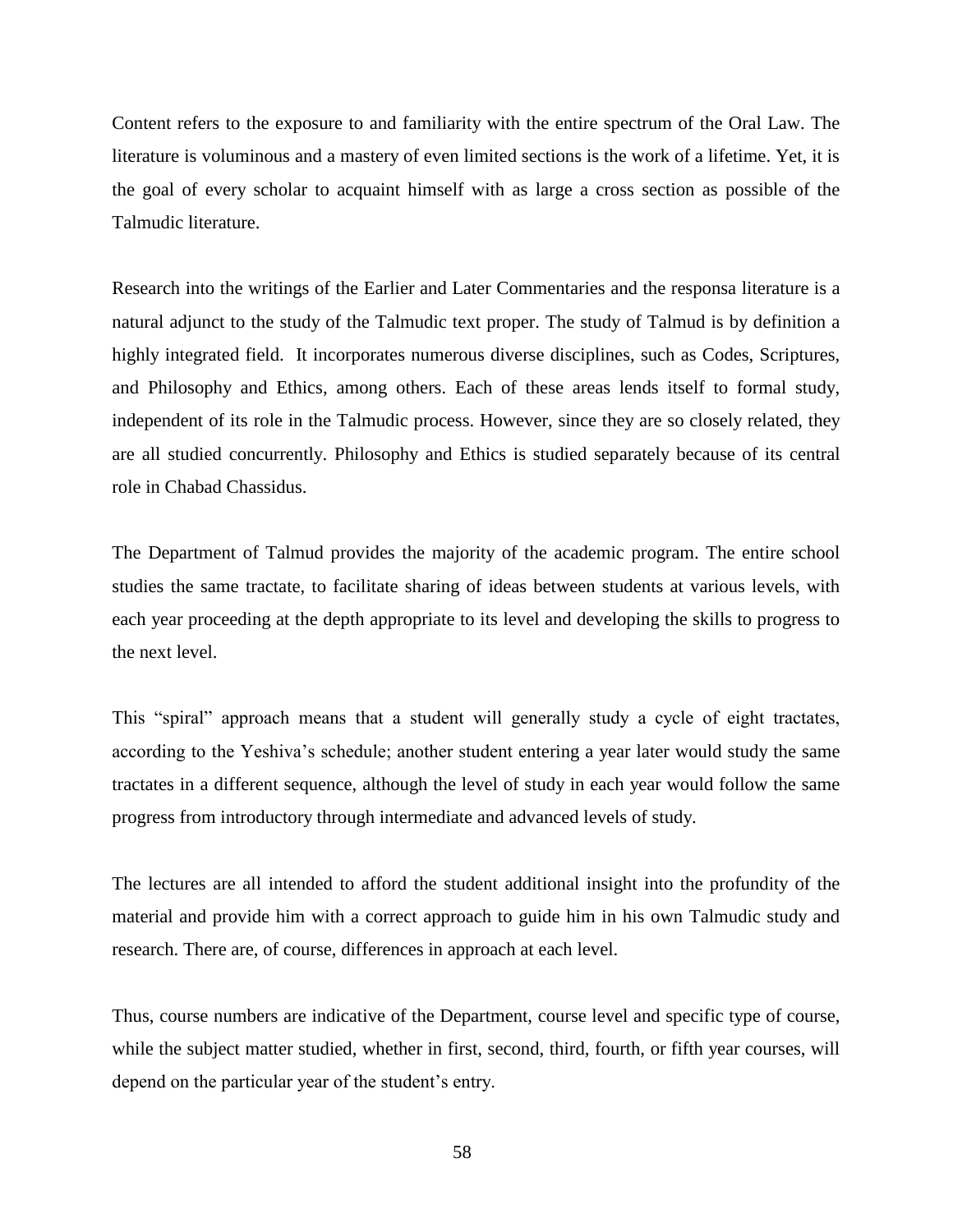Content refers to the exposure to and familiarity with the entire spectrum of the Oral Law. The literature is voluminous and a mastery of even limited sections is the work of a lifetime. Yet, it is the goal of every scholar to acquaint himself with as large a cross section as possible of the Talmudic literature.

Research into the writings of the Earlier and Later Commentaries and the responsa literature is a natural adjunct to the study of the Talmudic text proper. The study of Talmud is by definition a highly integrated field. It incorporates numerous diverse disciplines, such as Codes, Scriptures, and Philosophy and Ethics, among others. Each of these areas lends itself to formal study, independent of its role in the Talmudic process. However, since they are so closely related, they are all studied concurrently. Philosophy and Ethics is studied separately because of its central role in Chabad Chassidus.

The Department of Talmud provides the majority of the academic program. The entire school studies the same tractate, to facilitate sharing of ideas between students at various levels, with each year proceeding at the depth appropriate to its level and developing the skills to progress to the next level.

This "spiral" approach means that a student will generally study a cycle of eight tractates, according to the Yeshiva's schedule; another student entering a year later would study the same tractates in a different sequence, although the level of study in each year would follow the same progress from introductory through intermediate and advanced levels of study.

The lectures are all intended to afford the student additional insight into the profundity of the material and provide him with a correct approach to guide him in his own Talmudic study and research. There are, of course, differences in approach at each level.

Thus, course numbers are indicative of the Department, course level and specific type of course, while the subject matter studied, whether in first, second, third, fourth, or fifth year courses, will depend on the particular year of the student's entry.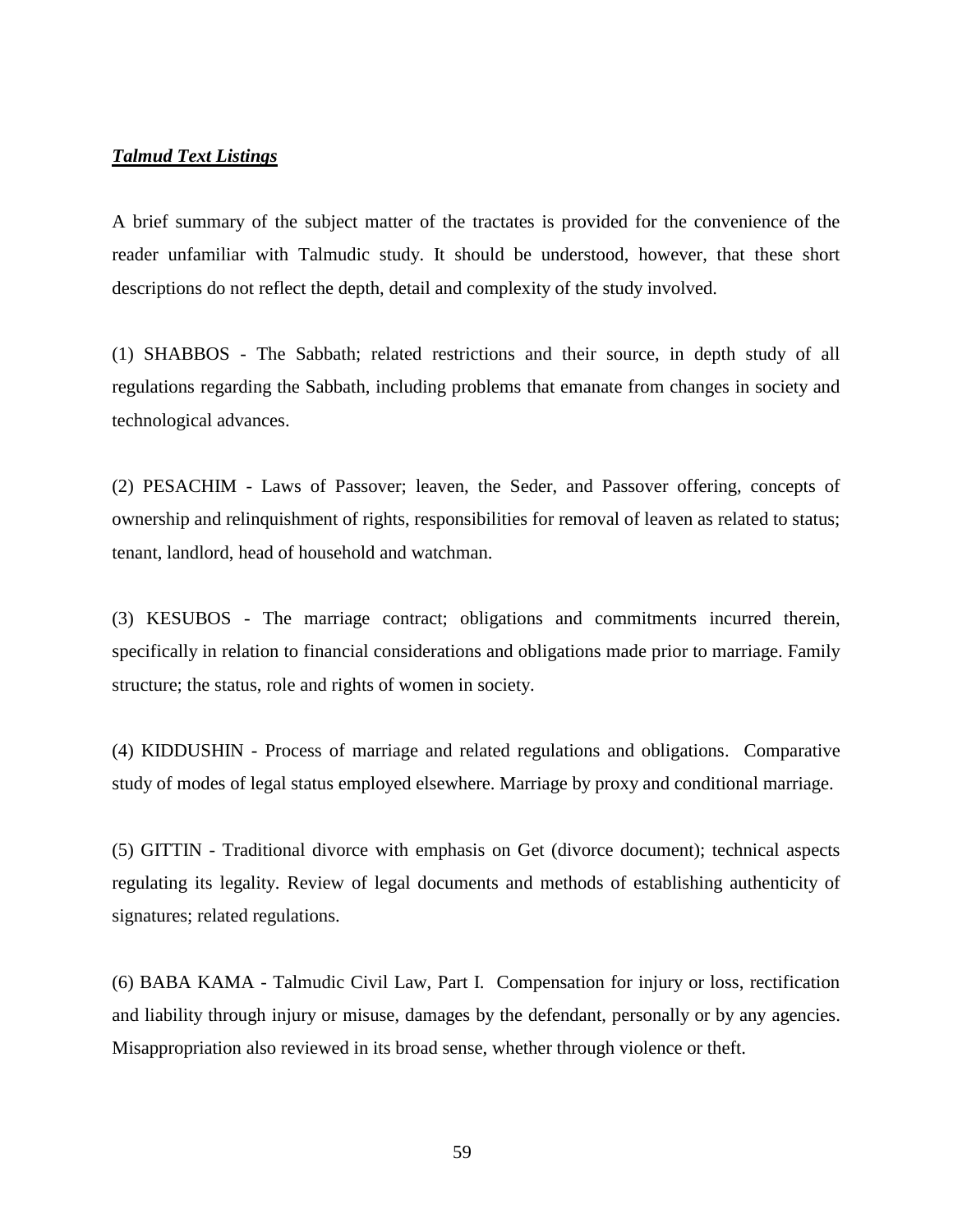***Talmud Text Listings***

A brief summary of the subject matter of the tractates is provided for the convenience of the reader unfamiliar with Talmudic study. It should be understood, however, that these short descriptions do not reflect the depth, detail and complexity of the study involved.

(1) SHABBOS - The Sabbath; related restrictions and their source, in depth study of all regulations regarding the Sabbath, including problems that emanate from changes in society and technological advances.

(2) PESACHIM - Laws of Passover; leaven, the Seder, and Passover offering, concepts of ownership and relinquishment of rights, responsibilities for removal of leaven as related to status; tenant, landlord, head of household and watchman.

(3) KESUBOS - The marriage contract; obligations and commitments incurred therein, specifically in relation to financial considerations and obligations made prior to marriage. Family structure; the status, role and rights of women in society.

(4) KIDDUSHIN - Process of marriage and related regulations and obligations. Comparative study of modes of legal status employed elsewhere. Marriage by proxy and conditional marriage.

(5) GITTIN - Traditional divorce with emphasis on Get (divorce document); technical aspects regulating its legality. Review of legal documents and methods of establishing authenticity of signatures; related regulations.

(6) BABA KAMA - Talmudic Civil Law, Part I. Compensation for injury or loss, rectification and liability through injury or misuse, damages by the defendant, personally or by any agencies. Misappropriation also reviewed in its broad sense, whether through violence or theft.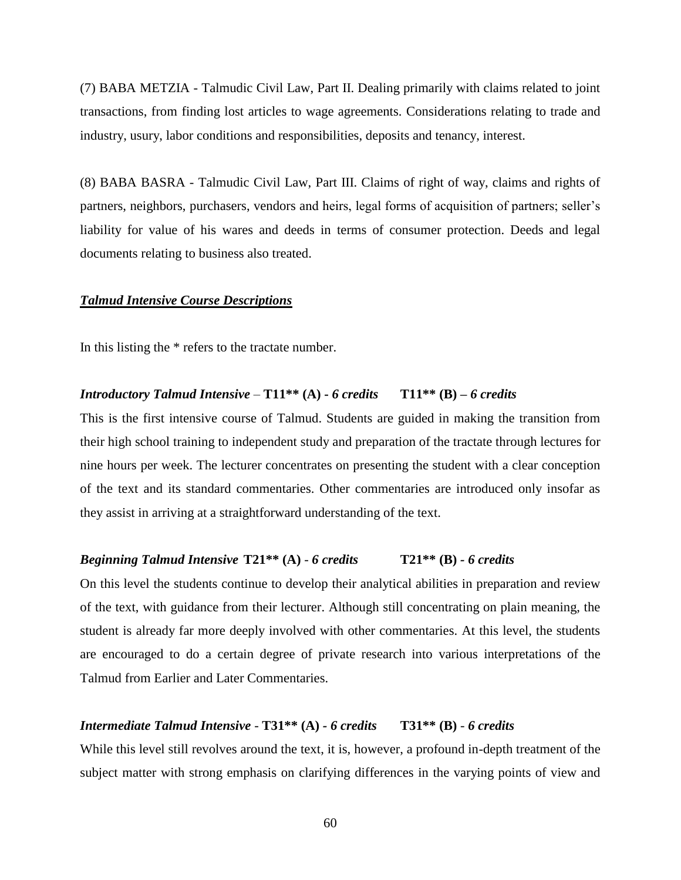(7) BABA METZIA - Talmudic Civil Law, Part II. Dealing primarily with claims related to joint transactions, from finding lost articles to wage agreements. Considerations relating to trade and industry, usury, labor conditions and responsibilities, deposits and tenancy, interest.

(8) BABA BASRA - Talmudic Civil Law, Part III. Claims of right of way, claims and rights of partners, neighbors, purchasers, vendors and heirs, legal forms of acquisition of partners; seller's liability for value of his wares and deeds in terms of consumer protection. Deeds and legal documents relating to business also treated.

***<u>Talmud Intensive Course Descriptions</u>***

In this listing the * refers to the tractate number.

***Introductory Talmud Intensive*** – **T11\*\* (A) -** ***6 credits*** **T11\*\* (B) –** ***6 credits***

This is the first intensive course of Talmud. Students are guided in making the transition from their high school training to independent study and preparation of the tractate through lectures for nine hours per week. The lecturer concentrates on presenting the student with a clear conception of the text and its standard commentaries. Other commentaries are introduced only insofar as they assist in arriving at a straightforward understanding of the text.

***Beginning Talmud Intensive*** **T21\*\* (A) -** ***6 credits*** **T21\*\* (B) -** ***6 credits***

On this level the students continue to develop their analytical abilities in preparation and review of the text, with guidance from their lecturer. Although still concentrating on plain meaning, the student is already far more deeply involved with other commentaries. At this level, the students are encouraged to do a certain degree of private research into various interpretations of the Talmud from Earlier and Later Commentaries.

***Intermediate Talmud Intensive*** - **T31\*\* (A) -** ***6 credits*** **T31\*\* (B) -** ***6 credits***

While this level still revolves around the text, it is, however, a profound in-depth treatment of the subject matter with strong emphasis on clarifying differences in the varying points of view and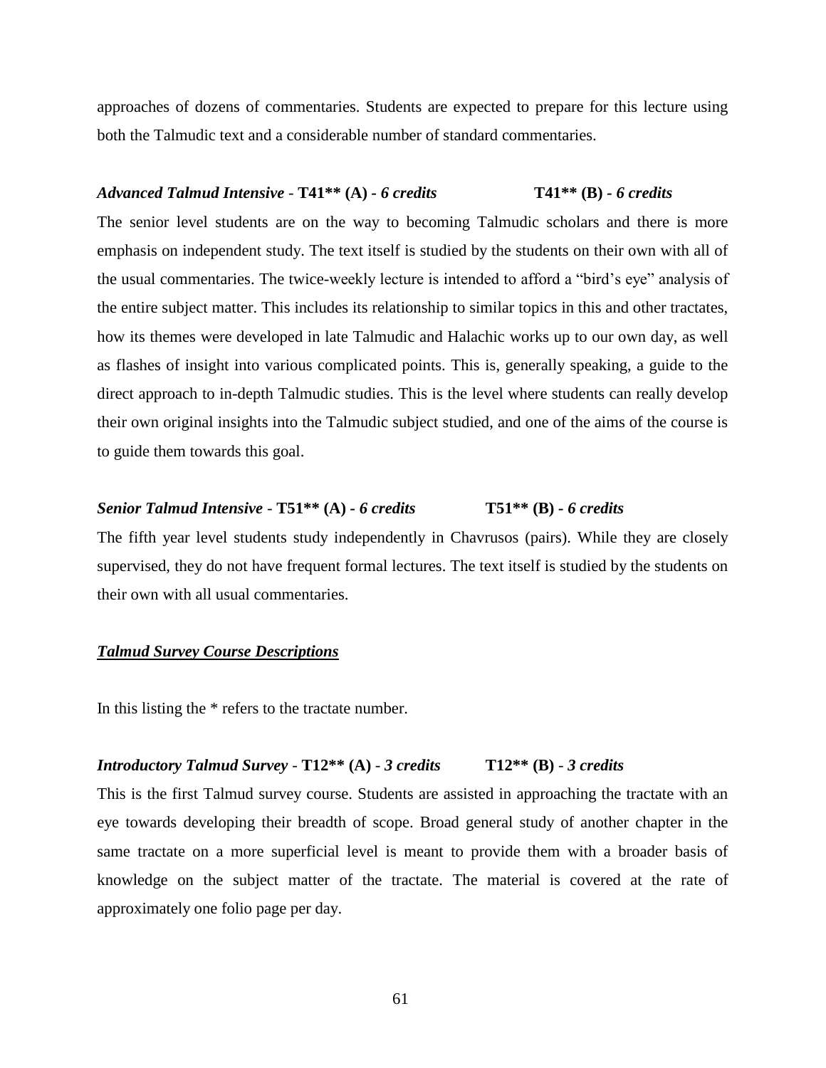approaches of dozens of commentaries. Students are expected to prepare for this lecture using both the Talmudic text and a considerable number of standard commentaries.

***Advanced Talmud Intensive* - T41** (A) - *6 credits*** **T41** (B) - *6 credits***

The senior level students are on the way to becoming Talmudic scholars and there is more emphasis on independent study. The text itself is studied by the students on their own with all of the usual commentaries. The twice-weekly lecture is intended to afford a "bird's eye" analysis of the entire subject matter. This includes its relationship to similar topics in this and other tractates, how its themes were developed in late Talmudic and Halachic works up to our own day, as well as flashes of insight into various complicated points. This is, generally speaking, a guide to the direct approach to in-depth Talmudic studies. This is the level where students can really develop their own original insights into the Talmudic subject studied, and one of the aims of the course is to guide them towards this goal.

***Senior Talmud Intensive* - T51** (A) - *6 credits*** **T51** (B) - *6 credits***

The fifth year level students study independently in Chavrusos (pairs). While they are closely supervised, they do not have frequent formal lectures. The text itself is studied by the students on their own with all usual commentaries.

***<u>Talmud Survey Course Descriptions</u>***

In this listing the * refers to the tractate number.

***Introductory Talmud Survey* - T12** (A) - *3 credits*** **T12** (B) - *3 credits***

This is the first Talmud survey course. Students are assisted in approaching the tractate with an eye towards developing their breadth of scope. Broad general study of another chapter in the same tractate on a more superficial level is meant to provide them with a broader basis of knowledge on the subject matter of the tractate. The material is covered at the rate of approximately one folio page per day.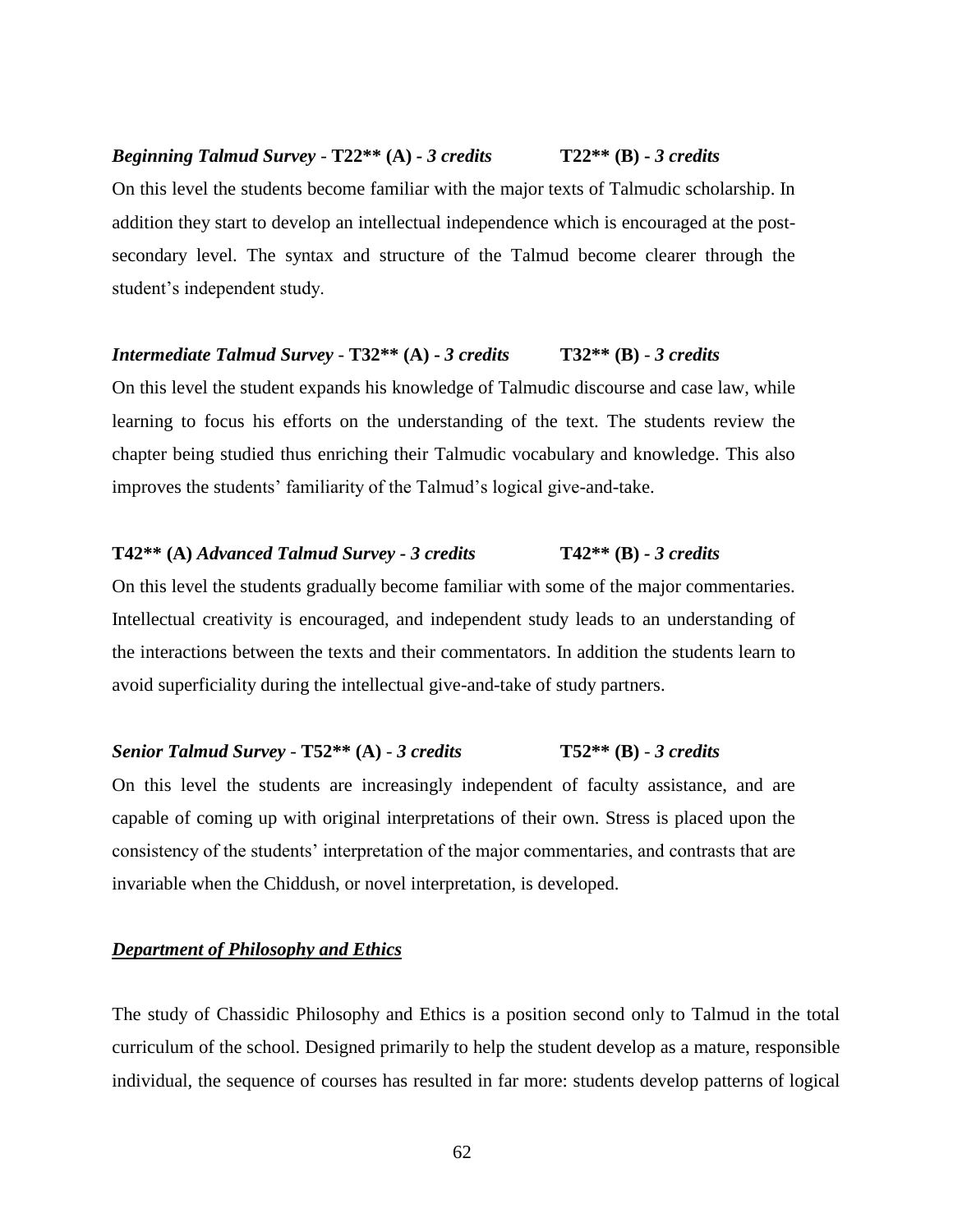***Beginning Talmud Survey* - T22\*\* (A) - *3 credits*** **T22\*\* (B) - *3 credits***

On this level the students become familiar with the major texts of Talmudic scholarship. In addition they start to develop an intellectual independence which is encouraged at the post-secondary level. The syntax and structure of the Talmud become clearer through the student's independent study.

***Intermediate Talmud Survey* - T32\*\* (A) - *3 credits*** **T32\*\* (B) - *3 credits***

On this level the student expands his knowledge of Talmudic discourse and case law, while learning to focus his efforts on the understanding of the text. The students review the chapter being studied thus enriching their Talmudic vocabulary and knowledge. This also improves the students' familiarity of the Talmud's logical give-and-take.

**T42\*\* (A) *Advanced Talmud Survey - 3 credits*** **T42\*\* (B) - *3 credits***

On this level the students gradually become familiar with some of the major commentaries. Intellectual creativity is encouraged, and independent study leads to an understanding of the interactions between the texts and their commentators. In addition the students learn to avoid superficiality during the intellectual give-and-take of study partners.

***Senior Talmud Survey* - T52\*\* (A) - *3 credits*** **T52\*\* (B) - *3 credits***

On this level the students are increasingly independent of faculty assistance, and are capable of coming up with original interpretations of their own. Stress is placed upon the consistency of the students' interpretation of the major commentaries, and contrasts that are invariable when the Chiddush, or novel interpretation, is developed.

***<u>Department of Philosophy and Ethics</u>***

The study of Chassidic Philosophy and Ethics is a position second only to Talmud in the total curriculum of the school. Designed primarily to help the student develop as a mature, responsible individual, the sequence of courses has resulted in far more: students develop patterns of logical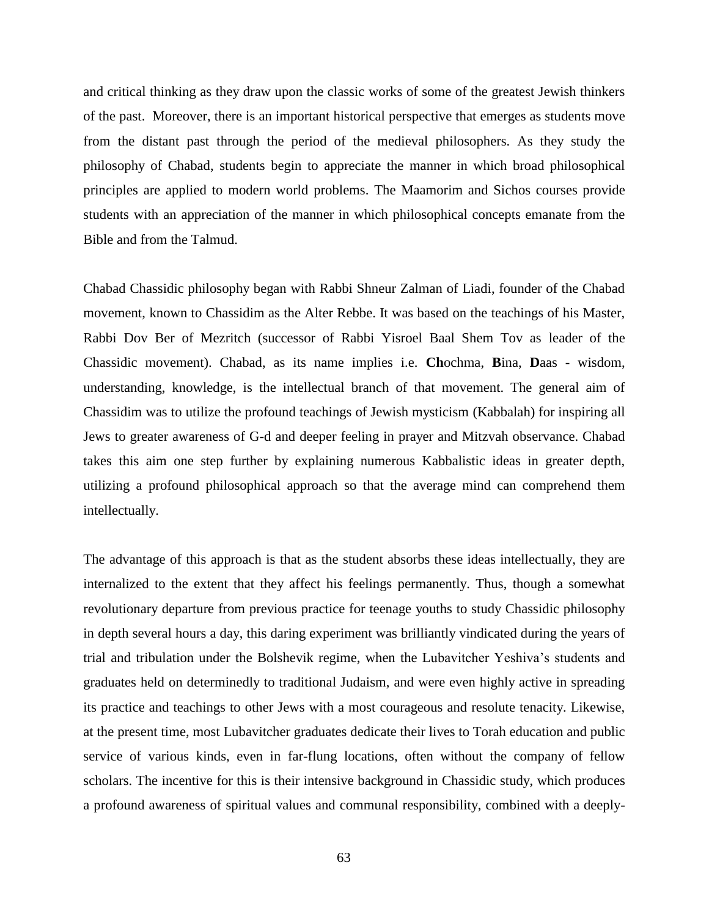and critical thinking as they draw upon the classic works of some of the greatest Jewish thinkers of the past. Moreover, there is an important historical perspective that emerges as students move from the distant past through the period of the medieval philosophers. As they study the philosophy of Chabad, students begin to appreciate the manner in which broad philosophical principles are applied to modern world problems. The Maamorim and Sichos courses provide students with an appreciation of the manner in which philosophical concepts emanate from the Bible and from the Talmud.

Chabad Chassidic philosophy began with Rabbi Shneur Zalman of Liadi, founder of the Chabad movement, known to Chassidim as the Alter Rebbe. It was based on the teachings of his Master, Rabbi Dov Ber of Mezritch (successor of Rabbi Yisroel Baal Shem Tov as leader of the Chassidic movement). Chabad, as its name implies i.e. **Ch**ochma, **B**ina, **D**aas - wisdom, understanding, knowledge, is the intellectual branch of that movement. The general aim of Chassidim was to utilize the profound teachings of Jewish mysticism (Kabbalah) for inspiring all Jews to greater awareness of G-d and deeper feeling in prayer and Mitzvah observance. Chabad takes this aim one step further by explaining numerous Kabbalistic ideas in greater depth, utilizing a profound philosophical approach so that the average mind can comprehend them intellectually.

The advantage of this approach is that as the student absorbs these ideas intellectually, they are internalized to the extent that they affect his feelings permanently. Thus, though a somewhat revolutionary departure from previous practice for teenage youths to study Chassidic philosophy in depth several hours a day, this daring experiment was brilliantly vindicated during the years of trial and tribulation under the Bolshevik regime, when the Lubavitcher Yeshiva's students and graduates held on determinedly to traditional Judaism, and were even highly active in spreading its practice and teachings to other Jews with a most courageous and resolute tenacity. Likewise, at the present time, most Lubavitcher graduates dedicate their lives to Torah education and public service of various kinds, even in far-flung locations, often without the company of fellow scholars. The incentive for this is their intensive background in Chassidic study, which produces a profound awareness of spiritual values and communal responsibility, combined with a deeply-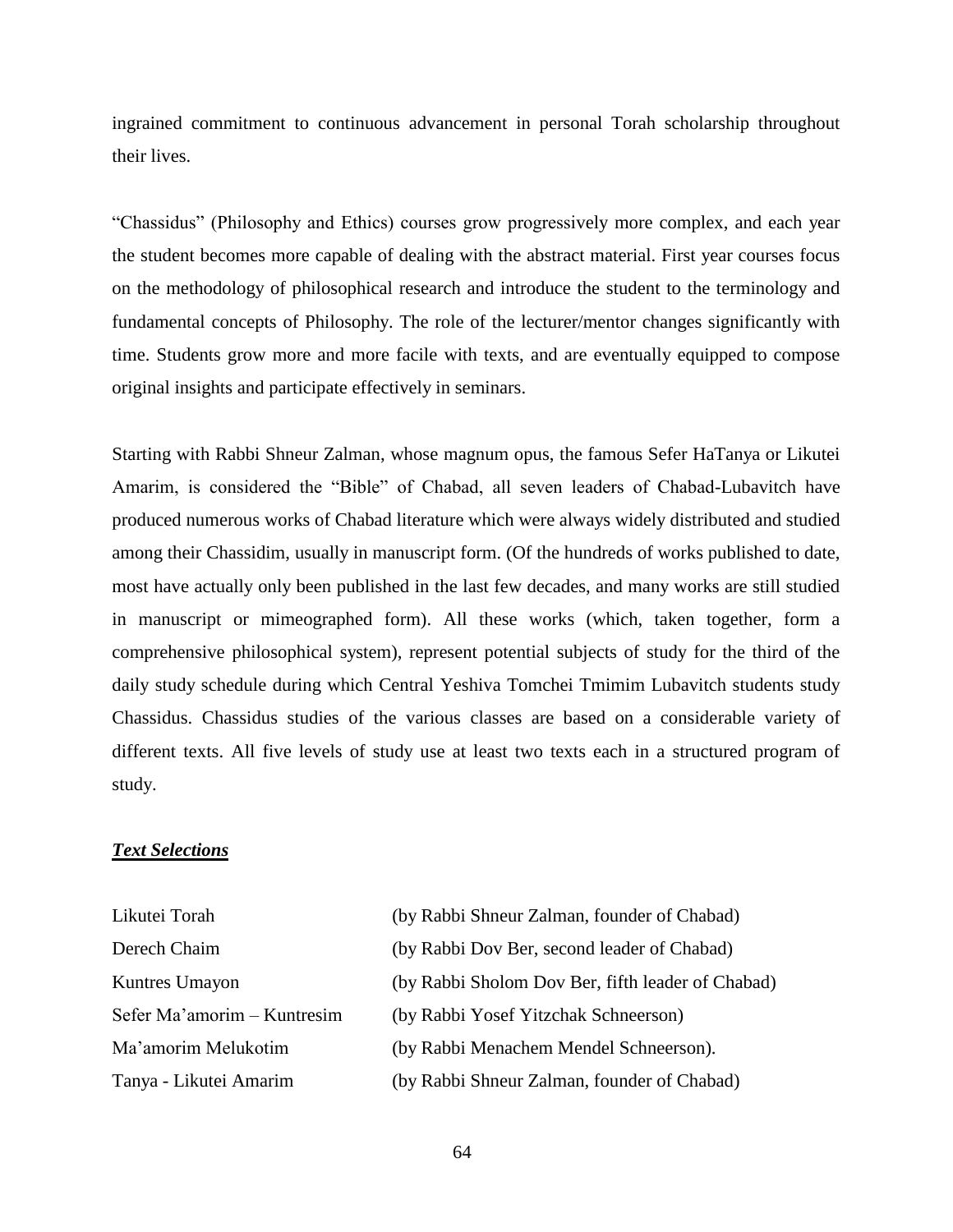ingrained commitment to continuous advancement in personal Torah scholarship throughout their lives.

"Chassidus" (Philosophy and Ethics) courses grow progressively more complex, and each year the student becomes more capable of dealing with the abstract material. First year courses focus on the methodology of philosophical research and introduce the student to the terminology and fundamental concepts of Philosophy. The role of the lecturer/mentor changes significantly with time. Students grow more and more facile with texts, and are eventually equipped to compose original insights and participate effectively in seminars.

Starting with Rabbi Shneur Zalman, whose magnum opus, the famous Sefer HaTanya or Likutei Amarim, is considered the "Bible" of Chabad, all seven leaders of Chabad-Lubavitch have produced numerous works of Chabad literature which were always widely distributed and studied among their Chassidim, usually in manuscript form. (Of the hundreds of works published to date, most have actually only been published in the last few decades, and many works are still studied in manuscript or mimeographed form). All these works (which, taken together, form a comprehensive philosophical system), represent potential subjects of study for the third of the daily study schedule during which Central Yeshiva Tomchei Tmimim Lubavitch students study Chassidus. Chassidus studies of the various classes are based on a considerable variety of different texts. All five levels of study use at least two texts each in a structured program of study.

***Text Selections***

| | |
|---|---|
| Likutei Torah | (by Rabbi Shneur Zalman, founder of Chabad) |
| Derech Chaim | (by Rabbi Dov Ber, second leader of Chabad) |
| Kuntres Umayon | (by Rabbi Sholom Dov Ber, fifth leader of Chabad) |
| Sefer Ma'amorim – Kuntresim | (by Rabbi Yosef Yitzchak Schneerson) |
| Ma'amorim Melukotim | (by Rabbi Menachem Mendel Schneerson). |
| Tanya - Likutei Amarim | (by Rabbi Shneur Zalman, founder of Chabad) |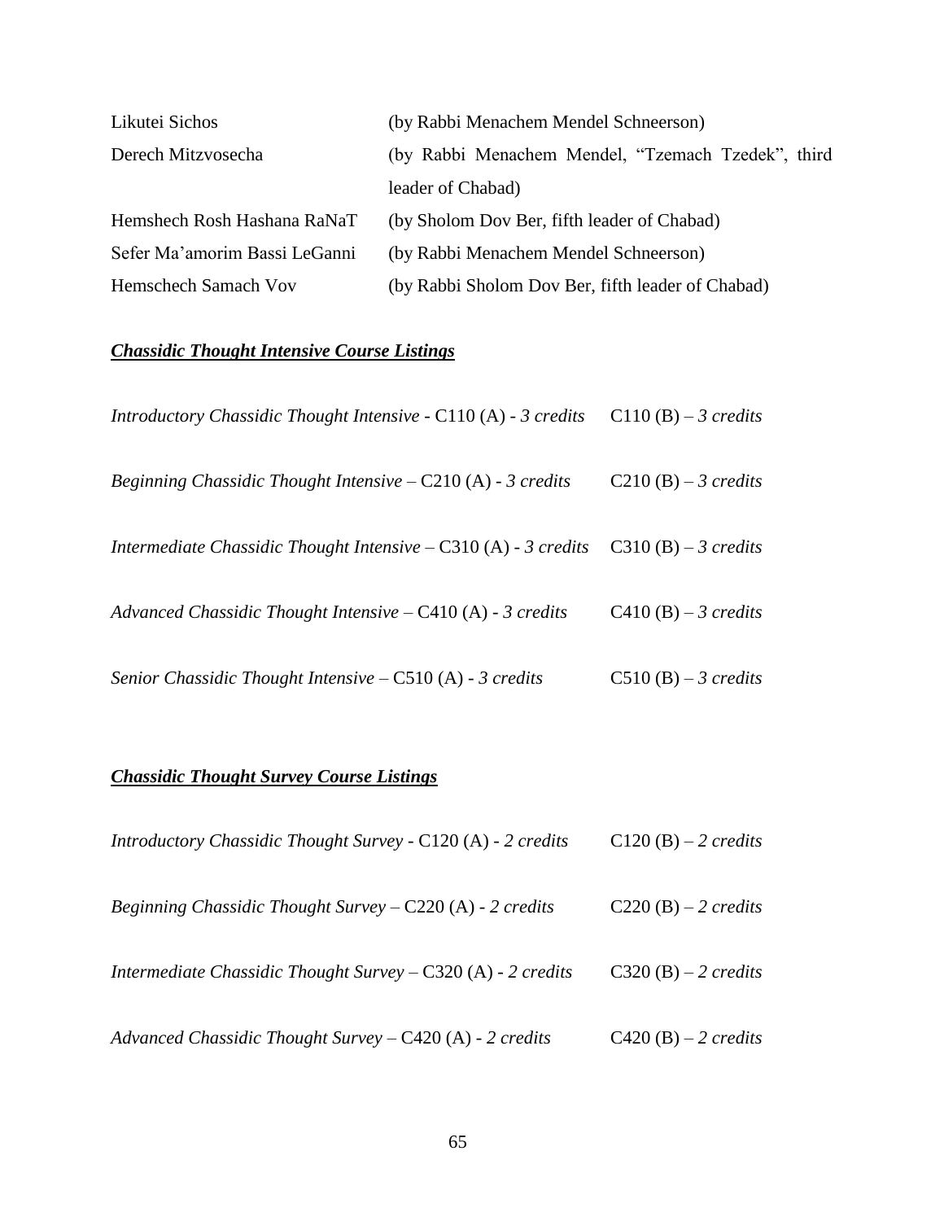| | |
|---|---|
| Likutei Sichos | (by Rabbi Menachem Mendel Schneerson) |
| Derech Mitzvosecha | (by Rabbi Menachem Mendel, "Tzemach Tzedek", third leader of Chabad) |
| Hemshech Rosh Hashana RaNaT | (by Sholom Dov Ber, fifth leader of Chabad) |
| Sefer Ma'amorim Bassi LeGanni | (by Rabbi Menachem Mendel Schneerson) |
| Hemschech Samach Vov | (by Rabbi Sholom Dov Ber, fifth leader of Chabad) |

***<u>Chassidic Thought Intensive Course Listings</u>***

*Introductory Chassidic Thought Intensive* - C110 (A) - *3 credits*    C110 (B) – *3 credits*

*Beginning Chassidic Thought Intensive* – C210 (A) - *3 credits*    C210 (B) – *3 credits*

*Intermediate Chassidic Thought Intensive* – C310 (A) - *3 credits*    C310 (B) – *3 credits*

*Advanced Chassidic Thought Intensive* – C410 (A) - *3 credits*    C410 (B) – *3 credits*

*Senior Chassidic Thought Intensive* – C510 (A) - *3 credits*    C510 (B) – *3 credits*

***<u>Chassidic Thought Survey Course Listings</u>***

*Introductory Chassidic Thought Survey* - C120 (A) - *2 credits*    C120 (B) – *2 credits*

*Beginning Chassidic Thought Survey* – C220 (A) - *2 credits*    C220 (B) – *2 credits*

*Intermediate Chassidic Thought Survey* – C320 (A) - *2 credits*    C320 (B) – *2 credits*

*Advanced Chassidic Thought Survey* – C420 (A) - *2 credits*    C420 (B) – *2 credits*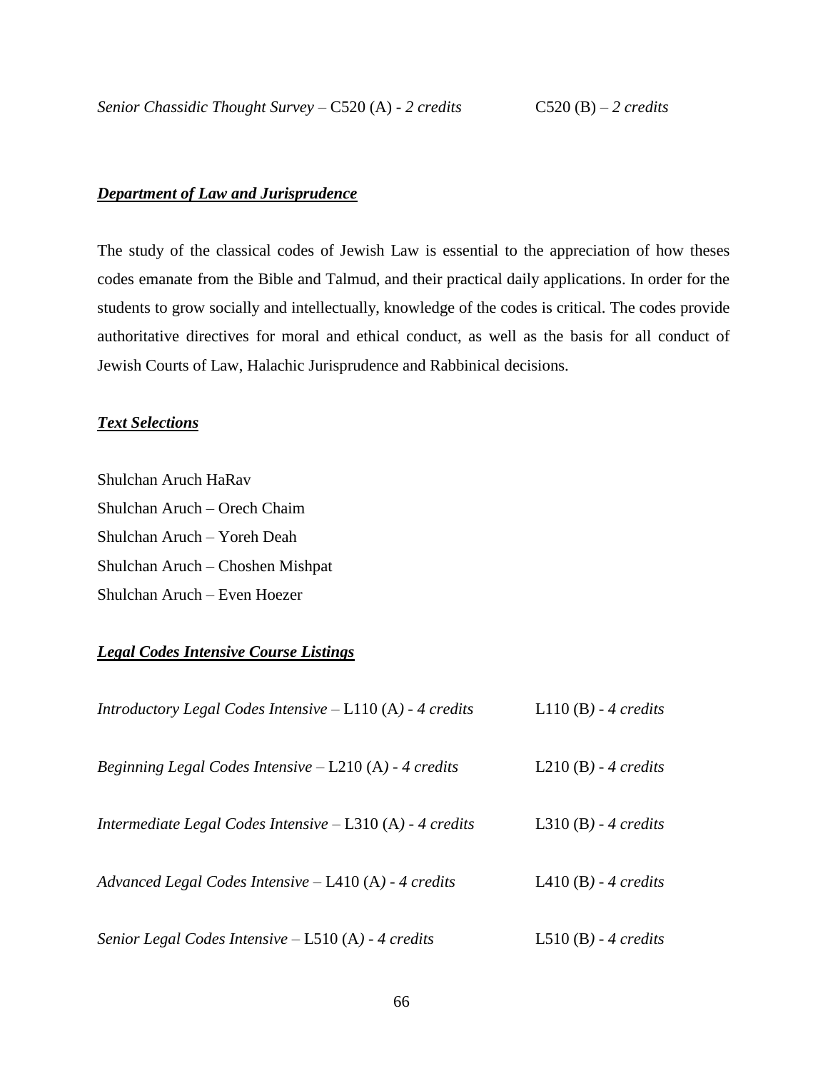*Senior Chassidic Thought Survey* – C520 (A) - *2 credits* C520 (B) – *2 credits*

***<u>Department of Law and Jurisprudence</u>***

The study of the classical codes of Jewish Law is essential to the appreciation of how theses codes emanate from the Bible and Talmud, and their practical daily applications. In order for the students to grow socially and intellectually, knowledge of the codes is critical. The codes provide authoritative directives for moral and ethical conduct, as well as the basis for all conduct of Jewish Courts of Law, Halachic Jurisprudence and Rabbinical decisions.

***<u>Text Selections</u>***

Shulchan Aruch HaRav
Shulchan Aruch – Orech Chaim
Shulchan Aruch – Yoreh Deah
Shulchan Aruch – Choshen Mishpat
Shulchan Aruch – Even Hoezer

***<u>Legal Codes Intensive Course Listings</u>***

*Introductory Legal Codes Intensive* – L110 (A*) - 4 credits* L110 (B*) - 4 credits*

*Beginning Legal Codes Intensive* – L210 (A*) - 4 credits* L210 (B*) - 4 credits*

*Intermediate Legal Codes Intensive* – L310 (A*) - 4 credits* L310 (B*) - 4 credits*

*Advanced Legal Codes Intensive* – L410 (A*) - 4 credits* L410 (B*) - 4 credits*

*Senior Legal Codes Intensive* – L510 (A*) - 4 credits* L510 (B*) - 4 credits*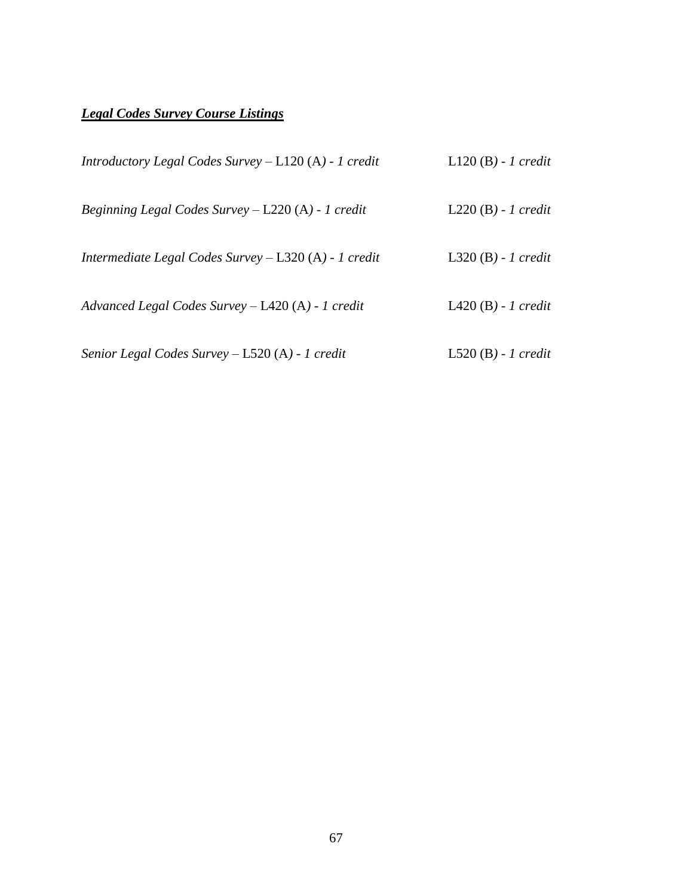***Legal Codes Survey Course Listings***

*Introductory Legal Codes Survey* – L120 (A*) - 1 credit* L120 (B*) - 1 credit*

*Beginning Legal Codes Survey* – L220 (A*) - 1 credit* L220 (B*) - 1 credit*

*Intermediate Legal Codes Survey* – L320 (A*) - 1 credit* L320 (B*) - 1 credit*

*Advanced Legal Codes Survey* – L420 (A*) - 1 credit* L420 (B*) - 1 credit*

*Senior Legal Codes Survey* – L520 (A*) - 1 credit* L520 (B*) - 1 credit*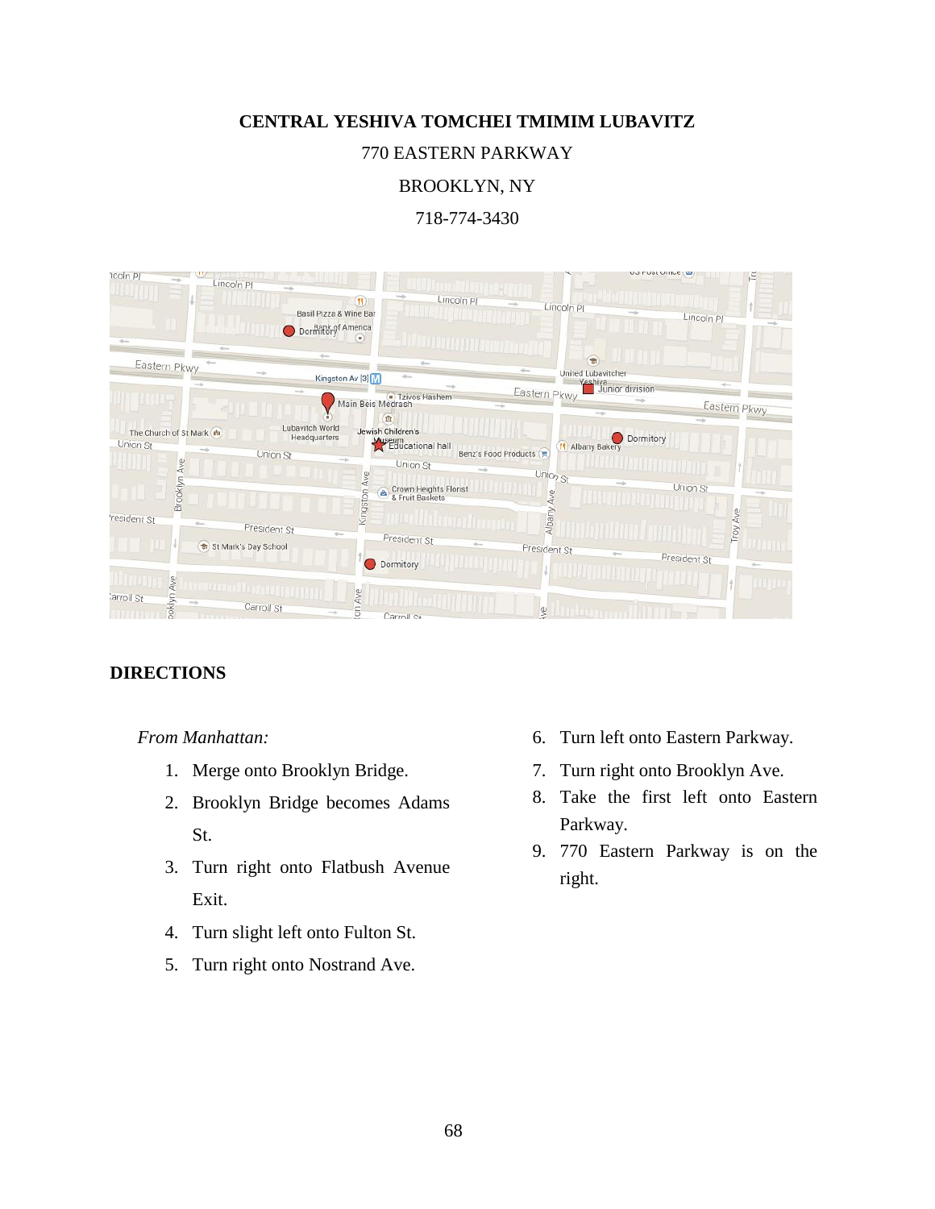**CENTRAL YESHIVA TOMCHEI TMIMIM LUBAVITZ**

770 EASTERN PARKWAY

BROOKLYN, NY

718-774-3430

## DIRECTIONS

*From Manhattan:*

1. Merge onto Brooklyn Bridge.
2. Brooklyn Bridge becomes Adams St.
3. Turn right onto Flatbush Avenue Exit.
4. Turn slight left onto Fulton St.
5. Turn right onto Nostrand Ave.
6. Turn left onto Eastern Parkway.
7. Turn right onto Brooklyn Ave.
8. Take the first left onto Eastern Parkway.
9. 770 Eastern Parkway is on the right.